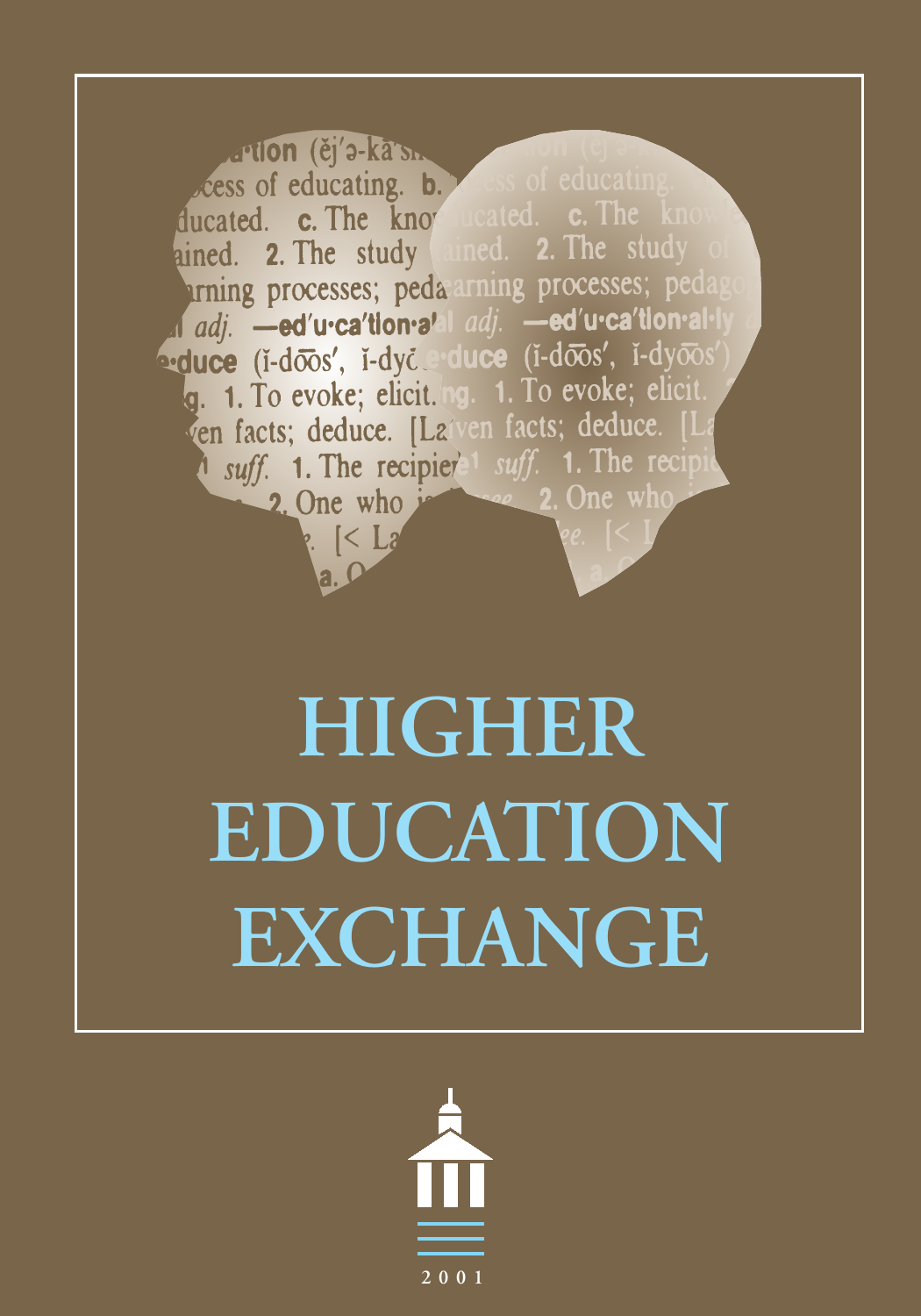# HIGHER EDUCATION EXCHANGE

2001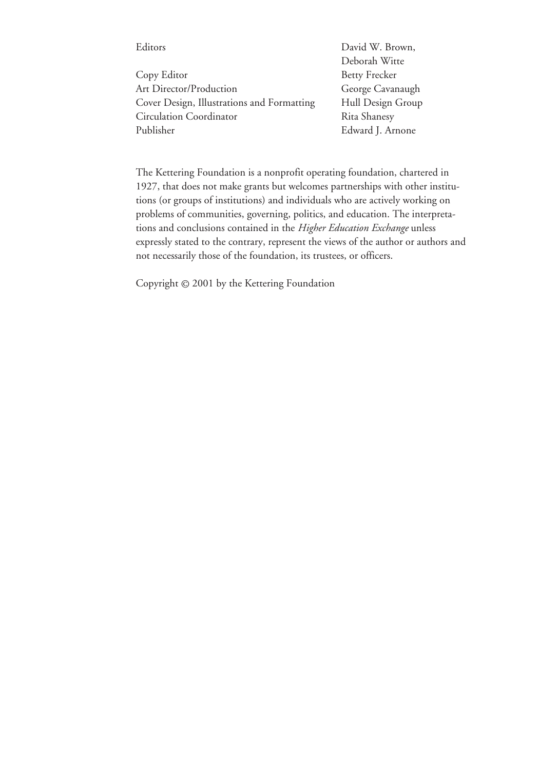| | |
|---|---|
| Editors | David W. Brown, Deborah Witte |
| Copy Editor | Betty Frecker |
| Art Director/Production | George Cavanaugh |
| Cover Design, Illustrations and Formatting | Hull Design Group |
| Circulation Coordinator | Rita Shanesy |
| Publisher | Edward J. Arnone |

The Kettering Foundation is a nonprofit operating foundation, chartered in 1927, that does not make grants but welcomes partnerships with other institutions (or groups of institutions) and individuals who are actively working on problems of communities, governing, politics, and education. The interpretations and conclusions contained in the *Higher Education Exchange* unless expressly stated to the contrary, represent the views of the author or authors and not necessarily those of the foundation, its trustees, or officers.

Copyright © 2001 by the Kettering Foundation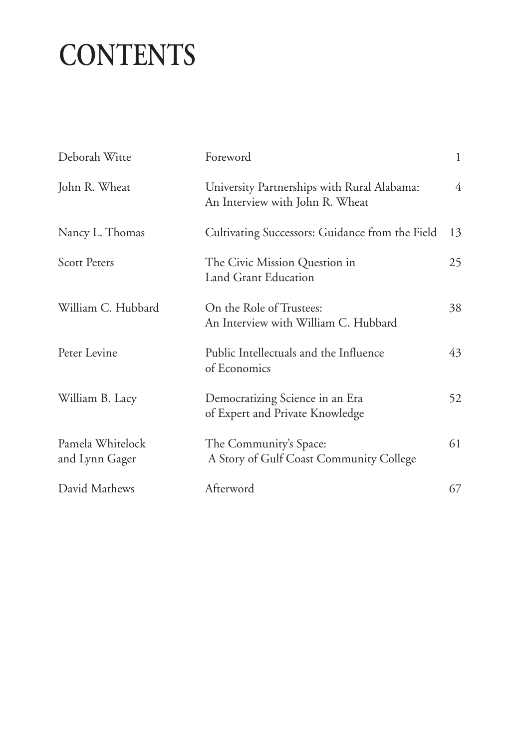# CONTENTS

| | | |
|---|---|---|
| Deborah Witte | Foreword | 1 |
| John R. Wheat | University Partnerships with Rural Alabama: An Interview with John R. Wheat | 4 |
| Nancy L. Thomas | Cultivating Successors: Guidance from the Field | 13 |
| Scott Peters | The Civic Mission Question in Land Grant Education | 25 |
| William C. Hubbard | On the Role of Trustees: An Interview with William C. Hubbard | 38 |
| Peter Levine | Public Intellectuals and the Influence of Economics | 43 |
| William B. Lacy | Democratizing Science in an Era of Expert and Private Knowledge | 52 |
| Pamela Whitelock and Lynn Gager | The Community's Space: A Story of Gulf Coast Community College | 61 |
| David Mathews | Afterword | 67 |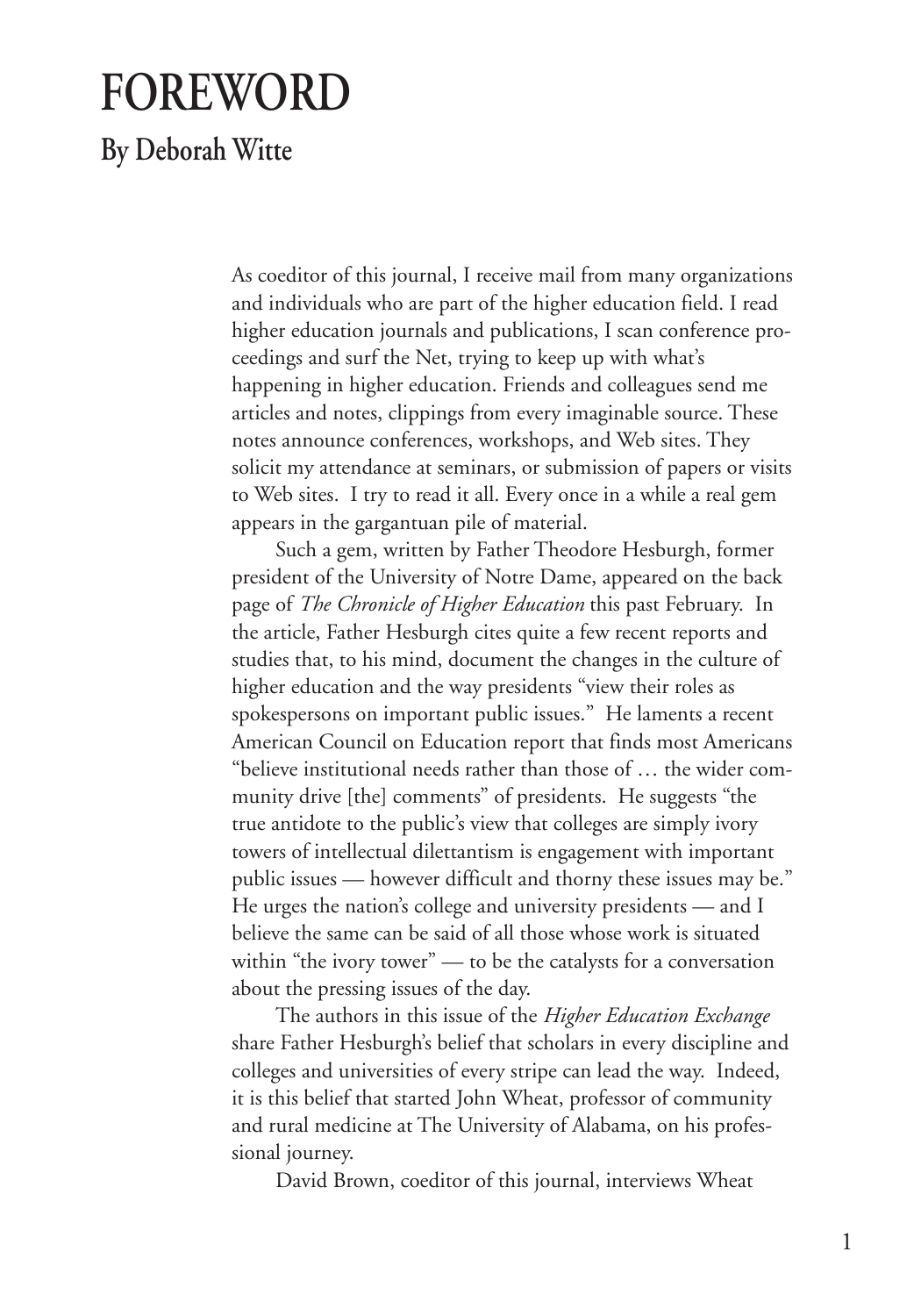# FOREWORD

## By Deborah Witte

As coeditor of this journal, I receive mail from many organizations and individuals who are part of the higher education field. I read higher education journals and publications, I scan conference proceedings and surf the Net, trying to keep up with what's happening in higher education. Friends and colleagues send me articles and notes, clippings from every imaginable source. These notes announce conferences, workshops, and Web sites. They solicit my attendance at seminars, or submission of papers or visits to Web sites. I try to read it all. Every once in a while a real gem appears in the gargantuan pile of material.

Such a gem, written by Father Theodore Hesburgh, former president of the University of Notre Dame, appeared on the back page of *The Chronicle of Higher Education* this past February. In the article, Father Hesburgh cites quite a few recent reports and studies that, to his mind, document the changes in the culture of higher education and the way presidents "view their roles as spokespersons on important public issues." He laments a recent American Council on Education report that finds most Americans "believe institutional needs rather than those of … the wider community drive [the] comments" of presidents. He suggests "the true antidote to the public's view that colleges are simply ivory towers of intellectual dilettantism is engagement with important public issues — however difficult and thorny these issues may be." He urges the nation's college and university presidents — and I believe the same can be said of all those whose work is situated within "the ivory tower" — to be the catalysts for a conversation about the pressing issues of the day.

The authors in this issue of the *Higher Education Exchange* share Father Hesburgh's belief that scholars in every discipline and colleges and universities of every stripe can lead the way. Indeed, it is this belief that started John Wheat, professor of community and rural medicine at The University of Alabama, on his professional journey.

David Brown, coeditor of this journal, interviews Wheat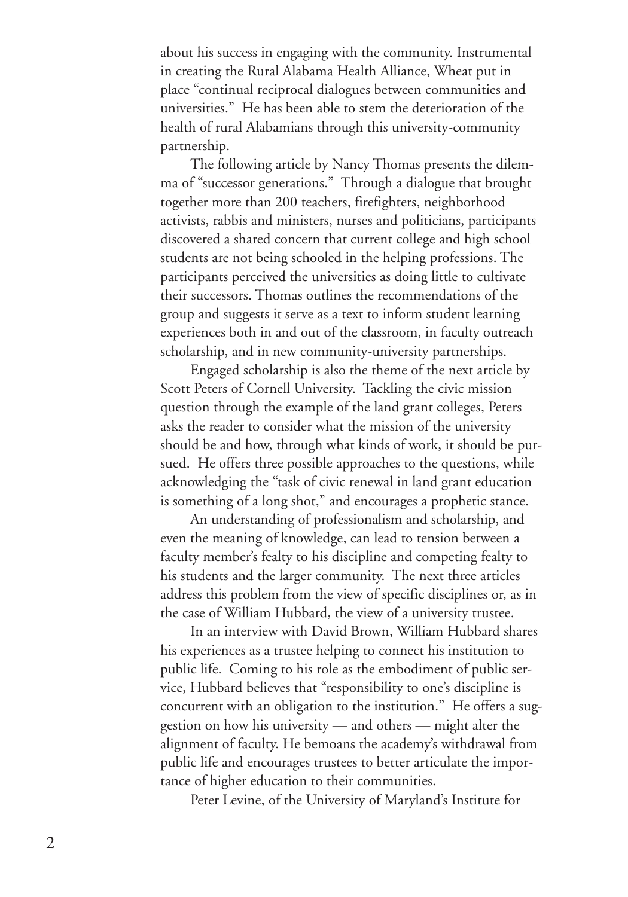about his success in engaging with the community. Instrumental in creating the Rural Alabama Health Alliance, Wheat put in place "continual reciprocal dialogues between communities and universities." He has been able to stem the deterioration of the health of rural Alabamians through this university-community partnership.

The following article by Nancy Thomas presents the dilemma of "successor generations." Through a dialogue that brought together more than 200 teachers, firefighters, neighborhood activists, rabbis and ministers, nurses and politicians, participants discovered a shared concern that current college and high school students are not being schooled in the helping professions. The participants perceived the universities as doing little to cultivate their successors. Thomas outlines the recommendations of the group and suggests it serve as a text to inform student learning experiences both in and out of the classroom, in faculty outreach scholarship, and in new community-university partnerships.

Engaged scholarship is also the theme of the next article by Scott Peters of Cornell University. Tackling the civic mission question through the example of the land grant colleges, Peters asks the reader to consider what the mission of the university should be and how, through what kinds of work, it should be pursued. He offers three possible approaches to the questions, while acknowledging the "task of civic renewal in land grant education is something of a long shot," and encourages a prophetic stance.

An understanding of professionalism and scholarship, and even the meaning of knowledge, can lead to tension between a faculty member's fealty to his discipline and competing fealty to his students and the larger community. The next three articles address this problem from the view of specific disciplines or, as in the case of William Hubbard, the view of a university trustee.

In an interview with David Brown, William Hubbard shares his experiences as a trustee helping to connect his institution to public life. Coming to his role as the embodiment of public service, Hubbard believes that "responsibility to one's discipline is concurrent with an obligation to the institution." He offers a suggestion on how his university — and others — might alter the alignment of faculty. He bemoans the academy's withdrawal from public life and encourages trustees to better articulate the importance of higher education to their communities.

Peter Levine, of the University of Maryland's Institute for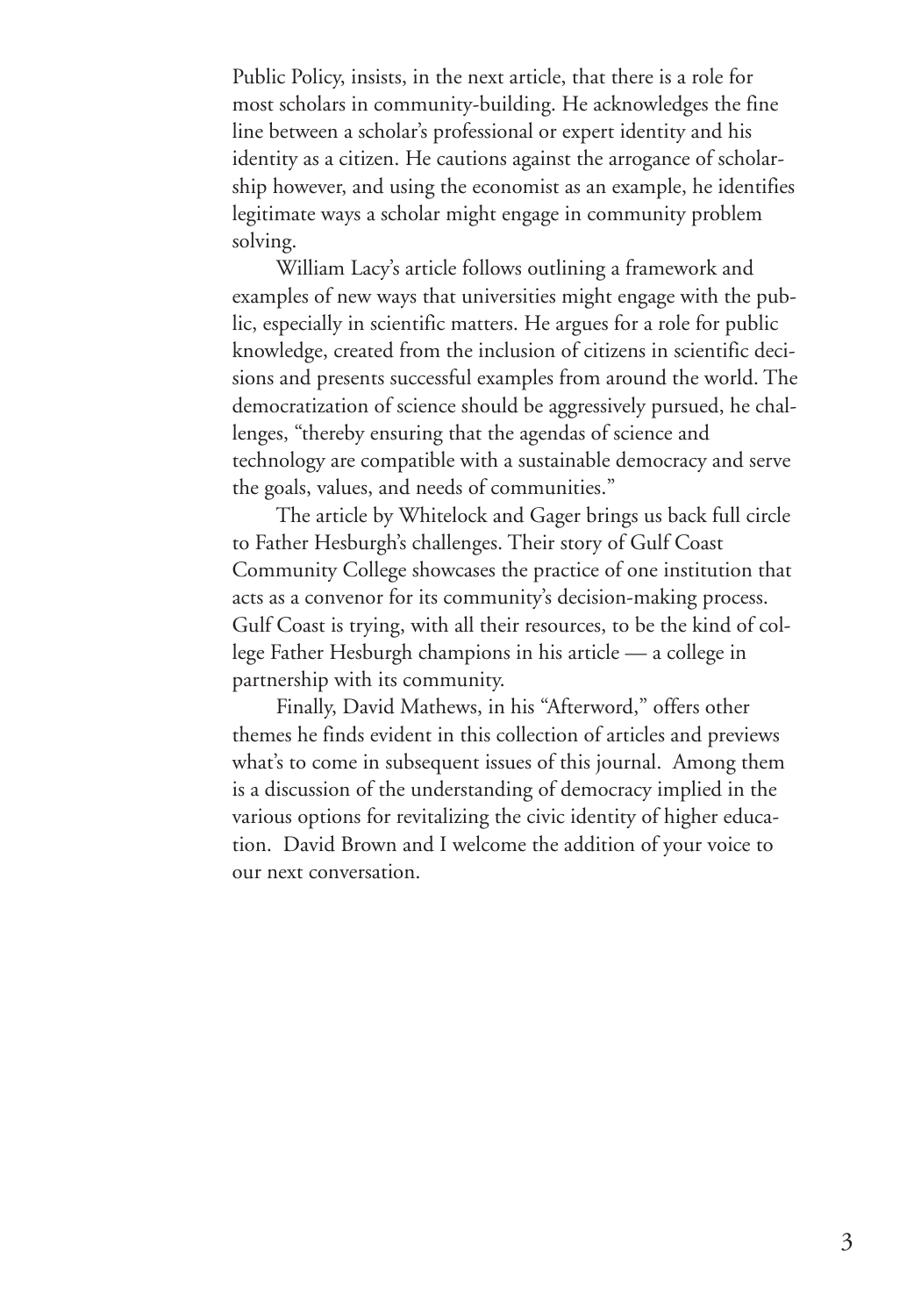Public Policy, insists, in the next article, that there is a role for most scholars in community-building. He acknowledges the fine line between a scholar's professional or expert identity and his identity as a citizen. He cautions against the arrogance of scholarship however, and using the economist as an example, he identifies legitimate ways a scholar might engage in community problem solving.

William Lacy's article follows outlining a framework and examples of new ways that universities might engage with the public, especially in scientific matters. He argues for a role for public knowledge, created from the inclusion of citizens in scientific decisions and presents successful examples from around the world. The democratization of science should be aggressively pursued, he challenges, "thereby ensuring that the agendas of science and technology are compatible with a sustainable democracy and serve the goals, values, and needs of communities."

The article by Whitelock and Gager brings us back full circle to Father Hesburgh's challenges. Their story of Gulf Coast Community College showcases the practice of one institution that acts as a convenor for its community's decision-making process. Gulf Coast is trying, with all their resources, to be the kind of college Father Hesburgh champions in his article — a college in partnership with its community.

Finally, David Mathews, in his "Afterword," offers other themes he finds evident in this collection of articles and previews what's to come in subsequent issues of this journal. Among them is a discussion of the understanding of democracy implied in the various options for revitalizing the civic identity of higher education. David Brown and I welcome the addition of your voice to our next conversation.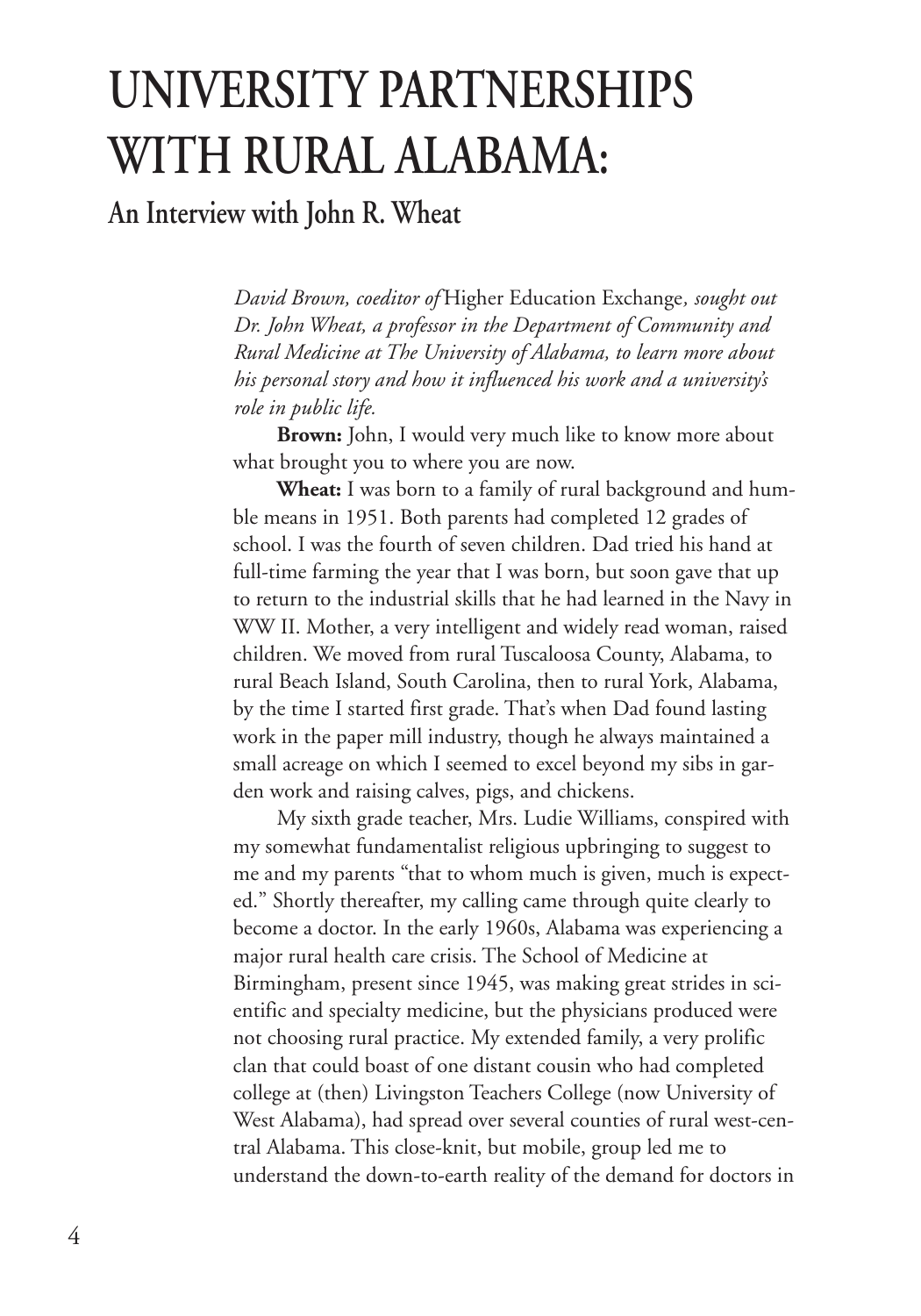# UNIVERSITY PARTNERSHIPS WITH RURAL ALABAMA:

## An Interview with John R. Wheat

*David Brown, coeditor of* Higher Education Exchange*, sought out Dr. John Wheat, a professor in the Department of Community and Rural Medicine at The University of Alabama, to learn more about his personal story and how it influenced his work and a university's role in public life.*

**Brown:** John, I would very much like to know more about what brought you to where you are now.

**Wheat:** I was born to a family of rural background and humble means in 1951. Both parents had completed 12 grades of school. I was the fourth of seven children. Dad tried his hand at full-time farming the year that I was born, but soon gave that up to return to the industrial skills that he had learned in the Navy in WW II. Mother, a very intelligent and widely read woman, raised children. We moved from rural Tuscaloosa County, Alabama, to rural Beach Island, South Carolina, then to rural York, Alabama, by the time I started first grade. That's when Dad found lasting work in the paper mill industry, though he always maintained a small acreage on which I seemed to excel beyond my sibs in garden work and raising calves, pigs, and chickens.

My sixth grade teacher, Mrs. Ludie Williams, conspired with my somewhat fundamentalist religious upbringing to suggest to me and my parents "that to whom much is given, much is expected." Shortly thereafter, my calling came through quite clearly to become a doctor. In the early 1960s, Alabama was experiencing a major rural health care crisis. The School of Medicine at Birmingham, present since 1945, was making great strides in scientific and specialty medicine, but the physicians produced were not choosing rural practice. My extended family, a very prolific clan that could boast of one distant cousin who had completed college at (then) Livingston Teachers College (now University of West Alabama), had spread over several counties of rural west-central Alabama. This close-knit, but mobile, group led me to understand the down-to-earth reality of the demand for doctors in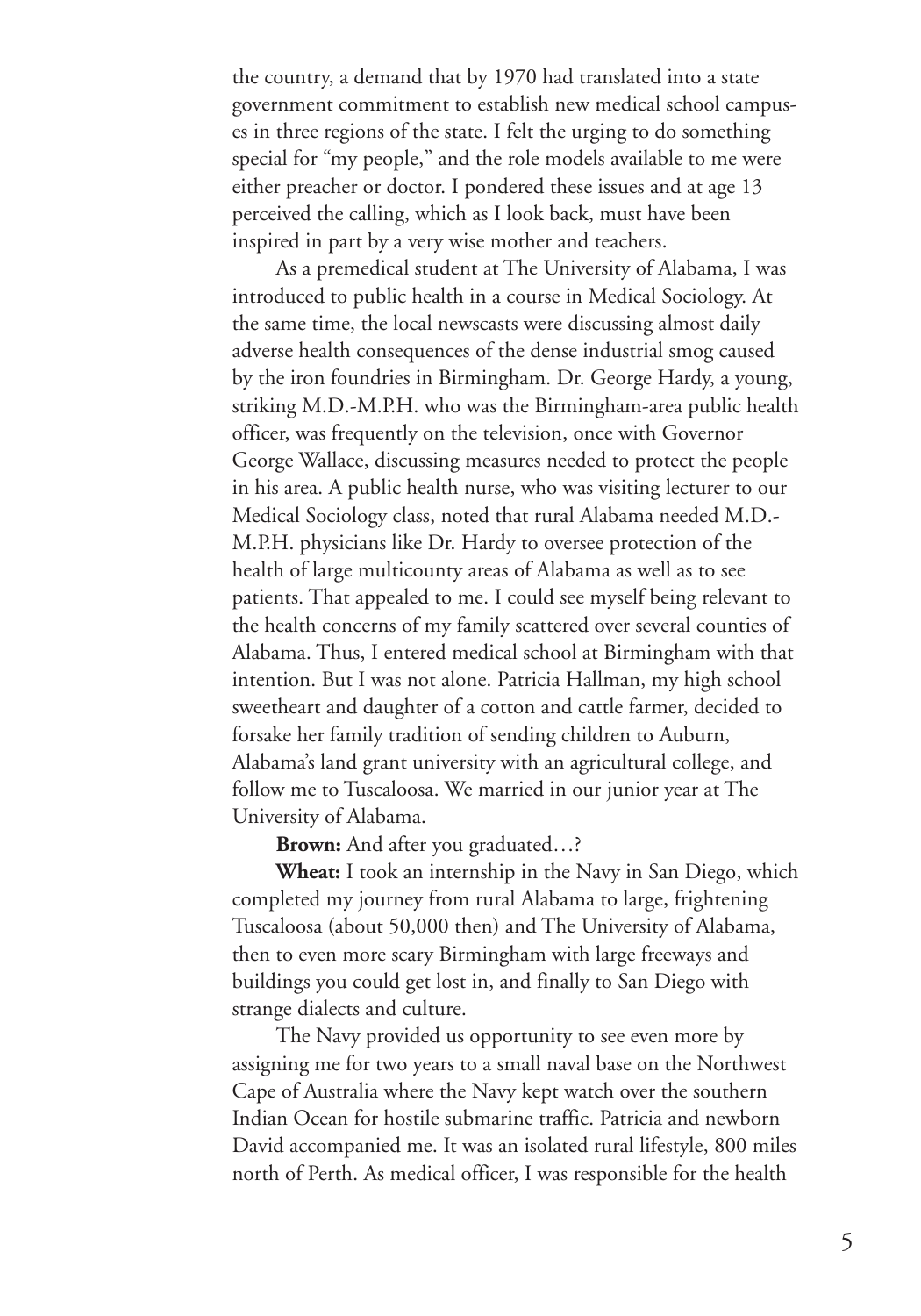the country, a demand that by 1970 had translated into a state government commitment to establish new medical school campuses in three regions of the state. I felt the urging to do something special for "my people," and the role models available to me were either preacher or doctor. I pondered these issues and at age 13 perceived the calling, which as I look back, must have been inspired in part by a very wise mother and teachers.

As a premedical student at The University of Alabama, I was introduced to public health in a course in Medical Sociology. At the same time, the local newscasts were discussing almost daily adverse health consequences of the dense industrial smog caused by the iron foundries in Birmingham. Dr. George Hardy, a young, striking M.D.-M.P.H. who was the Birmingham-area public health officer, was frequently on the television, once with Governor George Wallace, discussing measures needed to protect the people in his area. A public health nurse, who was visiting lecturer to our Medical Sociology class, noted that rural Alabama needed M.D.-M.P.H. physicians like Dr. Hardy to oversee protection of the health of large multicounty areas of Alabama as well as to see patients. That appealed to me. I could see myself being relevant to the health concerns of my family scattered over several counties of Alabama. Thus, I entered medical school at Birmingham with that intention. But I was not alone. Patricia Hallman, my high school sweetheart and daughter of a cotton and cattle farmer, decided to forsake her family tradition of sending children to Auburn, Alabama's land grant university with an agricultural college, and follow me to Tuscaloosa. We married in our junior year at The University of Alabama.

**Brown:** And after you graduated…?

**Wheat:** I took an internship in the Navy in San Diego, which completed my journey from rural Alabama to large, frightening Tuscaloosa (about 50,000 then) and The University of Alabama, then to even more scary Birmingham with large freeways and buildings you could get lost in, and finally to San Diego with strange dialects and culture.

The Navy provided us opportunity to see even more by assigning me for two years to a small naval base on the Northwest Cape of Australia where the Navy kept watch over the southern Indian Ocean for hostile submarine traffic. Patricia and newborn David accompanied me. It was an isolated rural lifestyle, 800 miles north of Perth. As medical officer, I was responsible for the health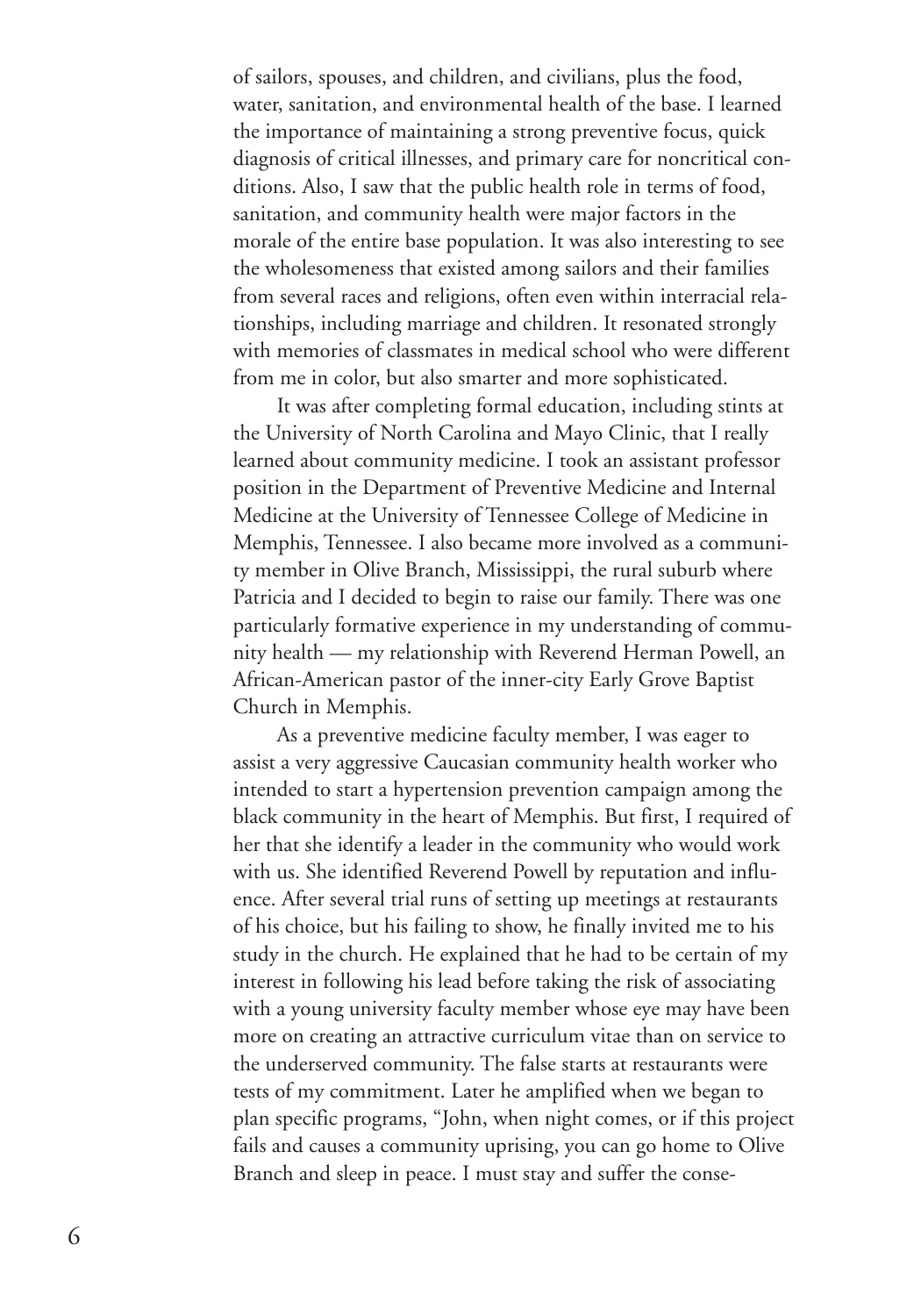of sailors, spouses, and children, and civilians, plus the food, water, sanitation, and environmental health of the base. I learned the importance of maintaining a strong preventive focus, quick diagnosis of critical illnesses, and primary care for noncritical conditions. Also, I saw that the public health role in terms of food, sanitation, and community health were major factors in the morale of the entire base population. It was also interesting to see the wholesomeness that existed among sailors and their families from several races and religions, often even within interracial relationships, including marriage and children. It resonated strongly with memories of classmates in medical school who were different from me in color, but also smarter and more sophisticated.

It was after completing formal education, including stints at the University of North Carolina and Mayo Clinic, that I really learned about community medicine. I took an assistant professor position in the Department of Preventive Medicine and Internal Medicine at the University of Tennessee College of Medicine in Memphis, Tennessee. I also became more involved as a community member in Olive Branch, Mississippi, the rural suburb where Patricia and I decided to begin to raise our family. There was one particularly formative experience in my understanding of community health — my relationship with Reverend Herman Powell, an African-American pastor of the inner-city Early Grove Baptist Church in Memphis.

As a preventive medicine faculty member, I was eager to assist a very aggressive Caucasian community health worker who intended to start a hypertension prevention campaign among the black community in the heart of Memphis. But first, I required of her that she identify a leader in the community who would work with us. She identified Reverend Powell by reputation and influence. After several trial runs of setting up meetings at restaurants of his choice, but his failing to show, he finally invited me to his study in the church. He explained that he had to be certain of my interest in following his lead before taking the risk of associating with a young university faculty member whose eye may have been more on creating an attractive curriculum vitae than on service to the underserved community. The false starts at restaurants were tests of my commitment. Later he amplified when we began to plan specific programs, "John, when night comes, or if this project fails and causes a community uprising, you can go home to Olive Branch and sleep in peace. I must stay and suffer the conse-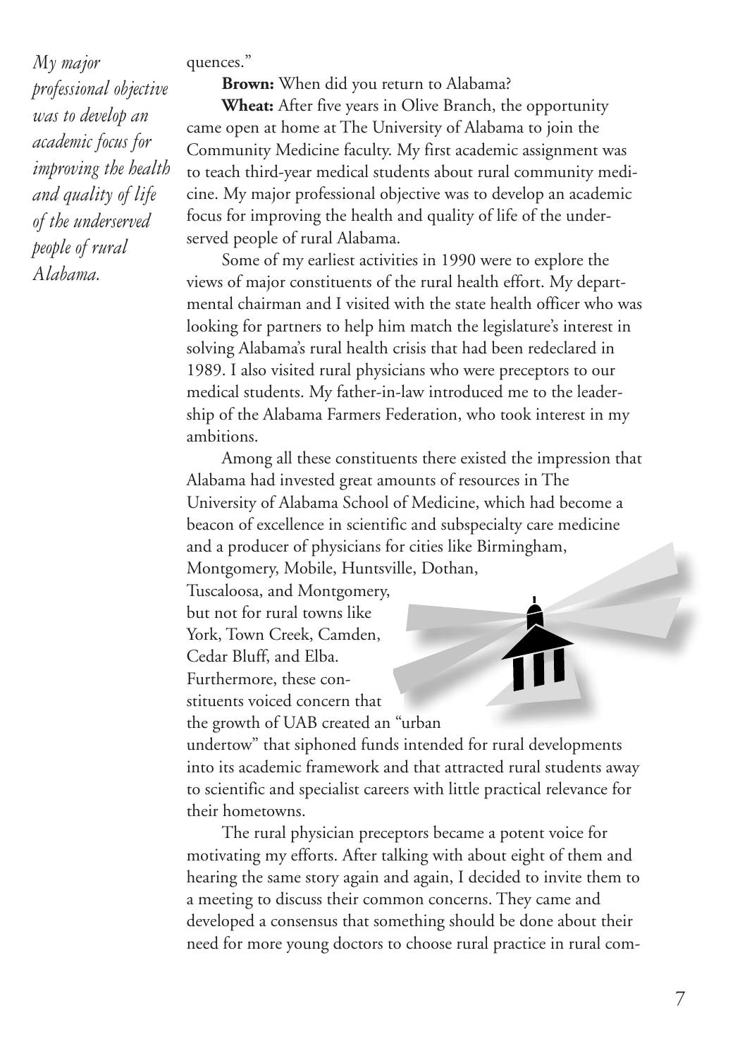*My major professional objective was to develop an academic focus for improving the health and quality of life of the underserved people of rural Alabama.*

quences."

**Brown:** When did you return to Alabama?

**Wheat:** After five years in Olive Branch, the opportunity came open at home at The University of Alabama to join the Community Medicine faculty. My first academic assignment was to teach third-year medical students about rural community medicine. My major professional objective was to develop an academic focus for improving the health and quality of life of the underserved people of rural Alabama.

Some of my earliest activities in 1990 were to explore the views of major constituents of the rural health effort. My departmental chairman and I visited with the state health officer who was looking for partners to help him match the legislature's interest in solving Alabama's rural health crisis that had been redeclared in 1989. I also visited rural physicians who were preceptors to our medical students. My father-in-law introduced me to the leadership of the Alabama Farmers Federation, who took interest in my ambitions.

Among all these constituents there existed the impression that Alabama had invested great amounts of resources in The University of Alabama School of Medicine, which had become a beacon of excellence in scientific and subspecialty care medicine and a producer of physicians for cities like Birmingham, Montgomery, Mobile, Huntsville, Dothan, Tuscaloosa, and Montgomery, but not for rural towns like York, Town Creek, Camden, Cedar Bluff, and Elba. Furthermore, these constituents voiced concern that the growth of UAB created an "urban undertow" that siphoned funds intended for rural developments into its academic framework and that attracted rural students away to scientific and specialist careers with little practical relevance for their hometowns.

The rural physician preceptors became a potent voice for motivating my efforts. After talking with about eight of them and hearing the same story again and again, I decided to invite them to a meeting to discuss their common concerns. They came and developed a consensus that something should be done about their need for more young doctors to choose rural practice in rural com-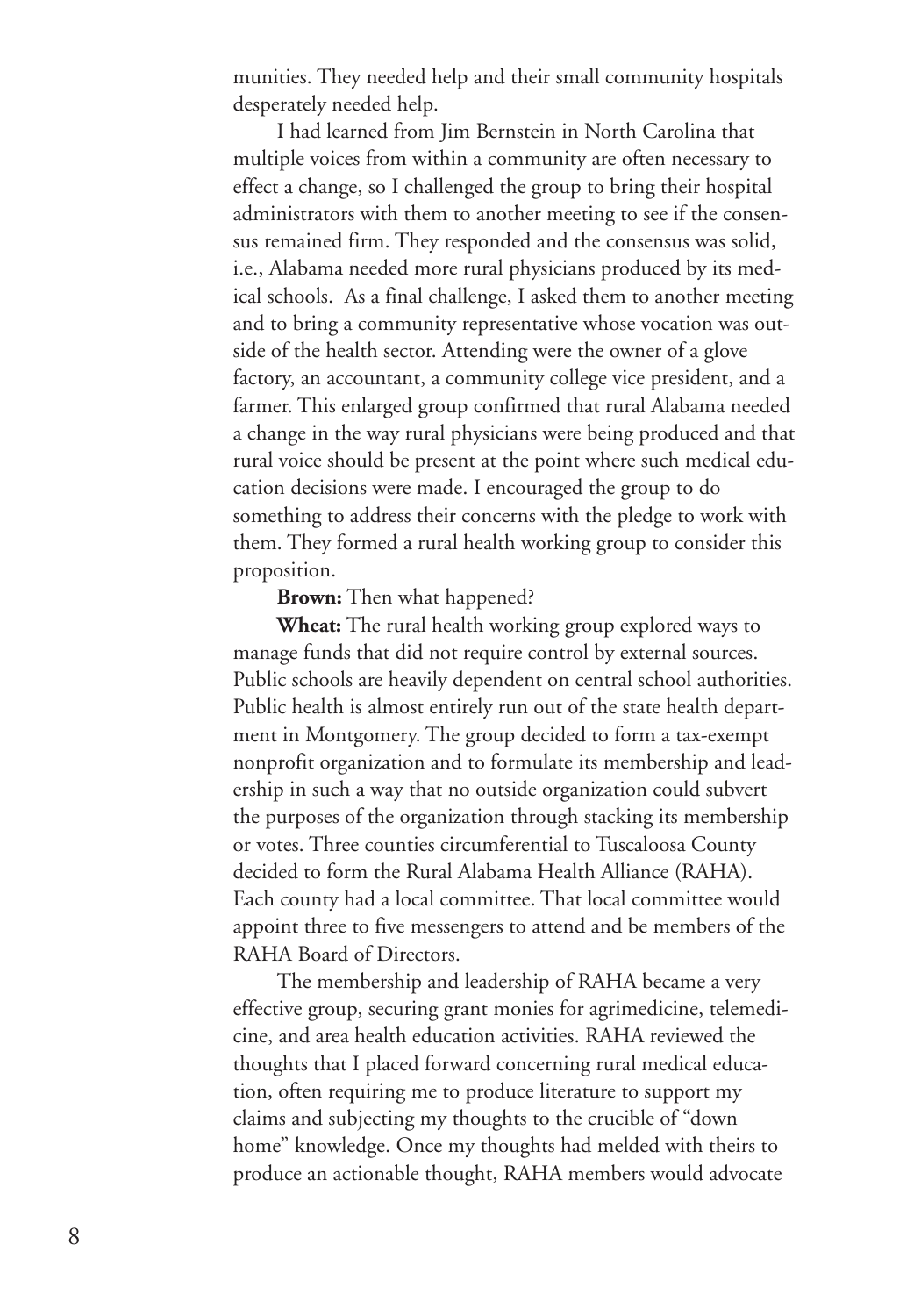munities. They needed help and their small community hospitals desperately needed help.

I had learned from Jim Bernstein in North Carolina that multiple voices from within a community are often necessary to effect a change, so I challenged the group to bring their hospital administrators with them to another meeting to see if the consensus remained firm. They responded and the consensus was solid, i.e., Alabama needed more rural physicians produced by its medical schools. As a final challenge, I asked them to another meeting and to bring a community representative whose vocation was outside of the health sector. Attending were the owner of a glove factory, an accountant, a community college vice president, and a farmer. This enlarged group confirmed that rural Alabama needed a change in the way rural physicians were being produced and that rural voice should be present at the point where such medical education decisions were made. I encouraged the group to do something to address their concerns with the pledge to work with them. They formed a rural health working group to consider this proposition.

**Brown:** Then what happened?

**Wheat:** The rural health working group explored ways to manage funds that did not require control by external sources. Public schools are heavily dependent on central school authorities. Public health is almost entirely run out of the state health department in Montgomery. The group decided to form a tax-exempt nonprofit organization and to formulate its membership and leadership in such a way that no outside organization could subvert the purposes of the organization through stacking its membership or votes. Three counties circumferential to Tuscaloosa County decided to form the Rural Alabama Health Alliance (RAHA). Each county had a local committee. That local committee would appoint three to five messengers to attend and be members of the RAHA Board of Directors.

The membership and leadership of RAHA became a very effective group, securing grant monies for agrimedicine, telemedicine, and area health education activities. RAHA reviewed the thoughts that I placed forward concerning rural medical education, often requiring me to produce literature to support my claims and subjecting my thoughts to the crucible of "down home" knowledge. Once my thoughts had melded with theirs to produce an actionable thought, RAHA members would advocate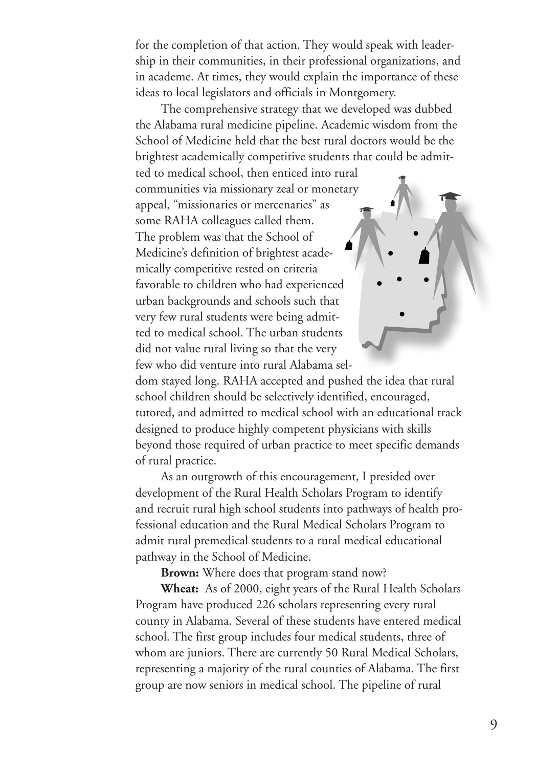for the completion of that action. They would speak with leadership in their communities, in their professional organizations, and in academe. At times, they would explain the importance of these ideas to local legislators and officials in Montgomery.

The comprehensive strategy that we developed was dubbed the Alabama rural medicine pipeline. Academic wisdom from the School of Medicine held that the best rural doctors would be the brightest academically competitive students that could be admitted to medical school, then enticed into rural communities via missionary zeal or monetary appeal, "missionaries or mercenaries" as some RAHA colleagues called them. The problem was that the School of Medicine's definition of brightest academically competitive rested on criteria favorable to children who had experienced urban backgrounds and schools such that very few rural students were being admitted to medical school. The urban students did not value rural living so that the very few who did venture into rural Alabama seldom stayed long. RAHA accepted and pushed the idea that rural school children should be selectively identified, encouraged, tutored, and admitted to medical school with an educational track designed to produce highly competent physicians with skills beyond those required of urban practice to meet specific demands of rural practice.

As an outgrowth of this encouragement, I presided over development of the Rural Health Scholars Program to identify and recruit rural high school students into pathways of health professional education and the Rural Medical Scholars Program to admit rural premedical students to a rural medical educational pathway in the School of Medicine.

**Brown:** Where does that program stand now?

**Wheat:** As of 2000, eight years of the Rural Health Scholars Program have produced 226 scholars representing every rural county in Alabama. Several of these students have entered medical school. The first group includes four medical students, three of whom are juniors. There are currently 50 Rural Medical Scholars, representing a majority of the rural counties of Alabama. The first group are now seniors in medical school. The pipeline of rural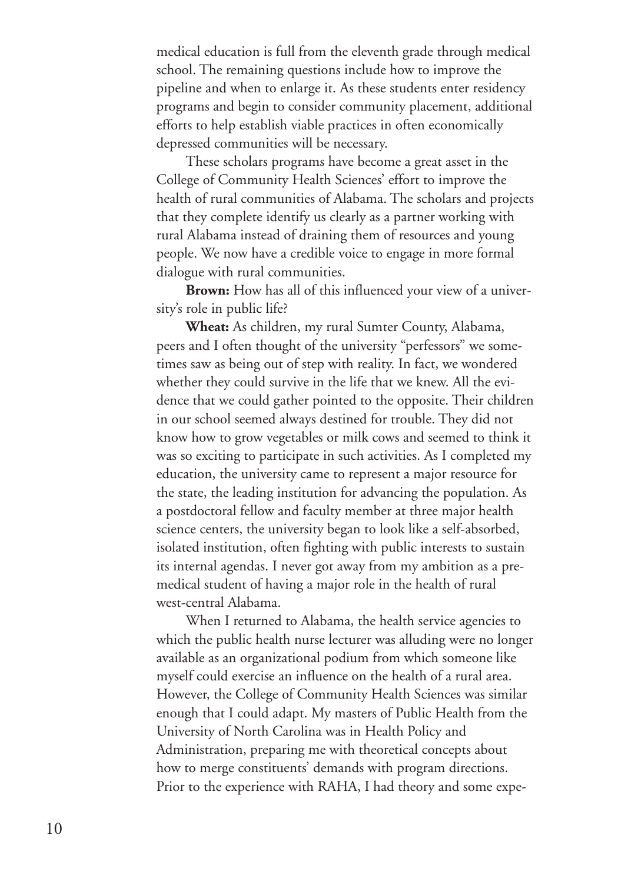medical education is full from the eleventh grade through medical school. The remaining questions include how to improve the pipeline and when to enlarge it. As these students enter residency programs and begin to consider community placement, additional efforts to help establish viable practices in often economically depressed communities will be necessary.

These scholars programs have become a great asset in the College of Community Health Sciences' effort to improve the health of rural communities of Alabama. The scholars and projects that they complete identify us clearly as a partner working with rural Alabama instead of draining them of resources and young people. We now have a credible voice to engage in more formal dialogue with rural communities.

**Brown:** How has all of this influenced your view of a university's role in public life?

**Wheat:** As children, my rural Sumter County, Alabama, peers and I often thought of the university "perfessors" we sometimes saw as being out of step with reality. In fact, we wondered whether they could survive in the life that we knew. All the evidence that we could gather pointed to the opposite. Their children in our school seemed always destined for trouble. They did not know how to grow vegetables or milk cows and seemed to think it was so exciting to participate in such activities. As I completed my education, the university came to represent a major resource for the state, the leading institution for advancing the population. As a postdoctoral fellow and faculty member at three major health science centers, the university began to look like a self-absorbed, isolated institution, often fighting with public interests to sustain its internal agendas. I never got away from my ambition as a premedical student of having a major role in the health of rural west-central Alabama.

When I returned to Alabama, the health service agencies to which the public health nurse lecturer was alluding were no longer available as an organizational podium from which someone like myself could exercise an influence on the health of a rural area. However, the College of Community Health Sciences was similar enough that I could adapt. My masters of Public Health from the University of North Carolina was in Health Policy and Administration, preparing me with theoretical concepts about how to merge constituents' demands with program directions. Prior to the experience with RAHA, I had theory and some expe-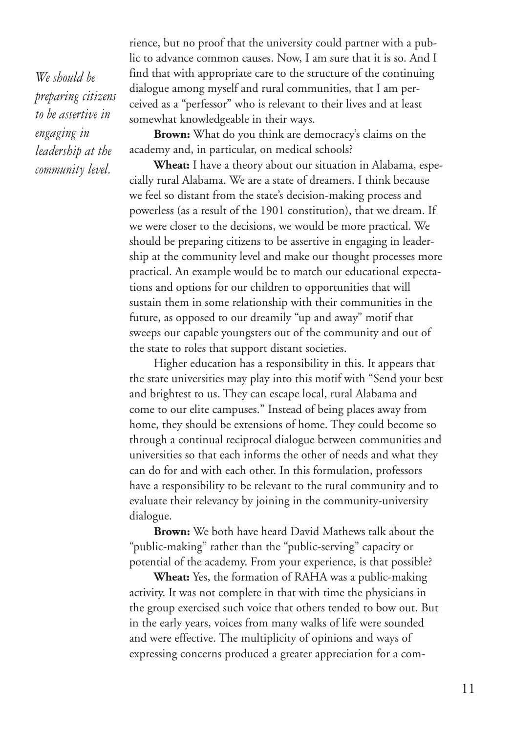*We should be preparing citizens to be assertive in engaging in leadership at the community level.*

rience, but no proof that the university could partner with a public to advance common causes. Now, I am sure that it is so. And I find that with appropriate care to the structure of the continuing dialogue among myself and rural communities, that I am perceived as a "perfessor" who is relevant to their lives and at least somewhat knowledgeable in their ways.

**Brown:** What do you think are democracy's claims on the academy and, in particular, on medical schools?

**Wheat:** I have a theory about our situation in Alabama, especially rural Alabama. We are a state of dreamers. I think because we feel so distant from the state's decision-making process and powerless (as a result of the 1901 constitution), that we dream. If we were closer to the decisions, we would be more practical. We should be preparing citizens to be assertive in engaging in leadership at the community level and make our thought processes more practical. An example would be to match our educational expectations and options for our children to opportunities that will sustain them in some relationship with their communities in the future, as opposed to our dreamily "up and away" motif that sweeps our capable youngsters out of the community and out of the state to roles that support distant societies.

Higher education has a responsibility in this. It appears that the state universities may play into this motif with "Send your best and brightest to us. They can escape local, rural Alabama and come to our elite campuses." Instead of being places away from home, they should be extensions of home. They could become so through a continual reciprocal dialogue between communities and universities so that each informs the other of needs and what they can do for and with each other. In this formulation, professors have a responsibility to be relevant to the rural community and to evaluate their relevancy by joining in the community-university dialogue.

**Brown:** We both have heard David Mathews talk about the "public-making" rather than the "public-serving" capacity or potential of the academy. From your experience, is that possible?

**Wheat:** Yes, the formation of RAHA was a public-making activity. It was not complete in that with time the physicians in the group exercised such voice that others tended to bow out. But in the early years, voices from many walks of life were sounded and were effective. The multiplicity of opinions and ways of expressing concerns produced a greater appreciation for a com-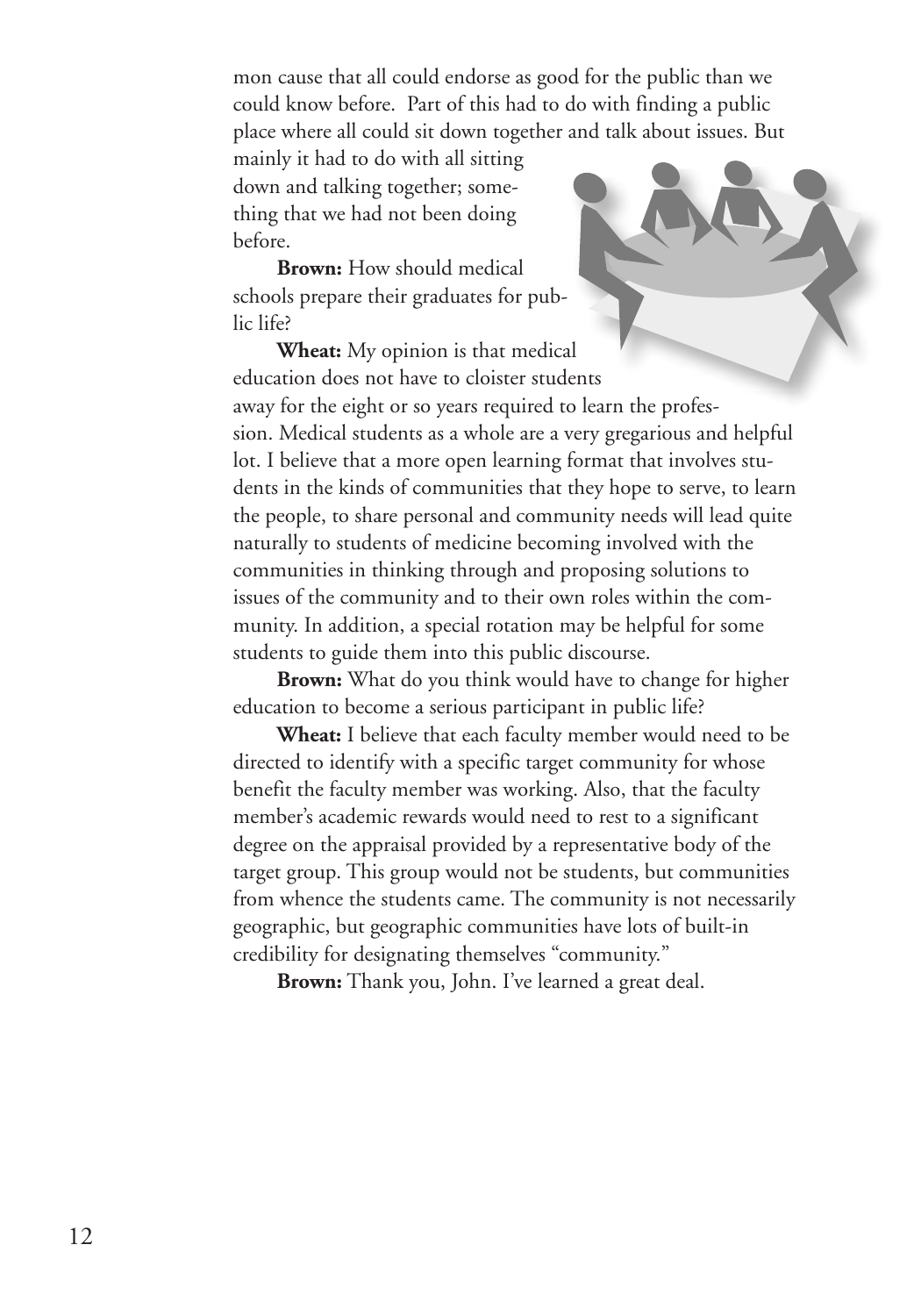mon cause that all could endorse as good for the public than we could know before. Part of this had to do with finding a public place where all could sit down together and talk about issues. But mainly it had to do with all sitting down and talking together; something that we had not been doing before.

**Brown:** How should medical schools prepare their graduates for public life?

**Wheat:** My opinion is that medical education does not have to cloister students away for the eight or so years required to learn the profession. Medical students as a whole are a very gregarious and helpful lot. I believe that a more open learning format that involves students in the kinds of communities that they hope to serve, to learn the people, to share personal and community needs will lead quite naturally to students of medicine becoming involved with the communities in thinking through and proposing solutions to issues of the community and to their own roles within the community. In addition, a special rotation may be helpful for some students to guide them into this public discourse.

**Brown:** What do you think would have to change for higher education to become a serious participant in public life?

**Wheat:** I believe that each faculty member would need to be directed to identify with a specific target community for whose benefit the faculty member was working. Also, that the faculty member's academic rewards would need to rest to a significant degree on the appraisal provided by a representative body of the target group. This group would not be students, but communities from whence the students came. The community is not necessarily geographic, but geographic communities have lots of built-in credibility for designating themselves "community."

**Brown:** Thank you, John. I've learned a great deal.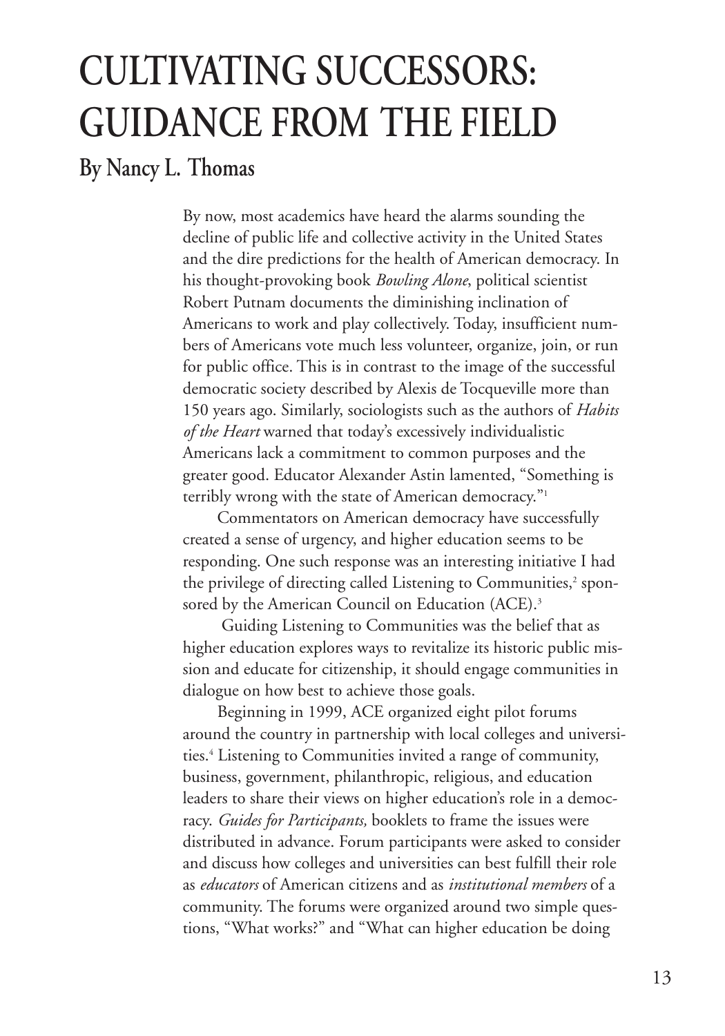# CULTIVATING SUCCESSORS: GUIDANCE FROM THE FIELD

## By Nancy L. Thomas

By now, most academics have heard the alarms sounding the decline of public life and collective activity in the United States and the dire predictions for the health of American democracy. In his thought-provoking book *Bowling Alone*, political scientist Robert Putnam documents the diminishing inclination of Americans to work and play collectively. Today, insufficient numbers of Americans vote much less volunteer, organize, join, or run for public office. This is in contrast to the image of the successful democratic society described by Alexis de Tocqueville more than 150 years ago. Similarly, sociologists such as the authors of *Habits of the Heart* warned that today's excessively individualistic Americans lack a commitment to common purposes and the greater good. Educator Alexander Astin lamented, "Something is terribly wrong with the state of American democracy."[1]

Commentators on American democracy have successfully created a sense of urgency, and higher education seems to be responding. One such response was an interesting initiative I had the privilege of directing called Listening to Communities,[2] sponsored by the American Council on Education (ACE).[3]

Guiding Listening to Communities was the belief that as higher education explores ways to revitalize its historic public mission and educate for citizenship, it should engage communities in dialogue on how best to achieve those goals.

Beginning in 1999, ACE organized eight pilot forums around the country in partnership with local colleges and universities.[4] Listening to Communities invited a range of community, business, government, philanthropic, religious, and education leaders to share their views on higher education's role in a democracy. *Guides for Participants,* booklets to frame the issues were distributed in advance. Forum participants were asked to consider and discuss how colleges and universities can best fulfill their role as *educators* of American citizens and as *institutional members* of a community. The forums were organized around two simple questions, "What works?" and "What can higher education be doing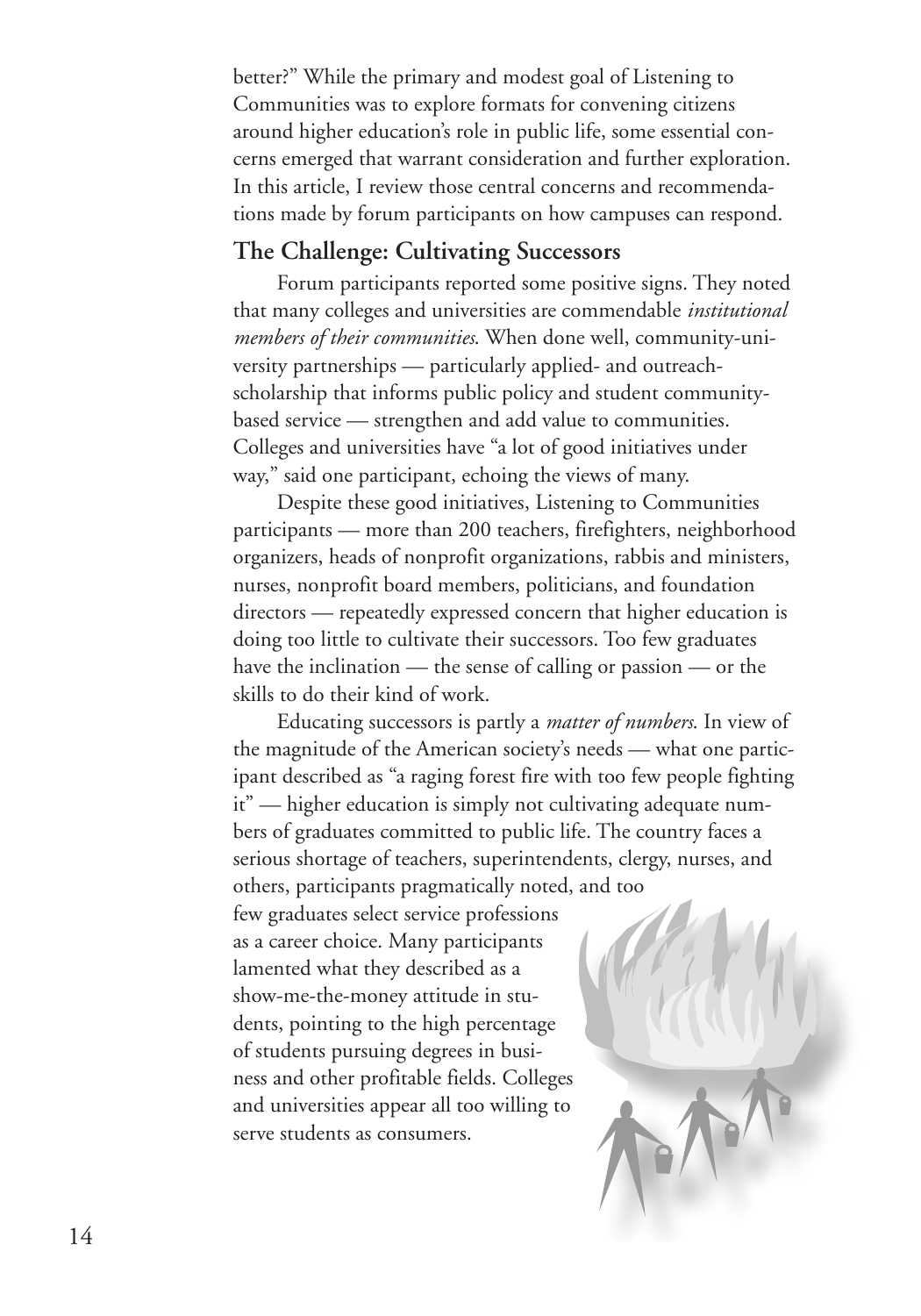better?" While the primary and modest goal of Listening to Communities was to explore formats for convening citizens around higher education's role in public life, some essential concerns emerged that warrant consideration and further exploration. In this article, I review those central concerns and recommendations made by forum participants on how campuses can respond.

## The Challenge: Cultivating Successors

Forum participants reported some positive signs. They noted that many colleges and universities are commendable *institutional members of their communities*. When done well, community-university partnerships — particularly applied- and outreach-scholarship that informs public policy and student community-based service — strengthen and add value to communities. Colleges and universities have "a lot of good initiatives under way," said one participant, echoing the views of many.

Despite these good initiatives, Listening to Communities participants — more than 200 teachers, firefighters, neighborhood organizers, heads of nonprofit organizations, rabbis and ministers, nurses, nonprofit board members, politicians, and foundation directors — repeatedly expressed concern that higher education is doing too little to cultivate their successors. Too few graduates have the inclination — the sense of calling or passion — or the skills to do their kind of work.

Educating successors is partly a *matter of numbers*. In view of the magnitude of the American society's needs — what one participant described as "a raging forest fire with too few people fighting it" — higher education is simply not cultivating adequate numbers of graduates committed to public life. The country faces a serious shortage of teachers, superintendents, clergy, nurses, and others, participants pragmatically noted, and too few graduates select service professions as a career choice. Many participants lamented what they described as a show-me-the-money attitude in students, pointing to the high percentage of students pursuing degrees in business and other profitable fields. Colleges and universities appear all too willing to serve students as consumers.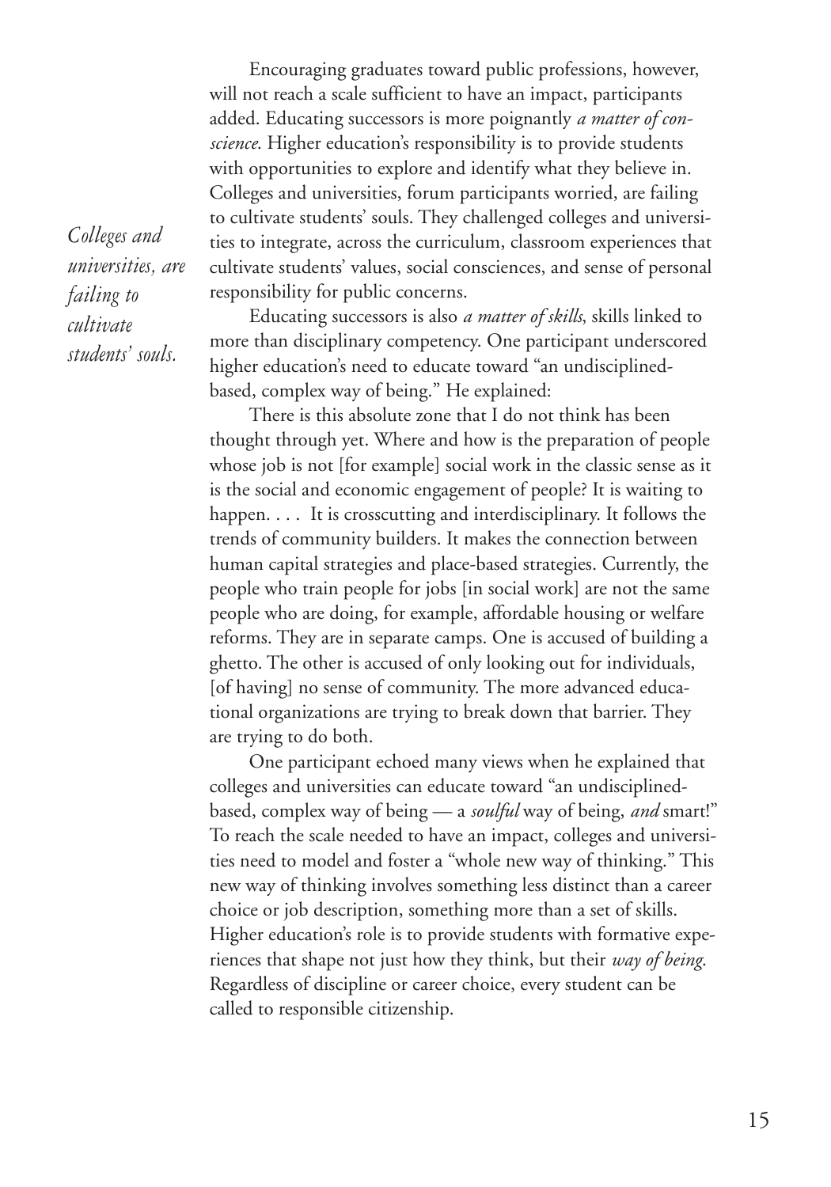Encouraging graduates toward public professions, however, will not reach a scale sufficient to have an impact, participants added. Educating successors is more poignantly *a matter of conscience*. Higher education's responsibility is to provide students with opportunities to explore and identify what they believe in. Colleges and universities, forum participants worried, are failing to cultivate students' souls. They challenged colleges and universities to integrate, across the curriculum, classroom experiences that cultivate students' values, social consciences, and sense of personal responsibility for public concerns.

*Colleges and universities, are failing to cultivate students' souls.*

Educating successors is also *a matter of skills*, skills linked to more than disciplinary competency. One participant underscored higher education's need to educate toward "an undisciplined-based, complex way of being." He explained:

There is this absolute zone that I do not think has been thought through yet. Where and how is the preparation of people whose job is not [for example] social work in the classic sense as it is the social and economic engagement of people? It is waiting to happen. . . . It is crosscutting and interdisciplinary. It follows the trends of community builders. It makes the connection between human capital strategies and place-based strategies. Currently, the people who train people for jobs [in social work] are not the same people who are doing, for example, affordable housing or welfare reforms. They are in separate camps. One is accused of building a ghetto. The other is accused of only looking out for individuals, [of having] no sense of community. The more advanced educational organizations are trying to break down that barrier. They are trying to do both.

One participant echoed many views when he explained that colleges and universities can educate toward "an undisciplined-based, complex way of being — a *soulful* way of being, *and* smart!" To reach the scale needed to have an impact, colleges and universities need to model and foster a "whole new way of thinking." This new way of thinking involves something less distinct than a career choice or job description, something more than a set of skills. Higher education's role is to provide students with formative experiences that shape not just how they think, but their *way of being*. Regardless of discipline or career choice, every student can be called to responsible citizenship.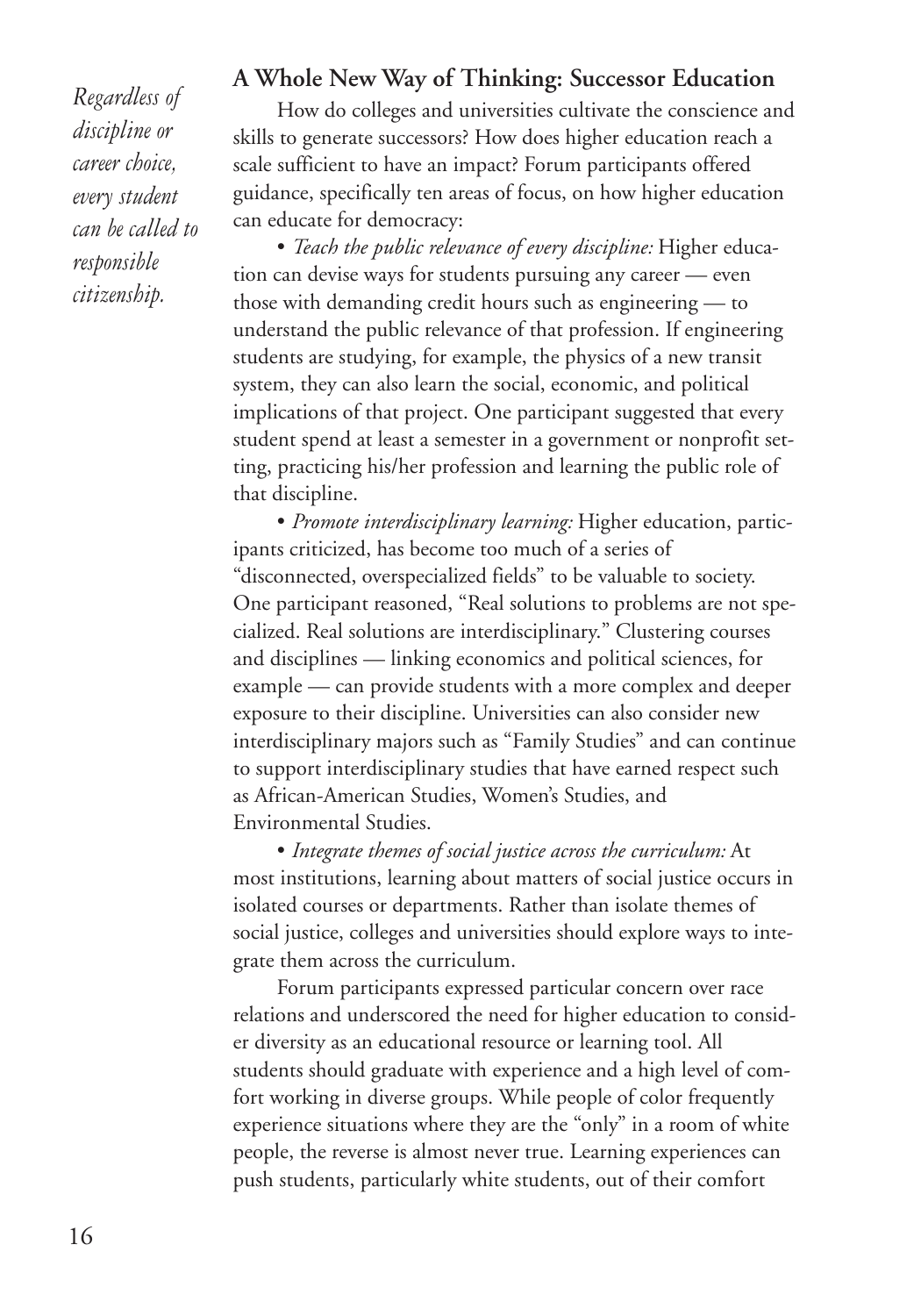*Regardless of discipline or career choice, every student can be called to responsible citizenship.*

### A Whole New Way of Thinking: Successor Education

How do colleges and universities cultivate the conscience and skills to generate successors? How does higher education reach a scale sufficient to have an impact? Forum participants offered guidance, specifically ten areas of focus, on how higher education can educate for democracy:

• *Teach the public relevance of every discipline:* Higher education can devise ways for students pursuing any career — even those with demanding credit hours such as engineering — to understand the public relevance of that profession. If engineering students are studying, for example, the physics of a new transit system, they can also learn the social, economic, and political implications of that project. One participant suggested that every student spend at least a semester in a government or nonprofit setting, practicing his/her profession and learning the public role of that discipline.

• *Promote interdisciplinary learning:* Higher education, participants criticized, has become too much of a series of "disconnected, overspecialized fields" to be valuable to society. One participant reasoned, "Real solutions to problems are not specialized. Real solutions are interdisciplinary." Clustering courses and disciplines — linking economics and political sciences, for example — can provide students with a more complex and deeper exposure to their discipline. Universities can also consider new interdisciplinary majors such as "Family Studies" and can continue to support interdisciplinary studies that have earned respect such as African-American Studies, Women's Studies, and Environmental Studies.

• *Integrate themes of social justice across the curriculum:* At most institutions, learning about matters of social justice occurs in isolated courses or departments. Rather than isolate themes of social justice, colleges and universities should explore ways to integrate them across the curriculum.

Forum participants expressed particular concern over race relations and underscored the need for higher education to consider diversity as an educational resource or learning tool. All students should graduate with experience and a high level of comfort working in diverse groups. While people of color frequently experience situations where they are the "only" in a room of white people, the reverse is almost never true. Learning experiences can push students, particularly white students, out of their comfort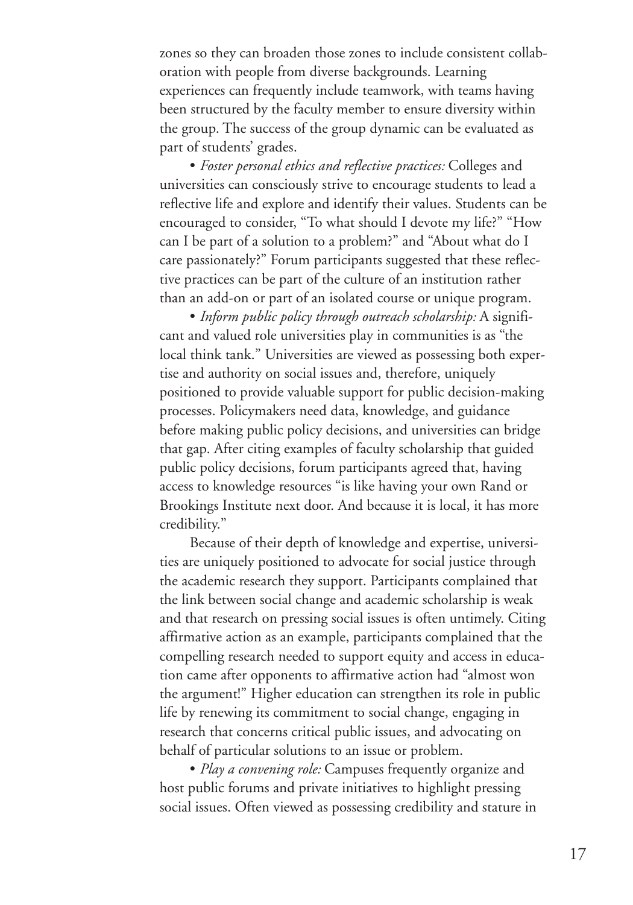zones so they can broaden those zones to include consistent collaboration with people from diverse backgrounds. Learning experiences can frequently include teamwork, with teams having been structured by the faculty member to ensure diversity within the group. The success of the group dynamic can be evaluated as part of students' grades.

• *Foster personal ethics and reflective practices:* Colleges and universities can consciously strive to encourage students to lead a reflective life and explore and identify their values. Students can be encouraged to consider, "To what should I devote my life?" "How can I be part of a solution to a problem?" and "About what do I care passionately?" Forum participants suggested that these reflective practices can be part of the culture of an institution rather than an add-on or part of an isolated course or unique program.

• *Inform public policy through outreach scholarship:* A significant and valued role universities play in communities is as "the local think tank." Universities are viewed as possessing both expertise and authority on social issues and, therefore, uniquely positioned to provide valuable support for public decision-making processes. Policymakers need data, knowledge, and guidance before making public policy decisions, and universities can bridge that gap. After citing examples of faculty scholarship that guided public policy decisions, forum participants agreed that, having access to knowledge resources "is like having your own Rand or Brookings Institute next door. And because it is local, it has more credibility."

Because of their depth of knowledge and expertise, universities are uniquely positioned to advocate for social justice through the academic research they support. Participants complained that the link between social change and academic scholarship is weak and that research on pressing social issues is often untimely. Citing affirmative action as an example, participants complained that the compelling research needed to support equity and access in education came after opponents to affirmative action had "almost won the argument!" Higher education can strengthen its role in public life by renewing its commitment to social change, engaging in research that concerns critical public issues, and advocating on behalf of particular solutions to an issue or problem.

• *Play a convening role:* Campuses frequently organize and host public forums and private initiatives to highlight pressing social issues. Often viewed as possessing credibility and stature in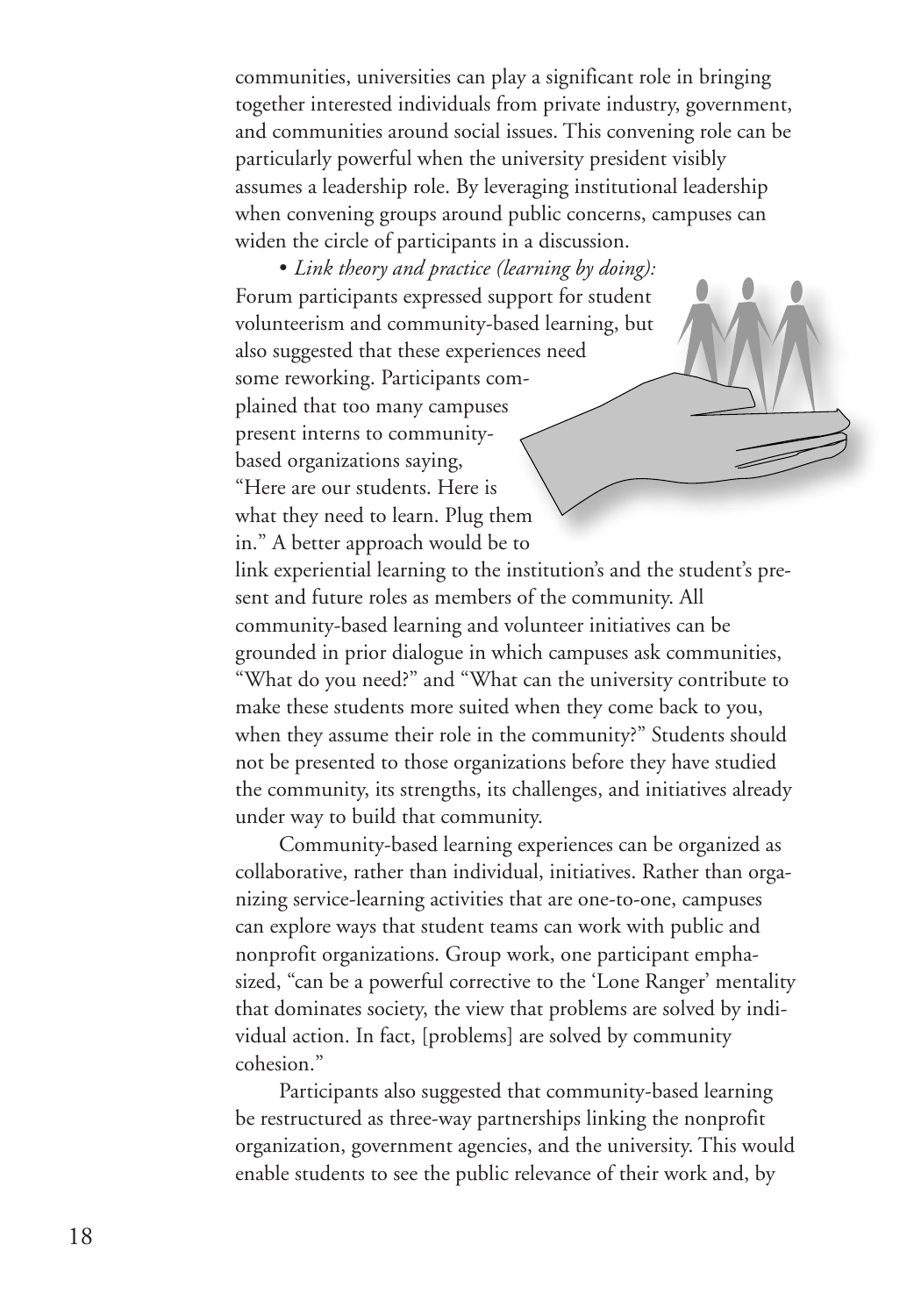communities, universities can play a significant role in bringing together interested individuals from private industry, government, and communities around social issues. This convening role can be particularly powerful when the university president visibly assumes a leadership role. By leveraging institutional leadership when convening groups around public concerns, campuses can widen the circle of participants in a discussion.

• *Link theory and practice (learning by doing):* Forum participants expressed support for student volunteerism and community-based learning, but also suggested that these experiences need some reworking. Participants complained that too many campuses present interns to community-based organizations saying, "Here are our students. Here is what they need to learn. Plug them in." A better approach would be to link experiential learning to the institution's and the student's present and future roles as members of the community. All community-based learning and volunteer initiatives can be grounded in prior dialogue in which campuses ask communities, "What do you need?" and "What can the university contribute to make these students more suited when they come back to you, when they assume their role in the community?" Students should not be presented to those organizations before they have studied the community, its strengths, its challenges, and initiatives already under way to build that community.

Community-based learning experiences can be organized as collaborative, rather than individual, initiatives. Rather than organizing service-learning activities that are one-to-one, campuses can explore ways that student teams can work with public and nonprofit organizations. Group work, one participant emphasized, "can be a powerful corrective to the 'Lone Ranger' mentality that dominates society, the view that problems are solved by individual action. In fact, [problems] are solved by community cohesion."

Participants also suggested that community-based learning be restructured as three-way partnerships linking the nonprofit organization, government agencies, and the university. This would enable students to see the public relevance of their work and, by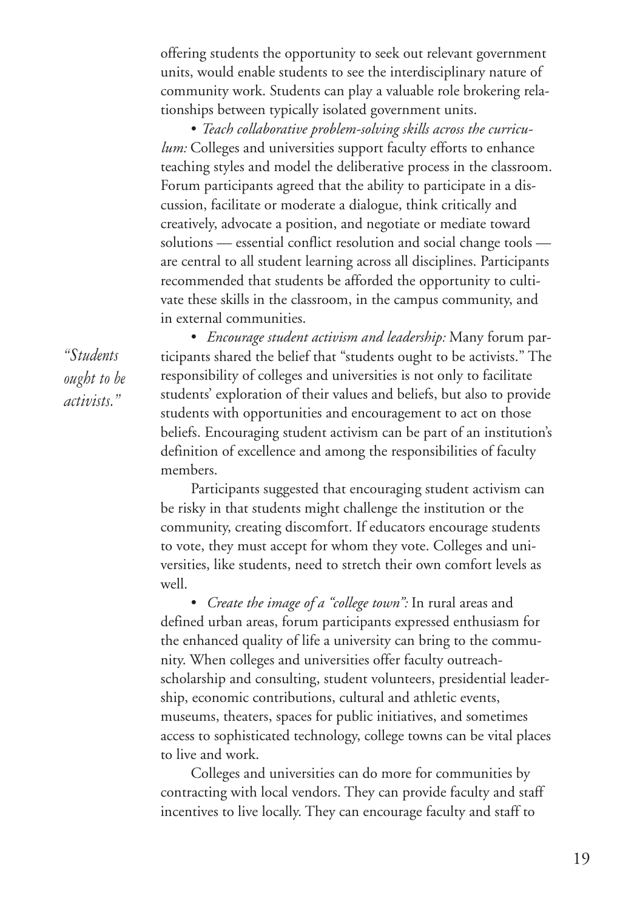offering students the opportunity to seek out relevant government units, would enable students to see the interdisciplinary nature of community work. Students can play a valuable role brokering relationships between typically isolated government units.

• *Teach collaborative problem-solving skills across the curriculum:* Colleges and universities support faculty efforts to enhance teaching styles and model the deliberative process in the classroom. Forum participants agreed that the ability to participate in a discussion, facilitate or moderate a dialogue, think critically and creatively, advocate a position, and negotiate or mediate toward solutions — essential conflict resolution and social change tools — are central to all student learning across all disciplines. Participants recommended that students be afforded the opportunity to cultivate these skills in the classroom, in the campus community, and in external communities.

*"Students ought to be activists."*

• *Encourage student activism and leadership:* Many forum participants shared the belief that "students ought to be activists." The responsibility of colleges and universities is not only to facilitate students' exploration of their values and beliefs, but also to provide students with opportunities and encouragement to act on those beliefs. Encouraging student activism can be part of an institution's definition of excellence and among the responsibilities of faculty members.

Participants suggested that encouraging student activism can be risky in that students might challenge the institution or the community, creating discomfort. If educators encourage students to vote, they must accept for whom they vote. Colleges and universities, like students, need to stretch their own comfort levels as well.

• *Create the image of a "college town":* In rural areas and defined urban areas, forum participants expressed enthusiasm for the enhanced quality of life a university can bring to the community. When colleges and universities offer faculty outreach-scholarship and consulting, student volunteers, presidential leadership, economic contributions, cultural and athletic events, museums, theaters, spaces for public initiatives, and sometimes access to sophisticated technology, college towns can be vital places to live and work.

Colleges and universities can do more for communities by contracting with local vendors. They can provide faculty and staff incentives to live locally. They can encourage faculty and staff to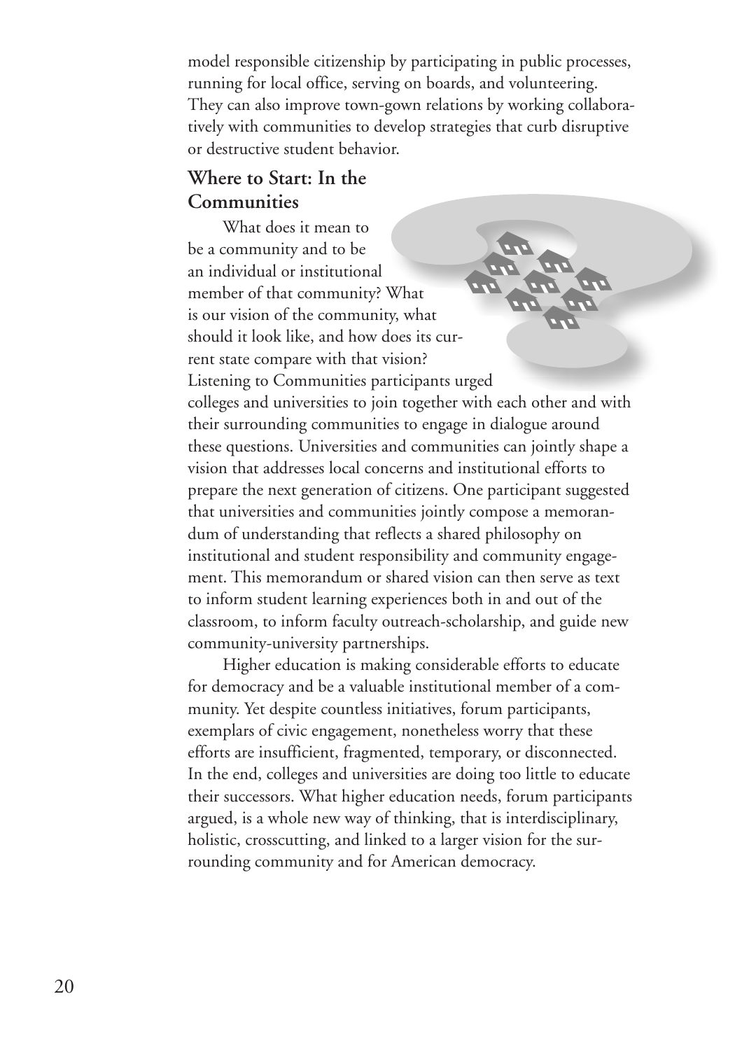model responsible citizenship by participating in public processes, running for local office, serving on boards, and volunteering. They can also improve town-gown relations by working collaboratively with communities to develop strategies that curb disruptive or destructive student behavior.

## Where to Start: In the Communities

What does it mean to be a community and to be an individual or institutional member of that community? What is our vision of the community, what should it look like, and how does its current state compare with that vision? Listening to Communities participants urged colleges and universities to join together with each other and with their surrounding communities to engage in dialogue around these questions. Universities and communities can jointly shape a vision that addresses local concerns and institutional efforts to prepare the next generation of citizens. One participant suggested that universities and communities jointly compose a memorandum of understanding that reflects a shared philosophy on institutional and student responsibility and community engagement. This memorandum or shared vision can then serve as text to inform student learning experiences both in and out of the classroom, to inform faculty outreach-scholarship, and guide new community-university partnerships.

Higher education is making considerable efforts to educate for democracy and be a valuable institutional member of a community. Yet despite countless initiatives, forum participants, exemplars of civic engagement, nonetheless worry that these efforts are insufficient, fragmented, temporary, or disconnected. In the end, colleges and universities are doing too little to educate their successors. What higher education needs, forum participants argued, is a whole new way of thinking, that is interdisciplinary, holistic, crosscutting, and linked to a larger vision for the surrounding community and for American democracy.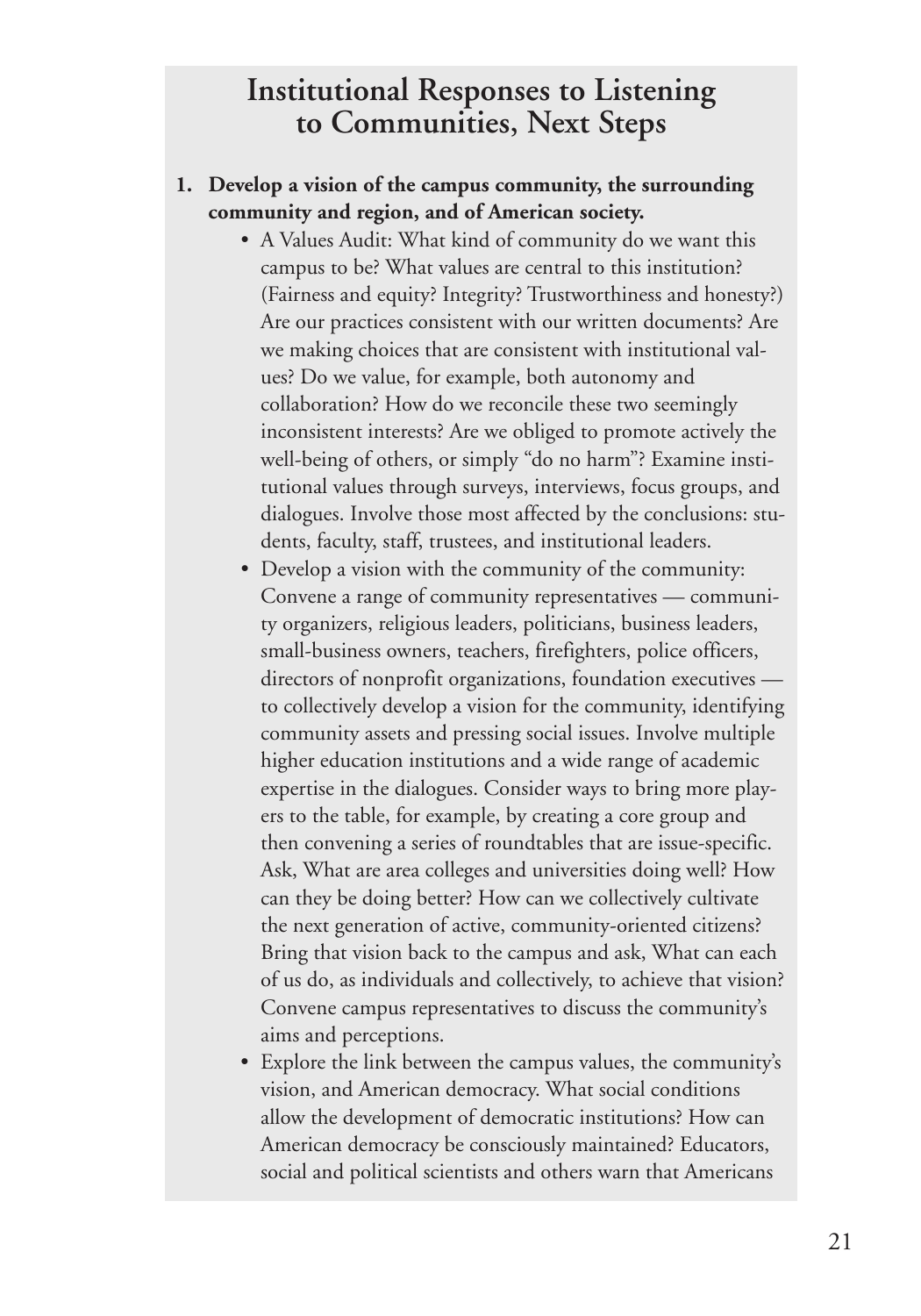## Institutional Responses to Listening to Communities, Next Steps

1. **Develop a vision of the campus community, the surrounding community and region, and of American society.**
   - A Values Audit: What kind of community do we want this campus to be? What values are central to this institution? (Fairness and equity? Integrity? Trustworthiness and honesty?) Are our practices consistent with our written documents? Are we making choices that are consistent with institutional values? Do we value, for example, both autonomy and collaboration? How do we reconcile these two seemingly inconsistent interests? Are we obliged to promote actively the well-being of others, or simply "do no harm"? Examine institutional values through surveys, interviews, focus groups, and dialogues. Involve those most affected by the conclusions: students, faculty, staff, trustees, and institutional leaders.
   - Develop a vision with the community of the community: Convene a range of community representatives — community organizers, religious leaders, politicians, business leaders, small-business owners, teachers, firefighters, police officers, directors of nonprofit organizations, foundation executives — to collectively develop a vision for the community, identifying community assets and pressing social issues. Involve multiple higher education institutions and a wide range of academic expertise in the dialogues. Consider ways to bring more players to the table, for example, by creating a core group and then convening a series of roundtables that are issue-specific. Ask, What are area colleges and universities doing well? How can they be doing better? How can we collectively cultivate the next generation of active, community-oriented citizens? Bring that vision back to the campus and ask, What can each of us do, as individuals and collectively, to achieve that vision? Convene campus representatives to discuss the community's aims and perceptions.
   - Explore the link between the campus values, the community's vision, and American democracy. What social conditions allow the development of democratic institutions? How can American democracy be consciously maintained? Educators, social and political scientists and others warn that Americans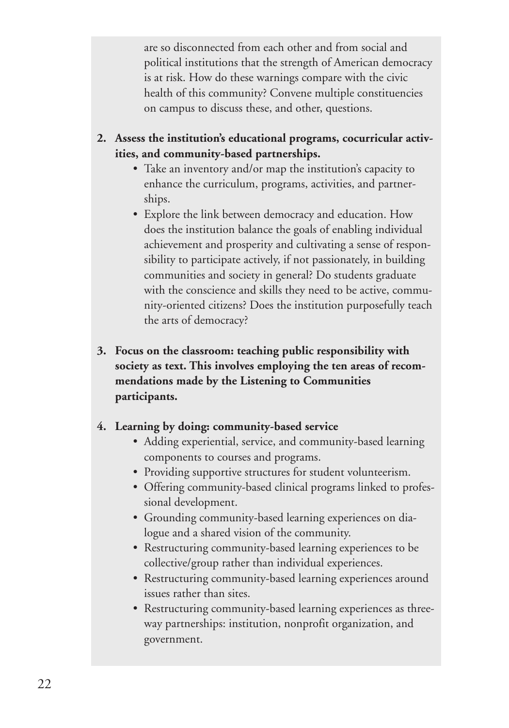are so disconnected from each other and from social and political institutions that the strength of American democracy is at risk. How do these warnings compare with the civic health of this community? Convene multiple constituencies on campus to discuss these, and other, questions.

2. **Assess the institution's educational programs, cocurricular activities, and community-based partnerships.**
   - Take an inventory and/or map the institution's capacity to enhance the curriculum, programs, activities, and partnerships.
   - Explore the link between democracy and education. How does the institution balance the goals of enabling individual achievement and prosperity and cultivating a sense of responsibility to participate actively, if not passionately, in building communities and society in general? Do students graduate with the conscience and skills they need to be active, community-oriented citizens? Does the institution purposefully teach the arts of democracy?

3. **Focus on the classroom: teaching public responsibility with society as text. This involves employing the ten areas of recommendations made by the Listening to Communities participants.**

4. **Learning by doing: community-based service**
   - Adding experiential, service, and community-based learning components to courses and programs.
   - Providing supportive structures for student volunteerism.
   - Offering community-based clinical programs linked to professional development.
   - Grounding community-based learning experiences on dialogue and a shared vision of the community.
   - Restructuring community-based learning experiences to be collective/group rather than individual experiences.
   - Restructuring community-based learning experiences around issues rather than sites.
   - Restructuring community-based learning experiences as three-way partnerships: institution, nonprofit organization, and government.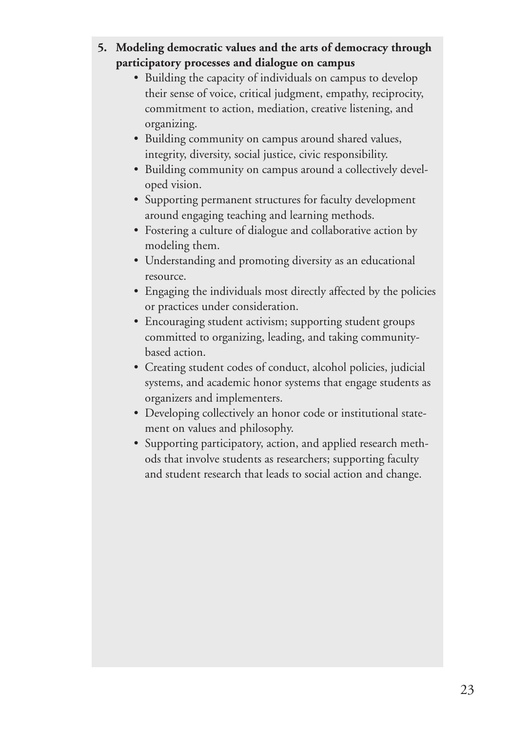**5. Modeling democratic values and the arts of democracy through participatory processes and dialogue on campus**

- Building the capacity of individuals on campus to develop their sense of voice, critical judgment, empathy, reciprocity, commitment to action, mediation, creative listening, and organizing.
- Building community on campus around shared values, integrity, diversity, social justice, civic responsibility.
- Building community on campus around a collectively developed vision.
- Supporting permanent structures for faculty development around engaging teaching and learning methods.
- Fostering a culture of dialogue and collaborative action by modeling them.
- Understanding and promoting diversity as an educational resource.
- Engaging the individuals most directly affected by the policies or practices under consideration.
- Encouraging student activism; supporting student groups committed to organizing, leading, and taking community-based action.
- Creating student codes of conduct, alcohol policies, judicial systems, and academic honor systems that engage students as organizers and implementers.
- Developing collectively an honor code or institutional statement on values and philosophy.
- Supporting participatory, action, and applied research methods that involve students as researchers; supporting faculty and student research that leads to social action and change.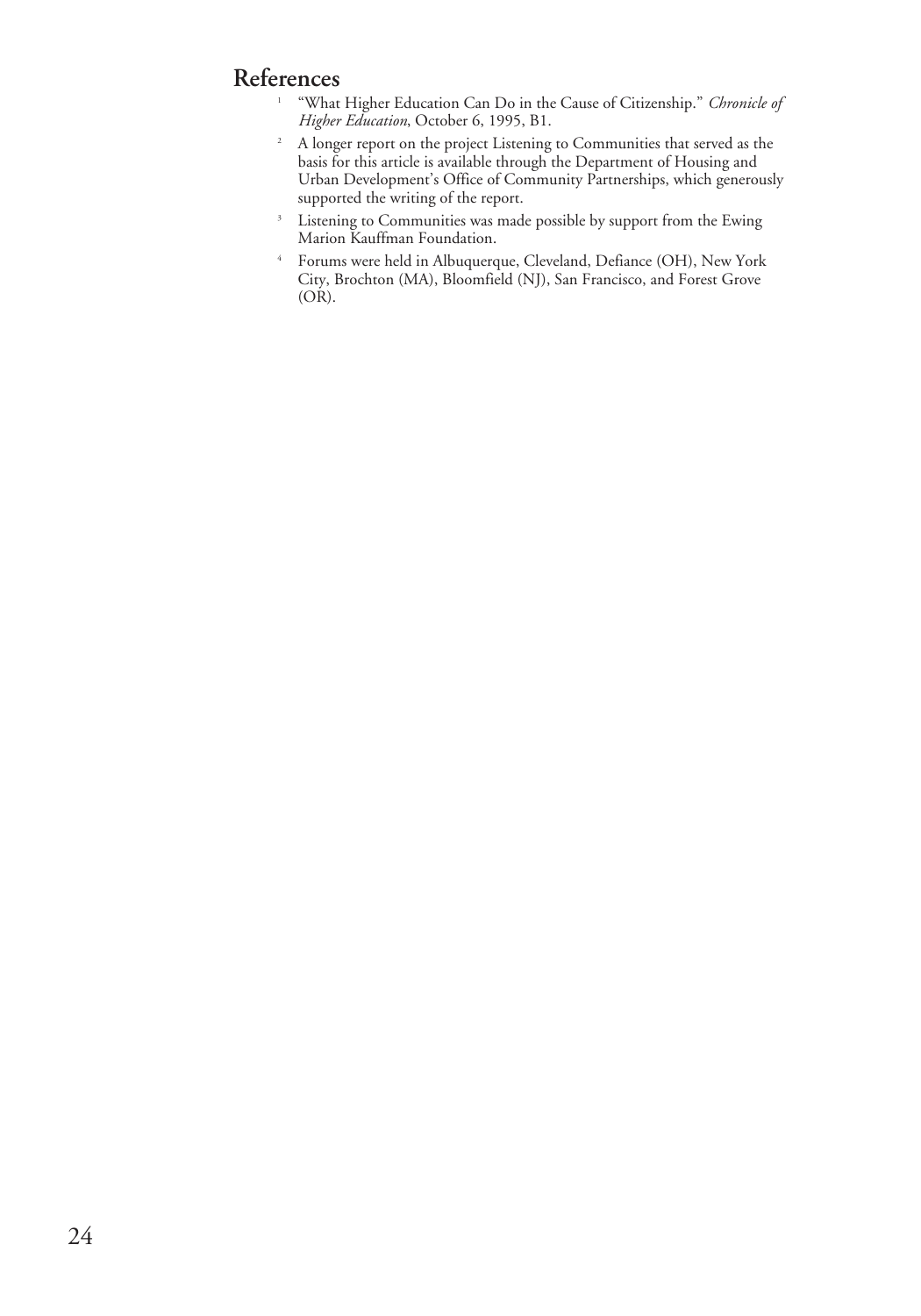## References

[1] "What Higher Education Can Do in the Cause of Citizenship." *Chronicle of Higher Education*, October 6, 1995, B1.

[2] A longer report on the project Listening to Communities that served as the basis for this article is available through the Department of Housing and Urban Development's Office of Community Partnerships, which generously supported the writing of the report.

[3] Listening to Communities was made possible by support from the Ewing Marion Kauffman Foundation.

[4] Forums were held in Albuquerque, Cleveland, Defiance (OH), New York City, Brochton (MA), Bloomfield (NJ), San Francisco, and Forest Grove (OR).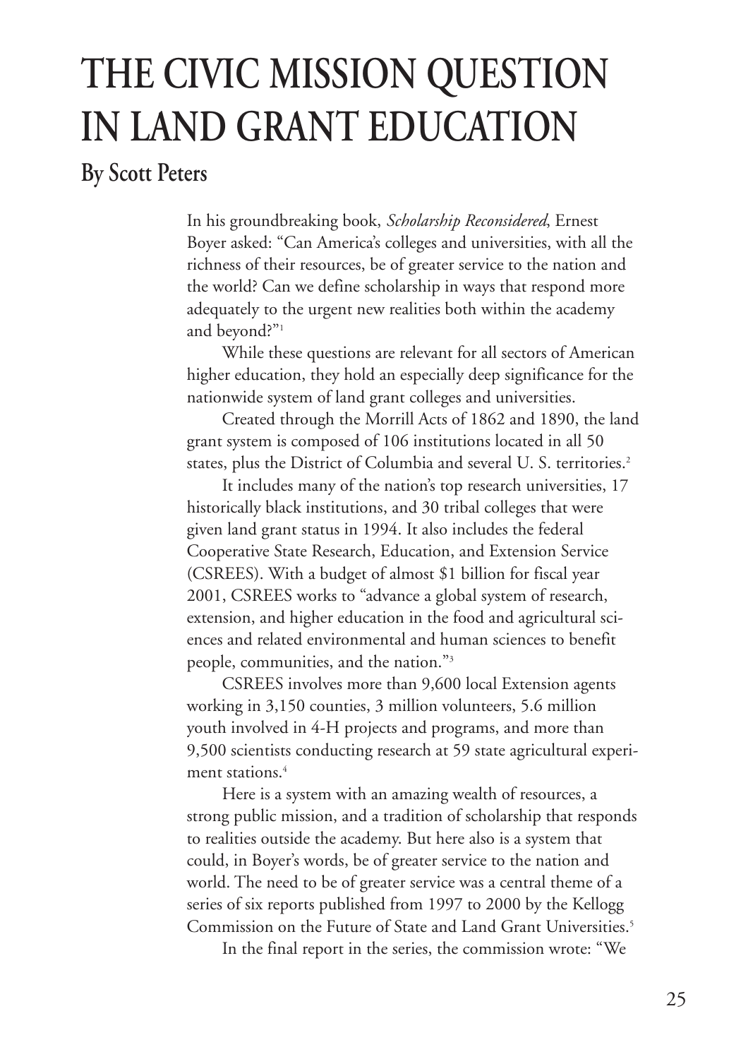# THE CIVIC MISSION QUESTION IN LAND GRANT EDUCATION

## By Scott Peters

In his groundbreaking book, *Scholarship Reconsidered*, Ernest Boyer asked: "Can America's colleges and universities, with all the richness of their resources, be of greater service to the nation and the world? Can we define scholarship in ways that respond more adequately to the urgent new realities both within the academy and beyond?"[1]

While these questions are relevant for all sectors of American higher education, they hold an especially deep significance for the nationwide system of land grant colleges and universities.

Created through the Morrill Acts of 1862 and 1890, the land grant system is composed of 106 institutions located in all 50 states, plus the District of Columbia and several U. S. territories.[2]

It includes many of the nation's top research universities, 17 historically black institutions, and 30 tribal colleges that were given land grant status in 1994. It also includes the federal Cooperative State Research, Education, and Extension Service (CSREES). With a budget of almost $1 billion for fiscal year 2001, CSREES works to "advance a global system of research, extension, and higher education in the food and agricultural sciences and related environmental and human sciences to benefit people, communities, and the nation."[3]

CSREES involves more than 9,600 local Extension agents working in 3,150 counties, 3 million volunteers, 5.6 million youth involved in 4-H projects and programs, and more than 9,500 scientists conducting research at 59 state agricultural experiment stations.[4]

Here is a system with an amazing wealth of resources, a strong public mission, and a tradition of scholarship that responds to realities outside the academy. But here also is a system that could, in Boyer's words, be of greater service to the nation and world. The need to be of greater service was a central theme of a series of six reports published from 1997 to 2000 by the Kellogg Commission on the Future of State and Land Grant Universities.[5]

In the final report in the series, the commission wrote: "We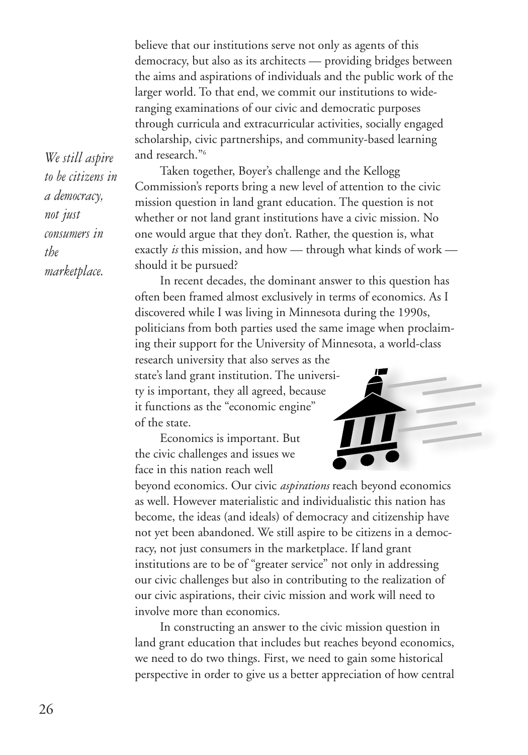believe that our institutions serve not only as agents of this democracy, but also as its architects — providing bridges between the aims and aspirations of individuals and the public work of the larger world. To that end, we commit our institutions to wide-ranging examinations of our civic and democratic purposes through curricula and extracurricular activities, socially engaged scholarship, civic partnerships, and community-based learning and research."[6]

*We still aspire to be citizens in a democracy, not just consumers in the marketplace.*

Taken together, Boyer's challenge and the Kellogg Commission's reports bring a new level of attention to the civic mission question in land grant education. The question is not whether or not land grant institutions have a civic mission. No one would argue that they don't. Rather, the question is, what exactly *is* this mission, and how — through what kinds of work — should it be pursued?

In recent decades, the dominant answer to this question has often been framed almost exclusively in terms of economics. As I discovered while I was living in Minnesota during the 1990s, politicians from both parties used the same image when proclaiming their support for the University of Minnesota, a world-class research university that also serves as the state's land grant institution. The university is important, they all agreed, because it functions as the "economic engine" of the state.

Economics is important. But the civic challenges and issues we face in this nation reach well beyond economics. Our civic *aspirations* reach beyond economics as well. However materialistic and individualistic this nation has become, the ideas (and ideals) of democracy and citizenship have not yet been abandoned. We still aspire to be citizens in a democracy, not just consumers in the marketplace. If land grant institutions are to be of "greater service" not only in addressing our civic challenges but also in contributing to the realization of our civic aspirations, their civic mission and work will need to involve more than economics.

In constructing an answer to the civic mission question in land grant education that includes but reaches beyond economics, we need to do two things. First, we need to gain some historical perspective in order to give us a better appreciation of how central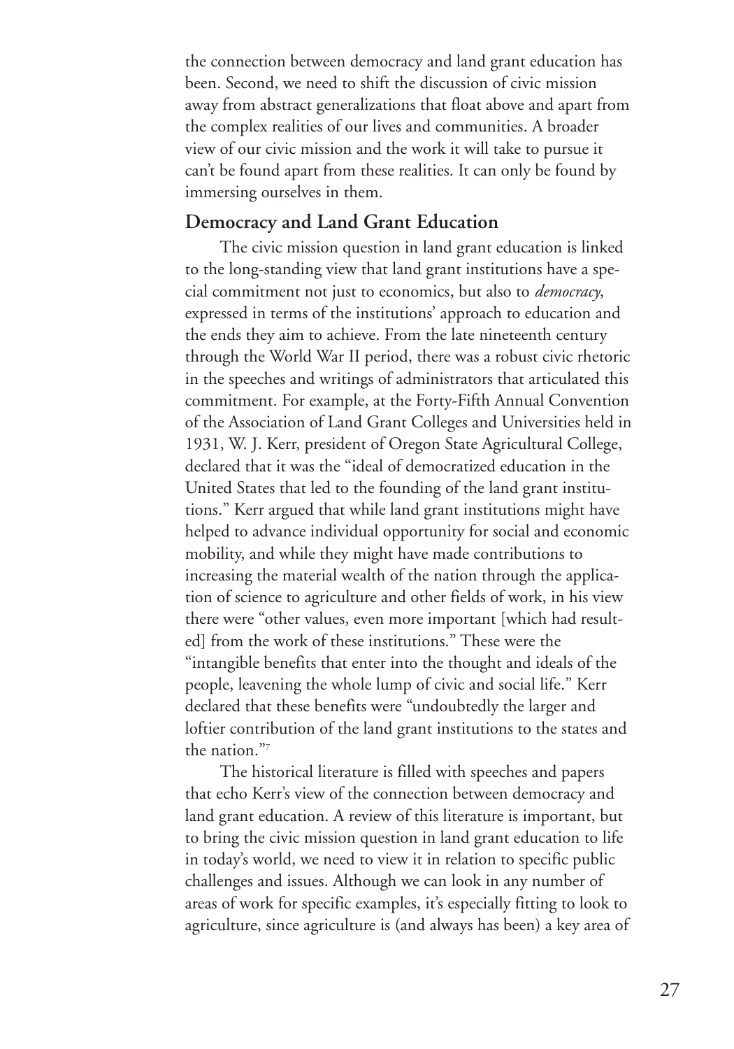the connection between democracy and land grant education has been. Second, we need to shift the discussion of civic mission away from abstract generalizations that float above and apart from the complex realities of our lives and communities. A broader view of our civic mission and the work it will take to pursue it can't be found apart from these realities. It can only be found by immersing ourselves in them.

## Democracy and Land Grant Education

The civic mission question in land grant education is linked to the long-standing view that land grant institutions have a special commitment not just to economics, but also to *democracy*, expressed in terms of the institutions' approach to education and the ends they aim to achieve. From the late nineteenth century through the World War II period, there was a robust civic rhetoric in the speeches and writings of administrators that articulated this commitment. For example, at the Forty-Fifth Annual Convention of the Association of Land Grant Colleges and Universities held in 1931, W. J. Kerr, president of Oregon State Agricultural College, declared that it was the "ideal of democratized education in the United States that led to the founding of the land grant institutions." Kerr argued that while land grant institutions might have helped to advance individual opportunity for social and economic mobility, and while they might have made contributions to increasing the material wealth of the nation through the application of science to agriculture and other fields of work, in his view there were "other values, even more important [which had resulted] from the work of these institutions." These were the "intangible benefits that enter into the thought and ideals of the people, leavening the whole lump of civic and social life." Kerr declared that these benefits were "undoubtedly the larger and loftier contribution of the land grant institutions to the states and the nation."[7]

The historical literature is filled with speeches and papers that echo Kerr's view of the connection between democracy and land grant education. A review of this literature is important, but to bring the civic mission question in land grant education to life in today's world, we need to view it in relation to specific public challenges and issues. Although we can look in any number of areas of work for specific examples, it's especially fitting to look to agriculture, since agriculture is (and always has been) a key area of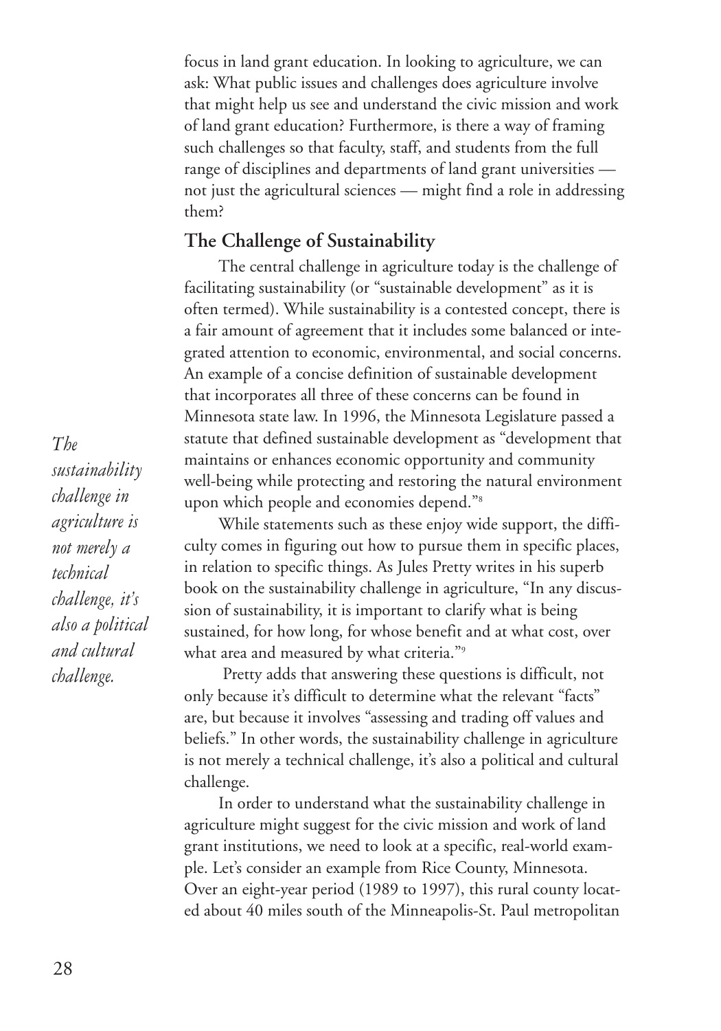focus in land grant education. In looking to agriculture, we can ask: What public issues and challenges does agriculture involve that might help us see and understand the civic mission and work of land grant education? Furthermore, is there a way of framing such challenges so that faculty, staff, and students from the full range of disciplines and departments of land grant universities — not just the agricultural sciences — might find a role in addressing them?

## The Challenge of Sustainability

The central challenge in agriculture today is the challenge of facilitating sustainability (or "sustainable development" as it is often termed). While sustainability is a contested concept, there is a fair amount of agreement that it includes some balanced or integrated attention to economic, environmental, and social concerns. An example of a concise definition of sustainable development that incorporates all three of these concerns can be found in Minnesota state law. In 1996, the Minnesota Legislature passed a statute that defined sustainable development as "development that maintains or enhances economic opportunity and community well-being while protecting and restoring the natural environment upon which people and economies depend."[8]

*The sustainability challenge in agriculture is not merely a technical challenge, it's also a political and cultural challenge.*

While statements such as these enjoy wide support, the difficulty comes in figuring out how to pursue them in specific places, in relation to specific things. As Jules Pretty writes in his superb book on the sustainability challenge in agriculture, "In any discussion of sustainability, it is important to clarify what is being sustained, for how long, for whose benefit and at what cost, over what area and measured by what criteria."[9]

Pretty adds that answering these questions is difficult, not only because it's difficult to determine what the relevant "facts" are, but because it involves "assessing and trading off values and beliefs." In other words, the sustainability challenge in agriculture is not merely a technical challenge, it's also a political and cultural challenge.

In order to understand what the sustainability challenge in agriculture might suggest for the civic mission and work of land grant institutions, we need to look at a specific, real-world example. Let's consider an example from Rice County, Minnesota. Over an eight-year period (1989 to 1997), this rural county located about 40 miles south of the Minneapolis-St. Paul metropolitan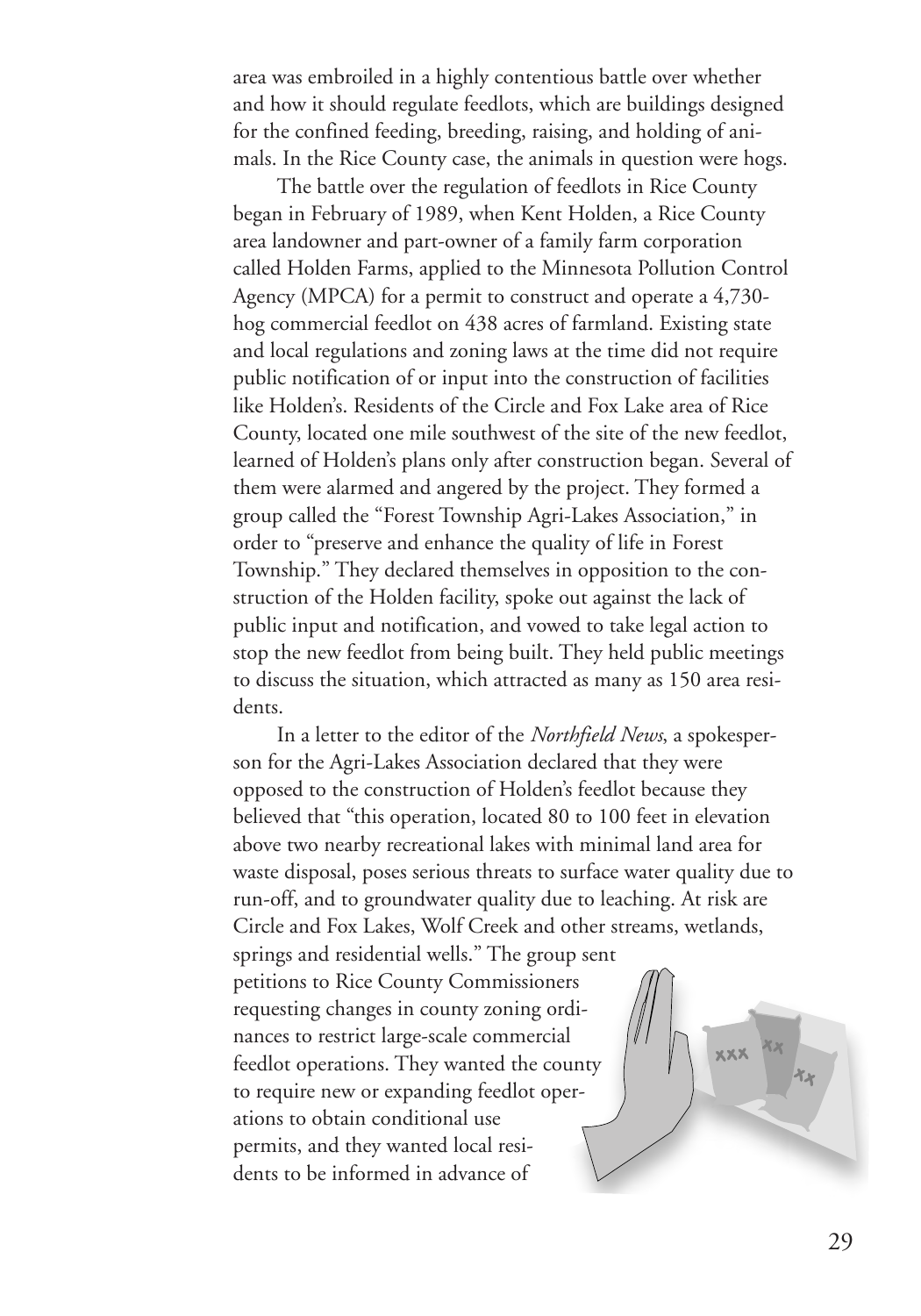area was embroiled in a highly contentious battle over whether and how it should regulate feedlots, which are buildings designed for the confined feeding, breeding, raising, and holding of animals. In the Rice County case, the animals in question were hogs.

The battle over the regulation of feedlots in Rice County began in February of 1989, when Kent Holden, a Rice County area landowner and part-owner of a family farm corporation called Holden Farms, applied to the Minnesota Pollution Control Agency (MPCA) for a permit to construct and operate a 4,730-hog commercial feedlot on 438 acres of farmland. Existing state and local regulations and zoning laws at the time did not require public notification of or input into the construction of facilities like Holden's. Residents of the Circle and Fox Lake area of Rice County, located one mile southwest of the site of the new feedlot, learned of Holden's plans only after construction began. Several of them were alarmed and angered by the project. They formed a group called the "Forest Township Agri-Lakes Association," in order to "preserve and enhance the quality of life in Forest Township." They declared themselves in opposition to the construction of the Holden facility, spoke out against the lack of public input and notification, and vowed to take legal action to stop the new feedlot from being built. They held public meetings to discuss the situation, which attracted as many as 150 area residents.

In a letter to the editor of the *Northfield News*, a spokesperson for the Agri-Lakes Association declared that they were opposed to the construction of Holden's feedlot because they believed that "this operation, located 80 to 100 feet in elevation above two nearby recreational lakes with minimal land area for waste disposal, poses serious threats to surface water quality due to run-off, and to groundwater quality due to leaching. At risk are Circle and Fox Lakes, Wolf Creek and other streams, wetlands, springs and residential wells." The group sent petitions to Rice County Commissioners requesting changes in county zoning ordinances to restrict large-scale commercial feedlot operations. They wanted the county to require new or expanding feedlot operations to obtain conditional use permits, and they wanted local residents to be informed in advance of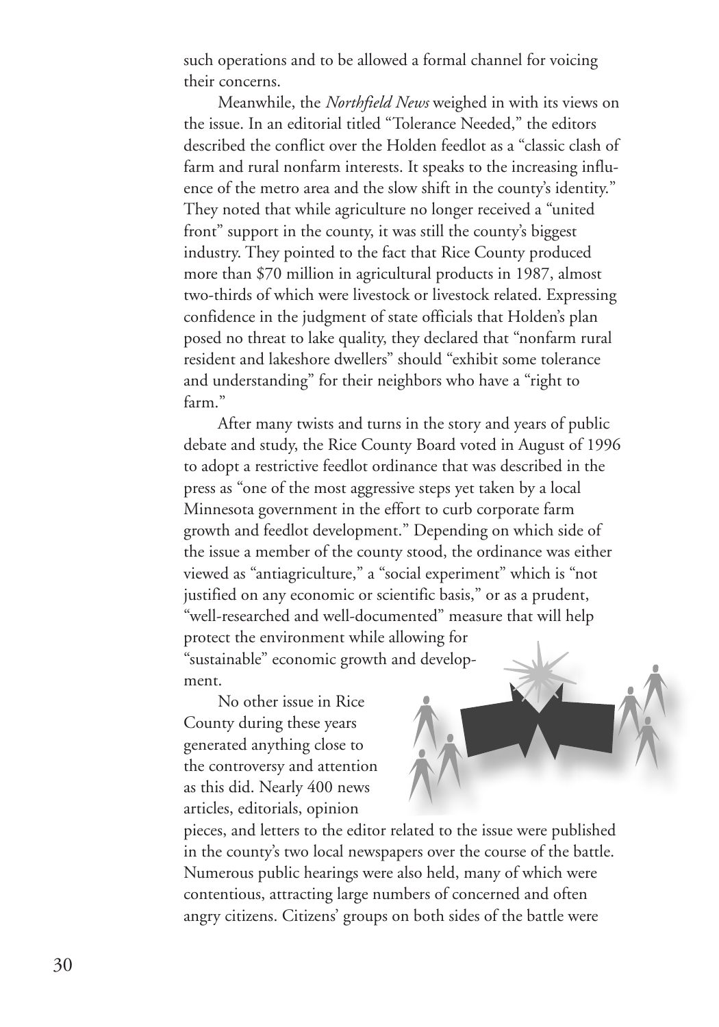such operations and to be allowed a formal channel for voicing their concerns.

Meanwhile, the *Northfield News* weighed in with its views on the issue. In an editorial titled "Tolerance Needed," the editors described the conflict over the Holden feedlot as a "classic clash of farm and rural nonfarm interests. It speaks to the increasing influence of the metro area and the slow shift in the county's identity." They noted that while agriculture no longer received a "united front" support in the county, it was still the county's biggest industry. They pointed to the fact that Rice County produced more than $70 million in agricultural products in 1987, almost two-thirds of which were livestock or livestock related. Expressing confidence in the judgment of state officials that Holden's plan posed no threat to lake quality, they declared that "nonfarm rural resident and lakeshore dwellers" should "exhibit some tolerance and understanding" for their neighbors who have a "right to farm."

After many twists and turns in the story and years of public debate and study, the Rice County Board voted in August of 1996 to adopt a restrictive feedlot ordinance that was described in the press as "one of the most aggressive steps yet taken by a local Minnesota government in the effort to curb corporate farm growth and feedlot development." Depending on which side of the issue a member of the county stood, the ordinance was either viewed as "antiagriculture," a "social experiment" which is "not justified on any economic or scientific basis," or as a prudent, "well-researched and well-documented" measure that will help protect the environment while allowing for "sustainable" economic growth and development.

No other issue in Rice County during these years generated anything close to the controversy and attention as this did. Nearly 400 news articles, editorials, opinion pieces, and letters to the editor related to the issue were published in the county's two local newspapers over the course of the battle. Numerous public hearings were also held, many of which were contentious, attracting large numbers of concerned and often angry citizens. Citizens' groups on both sides of the battle were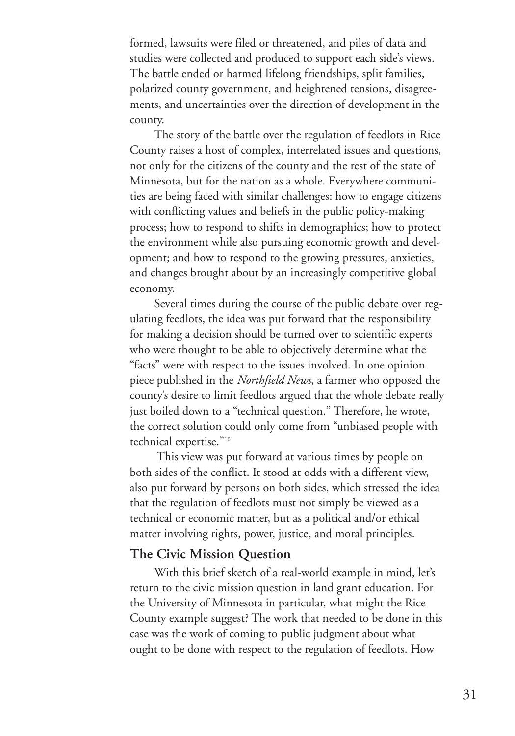formed, lawsuits were filed or threatened, and piles of data and studies were collected and produced to support each side's views. The battle ended or harmed lifelong friendships, split families, polarized county government, and heightened tensions, disagreements, and uncertainties over the direction of development in the county.

The story of the battle over the regulation of feedlots in Rice County raises a host of complex, interrelated issues and questions, not only for the citizens of the county and the rest of the state of Minnesota, but for the nation as a whole. Everywhere communities are being faced with similar challenges: how to engage citizens with conflicting values and beliefs in the public policy-making process; how to respond to shifts in demographics; how to protect the environment while also pursuing economic growth and development; and how to respond to the growing pressures, anxieties, and changes brought about by an increasingly competitive global economy.

Several times during the course of the public debate over regulating feedlots, the idea was put forward that the responsibility for making a decision should be turned over to scientific experts who were thought to be able to objectively determine what the "facts" were with respect to the issues involved. In one opinion piece published in the *Northfield News*, a farmer who opposed the county's desire to limit feedlots argued that the whole debate really just boiled down to a "technical question." Therefore, he wrote, the correct solution could only come from "unbiased people with technical expertise."[10]

This view was put forward at various times by people on both sides of the conflict. It stood at odds with a different view, also put forward by persons on both sides, which stressed the idea that the regulation of feedlots must not simply be viewed as a technical or economic matter, but as a political and/or ethical matter involving rights, power, justice, and moral principles.

## The Civic Mission Question

With this brief sketch of a real-world example in mind, let's return to the civic mission question in land grant education. For the University of Minnesota in particular, what might the Rice County example suggest? The work that needed to be done in this case was the work of coming to public judgment about what ought to be done with respect to the regulation of feedlots. How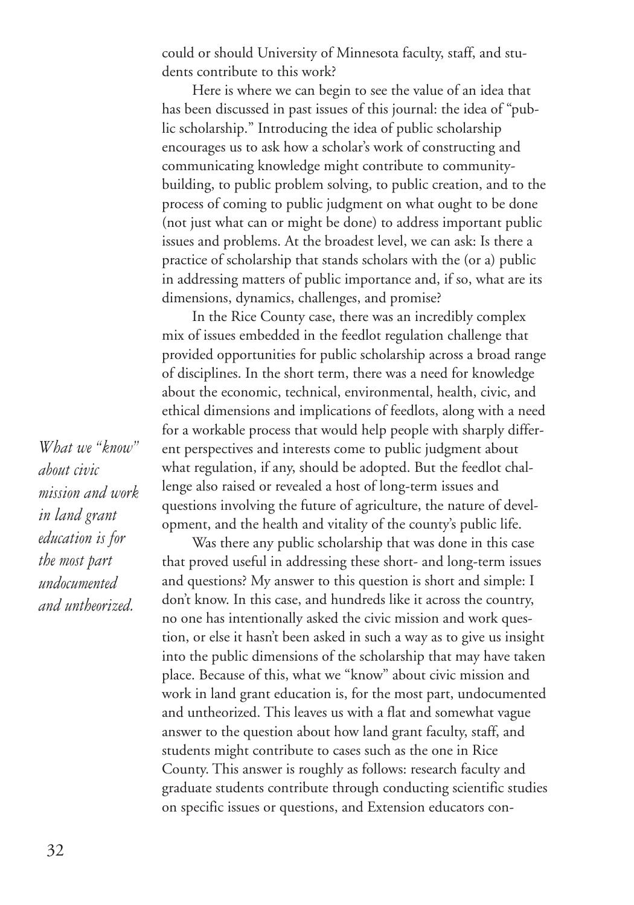could or should University of Minnesota faculty, staff, and students contribute to this work?

Here is where we can begin to see the value of an idea that has been discussed in past issues of this journal: the idea of "public scholarship." Introducing the idea of public scholarship encourages us to ask how a scholar's work of constructing and communicating knowledge might contribute to community-building, to public problem solving, to public creation, and to the process of coming to public judgment on what ought to be done (not just what can or might be done) to address important public issues and problems. At the broadest level, we can ask: Is there a practice of scholarship that stands scholars with the (or a) public in addressing matters of public importance and, if so, what are its dimensions, dynamics, challenges, and promise?

In the Rice County case, there was an incredibly complex mix of issues embedded in the feedlot regulation challenge that provided opportunities for public scholarship across a broad range of disciplines. In the short term, there was a need for knowledge about the economic, technical, environmental, health, civic, and ethical dimensions and implications of feedlots, along with a need for a workable process that would help people with sharply different perspectives and interests come to public judgment about what regulation, if any, should be adopted. But the feedlot challenge also raised or revealed a host of long-term issues and questions involving the future of agriculture, the nature of development, and the health and vitality of the county's public life.

*What we "know" about civic mission and work in land grant education is for the most part undocumented and untheorized.*

Was there any public scholarship that was done in this case that proved useful in addressing these short- and long-term issues and questions? My answer to this question is short and simple: I don't know. In this case, and hundreds like it across the country, no one has intentionally asked the civic mission and work question, or else it hasn't been asked in such a way as to give us insight into the public dimensions of the scholarship that may have taken place. Because of this, what we "know" about civic mission and work in land grant education is, for the most part, undocumented and untheorized. This leaves us with a flat and somewhat vague answer to the question about how land grant faculty, staff, and students might contribute to cases such as the one in Rice County. This answer is roughly as follows: research faculty and graduate students contribute through conducting scientific studies on specific issues or questions, and Extension educators con-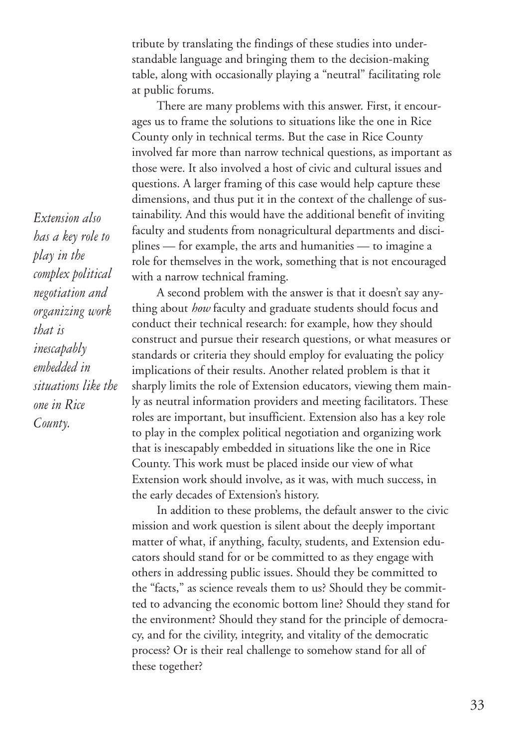tribute by translating the findings of these studies into understandable language and bringing them to the decision-making table, along with occasionally playing a "neutral" facilitating role at public forums.

There are many problems with this answer. First, it encourages us to frame the solutions to situations like the one in Rice County only in technical terms. But the case in Rice County involved far more than narrow technical questions, as important as those were. It also involved a host of civic and cultural issues and questions. A larger framing of this case would help capture these dimensions, and thus put it in the context of the challenge of sustainability. And this would have the additional benefit of inviting faculty and students from nonagricultural departments and disciplines — for example, the arts and humanities — to imagine a role for themselves in the work, something that is not encouraged with a narrow technical framing.

*Extension also has a key role to play in the complex political negotiation and organizing work that is inescapably embedded in situations like the one in Rice County.*

A second problem with the answer is that it doesn't say anything about *how* faculty and graduate students should focus and conduct their technical research: for example, how they should construct and pursue their research questions, or what measures or standards or criteria they should employ for evaluating the policy implications of their results. Another related problem is that it sharply limits the role of Extension educators, viewing them mainly as neutral information providers and meeting facilitators. These roles are important, but insufficient. Extension also has a key role to play in the complex political negotiation and organizing work that is inescapably embedded in situations like the one in Rice County. This work must be placed inside our view of what Extension work should involve, as it was, with much success, in the early decades of Extension's history.

In addition to these problems, the default answer to the civic mission and work question is silent about the deeply important matter of what, if anything, faculty, students, and Extension educators should stand for or be committed to as they engage with others in addressing public issues. Should they be committed to the "facts," as science reveals them to us? Should they be committed to advancing the economic bottom line? Should they stand for the environment? Should they stand for the principle of democracy, and for the civility, integrity, and vitality of the democratic process? Or is their real challenge to somehow stand for all of these together?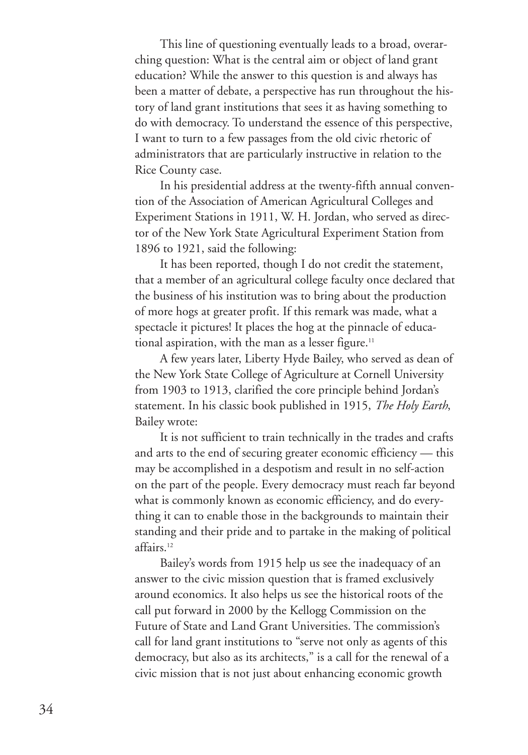This line of questioning eventually leads to a broad, overarching question: What is the central aim or object of land grant education? While the answer to this question is and always has been a matter of debate, a perspective has run throughout the history of land grant institutions that sees it as having something to do with democracy. To understand the essence of this perspective, I want to turn to a few passages from the old civic rhetoric of administrators that are particularly instructive in relation to the Rice County case.

In his presidential address at the twenty-fifth annual convention of the Association of American Agricultural Colleges and Experiment Stations in 1911, W. H. Jordan, who served as director of the New York State Agricultural Experiment Station from 1896 to 1921, said the following:

It has been reported, though I do not credit the statement, that a member of an agricultural college faculty once declared that the business of his institution was to bring about the production of more hogs at greater profit. If this remark was made, what a spectacle it pictures! It places the hog at the pinnacle of educational aspiration, with the man as a lesser figure.[11]

A few years later, Liberty Hyde Bailey, who served as dean of the New York State College of Agriculture at Cornell University from 1903 to 1913, clarified the core principle behind Jordan's statement. In his classic book published in 1915, *The Holy Earth*, Bailey wrote:

It is not sufficient to train technically in the trades and crafts and arts to the end of securing greater economic efficiency — this may be accomplished in a despotism and result in no self-action on the part of the people. Every democracy must reach far beyond what is commonly known as economic efficiency, and do everything it can to enable those in the backgrounds to maintain their standing and their pride and to partake in the making of political affairs.[12]

Bailey's words from 1915 help us see the inadequacy of an answer to the civic mission question that is framed exclusively around economics. It also helps us see the historical roots of the call put forward in 2000 by the Kellogg Commission on the Future of State and Land Grant Universities. The commission's call for land grant institutions to "serve not only as agents of this democracy, but also as its architects," is a call for the renewal of a civic mission that is not just about enhancing economic growth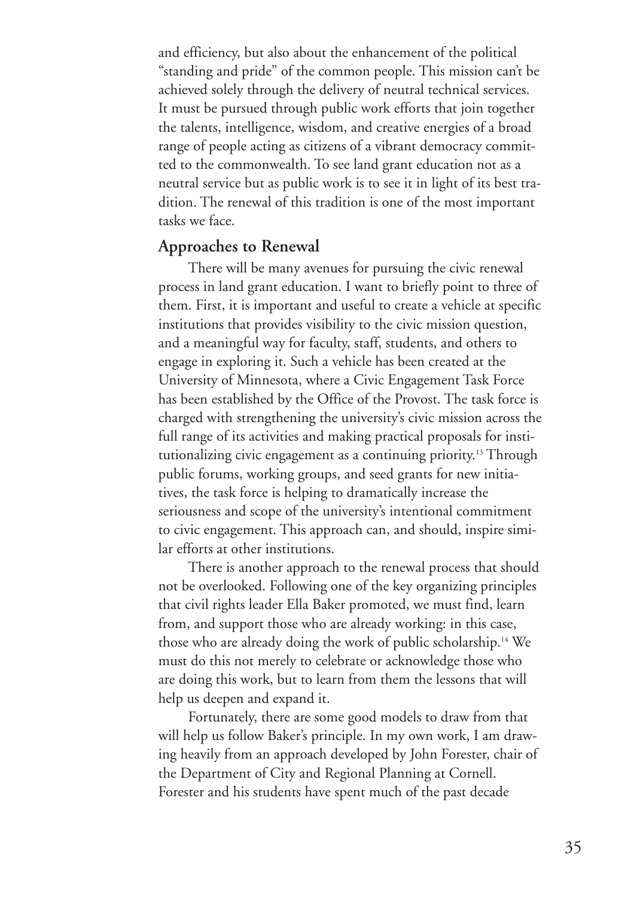and efficiency, but also about the enhancement of the political "standing and pride" of the common people. This mission can't be achieved solely through the delivery of neutral technical services. It must be pursued through public work efforts that join together the talents, intelligence, wisdom, and creative energies of a broad range of people acting as citizens of a vibrant democracy committed to the commonwealth. To see land grant education not as a neutral service but as public work is to see it in light of its best tradition. The renewal of this tradition is one of the most important tasks we face.

## Approaches to Renewal

There will be many avenues for pursuing the civic renewal process in land grant education. I want to briefly point to three of them. First, it is important and useful to create a vehicle at specific institutions that provides visibility to the civic mission question, and a meaningful way for faculty, staff, students, and others to engage in exploring it. Such a vehicle has been created at the University of Minnesota, where a Civic Engagement Task Force has been established by the Office of the Provost. The task force is charged with strengthening the university's civic mission across the full range of its activities and making practical proposals for institutionalizing civic engagement as a continuing priority.[13] Through public forums, working groups, and seed grants for new initiatives, the task force is helping to dramatically increase the seriousness and scope of the university's intentional commitment to civic engagement. This approach can, and should, inspire similar efforts at other institutions.

There is another approach to the renewal process that should not be overlooked. Following one of the key organizing principles that civil rights leader Ella Baker promoted, we must find, learn from, and support those who are already working: in this case, those who are already doing the work of public scholarship.[14] We must do this not merely to celebrate or acknowledge those who are doing this work, but to learn from them the lessons that will help us deepen and expand it.

Fortunately, there are some good models to draw from that will help us follow Baker's principle. In my own work, I am drawing heavily from an approach developed by John Forester, chair of the Department of City and Regional Planning at Cornell. Forester and his students have spent much of the past decade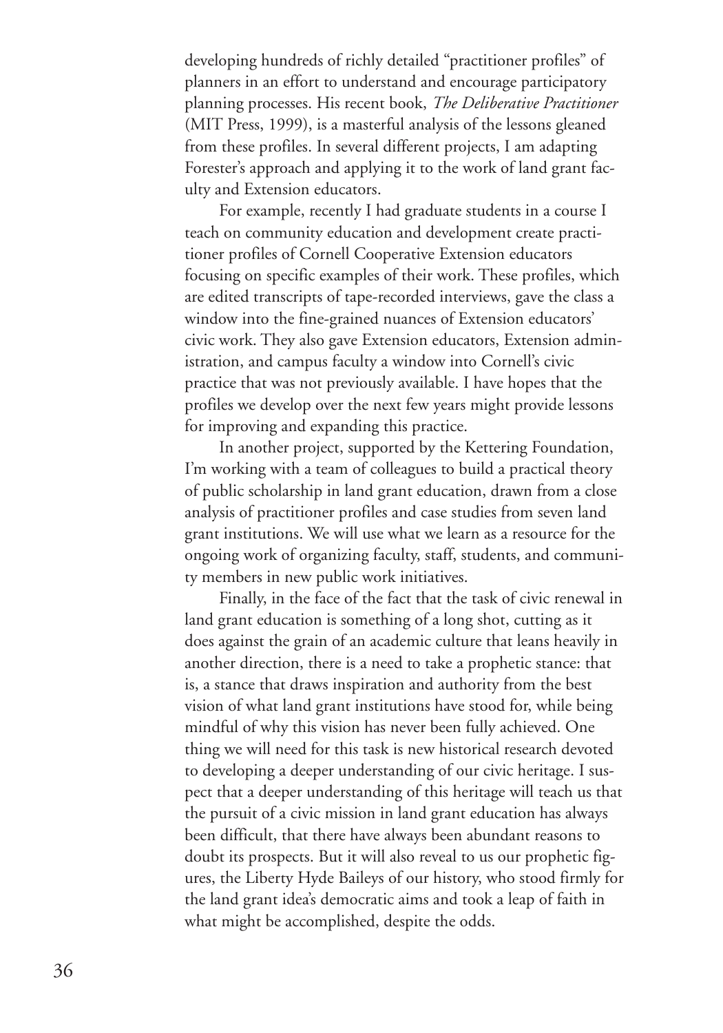developing hundreds of richly detailed "practitioner profiles" of planners in an effort to understand and encourage participatory planning processes. His recent book, *The Deliberative Practitioner* (MIT Press, 1999), is a masterful analysis of the lessons gleaned from these profiles. In several different projects, I am adapting Forester's approach and applying it to the work of land grant faculty and Extension educators.

For example, recently I had graduate students in a course I teach on community education and development create practitioner profiles of Cornell Cooperative Extension educators focusing on specific examples of their work. These profiles, which are edited transcripts of tape-recorded interviews, gave the class a window into the fine-grained nuances of Extension educators' civic work. They also gave Extension educators, Extension administration, and campus faculty a window into Cornell's civic practice that was not previously available. I have hopes that the profiles we develop over the next few years might provide lessons for improving and expanding this practice.

In another project, supported by the Kettering Foundation, I'm working with a team of colleagues to build a practical theory of public scholarship in land grant education, drawn from a close analysis of practitioner profiles and case studies from seven land grant institutions. We will use what we learn as a resource for the ongoing work of organizing faculty, staff, students, and community members in new public work initiatives.

Finally, in the face of the fact that the task of civic renewal in land grant education is something of a long shot, cutting as it does against the grain of an academic culture that leans heavily in another direction, there is a need to take a prophetic stance: that is, a stance that draws inspiration and authority from the best vision of what land grant institutions have stood for, while being mindful of why this vision has never been fully achieved. One thing we will need for this task is new historical research devoted to developing a deeper understanding of our civic heritage. I suspect that a deeper understanding of this heritage will teach us that the pursuit of a civic mission in land grant education has always been difficult, that there have always been abundant reasons to doubt its prospects. But it will also reveal to us our prophetic figures, the Liberty Hyde Baileys of our history, who stood firmly for the land grant idea's democratic aims and took a leap of faith in what might be accomplished, despite the odds.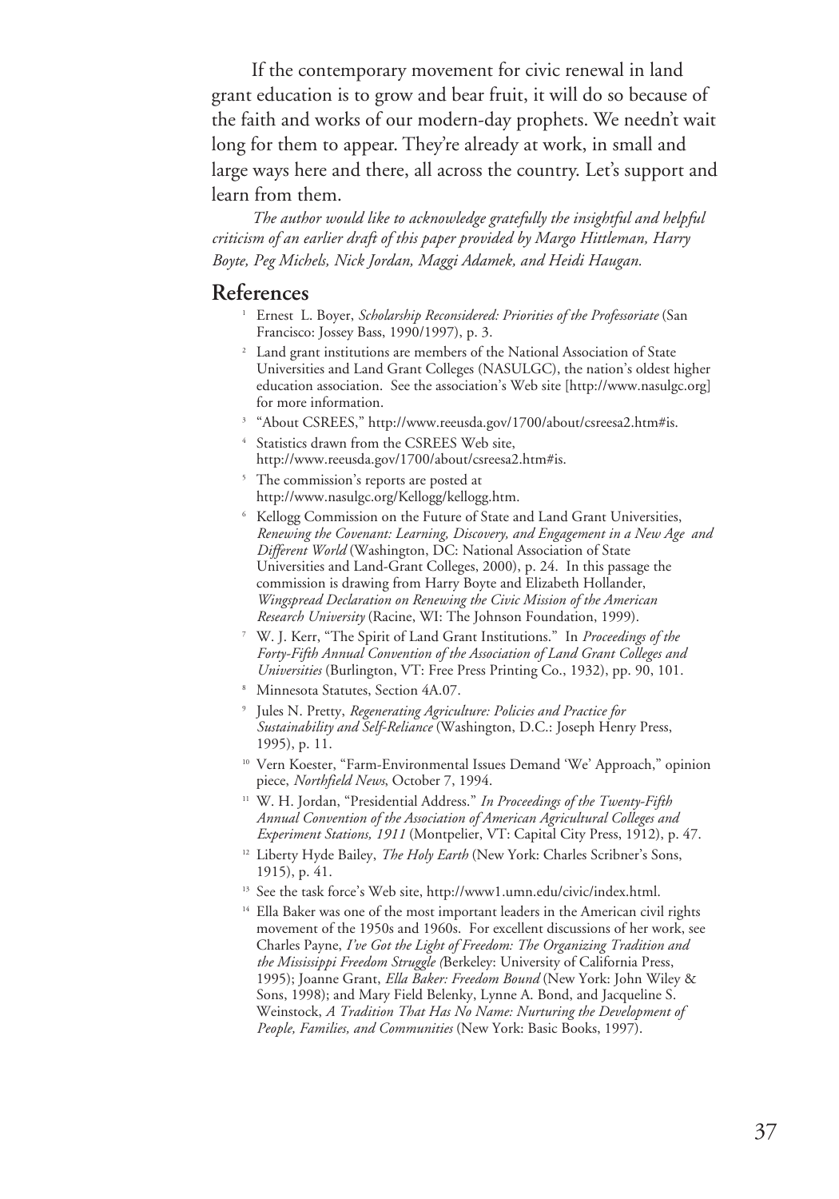If the contemporary movement for civic renewal in land grant education is to grow and bear fruit, it will do so because of the faith and works of our modern-day prophets. We needn't wait long for them to appear. They're already at work, in small and large ways here and there, all across the country. Let's support and learn from them.

*The author would like to acknowledge gratefully the insightful and helpful criticism of an earlier draft of this paper provided by Margo Hittleman, Harry Boyte, Peg Michels, Nick Jordan, Maggi Adamek, and Heidi Haugan.*

## References

1. Ernest L. Boyer, *Scholarship Reconsidered: Priorities of the Professoriate* (San Francisco: Jossey Bass, 1990/1997), p. 3.
2. Land grant institutions are members of the National Association of State Universities and Land Grant Colleges (NASULGC), the nation's oldest higher education association. See the association's Web site [http://www.nasulgc.org] for more information.
3. "About CSREES," http://www.reeusda.gov/1700/about/csreesa2.htm#is.
4. Statistics drawn from the CSREES Web site, http://www.reeusda.gov/1700/about/csreesa2.htm#is.
5. The commission's reports are posted at http://www.nasulgc.org/Kellogg/kellogg.htm.
6. Kellogg Commission on the Future of State and Land Grant Universities, *Renewing the Covenant: Learning, Discovery, and Engagement in a New Age and Different World* (Washington, DC: National Association of State Universities and Land-Grant Colleges, 2000), p. 24. In this passage the commission is drawing from Harry Boyte and Elizabeth Hollander, *Wingspread Declaration on Renewing the Civic Mission of the American Research University* (Racine, WI: The Johnson Foundation, 1999).
7. W. J. Kerr, "The Spirit of Land Grant Institutions." In *Proceedings of the Forty-Fifth Annual Convention of the Association of Land Grant Colleges and Universities* (Burlington, VT: Free Press Printing Co., 1932), pp. 90, 101.
8. Minnesota Statutes, Section 4A.07.
9. Jules N. Pretty, *Regenerating Agriculture: Policies and Practice for Sustainability and Self-Reliance* (Washington, D.C.: Joseph Henry Press, 1995), p. 11.
10. Vern Koester, "Farm-Environmental Issues Demand 'We' Approach," opinion piece, *Northfield News*, October 7, 1994.
11. W. H. Jordan, "Presidential Address." *In Proceedings of the Twenty-Fifth Annual Convention of the Association of American Agricultural Colleges and Experiment Stations, 1911* (Montpelier, VT: Capital City Press, 1912), p. 47.
12. Liberty Hyde Bailey, *The Holy Earth* (New York: Charles Scribner's Sons, 1915), p. 41.
13. See the task force's Web site, http://www1.umn.edu/civic/index.html.
14. Ella Baker was one of the most important leaders in the American civil rights movement of the 1950s and 1960s. For excellent discussions of her work, see Charles Payne, *I've Got the Light of Freedom: The Organizing Tradition and the Mississippi Freedom Struggle (*Berkeley: University of California Press, 1995); Joanne Grant, *Ella Baker: Freedom Bound* (New York: John Wiley & Sons, 1998); and Mary Field Belenky, Lynne A. Bond, and Jacqueline S. Weinstock, *A Tradition That Has No Name: Nurturing the Development of People, Families, and Communities* (New York: Basic Books, 1997).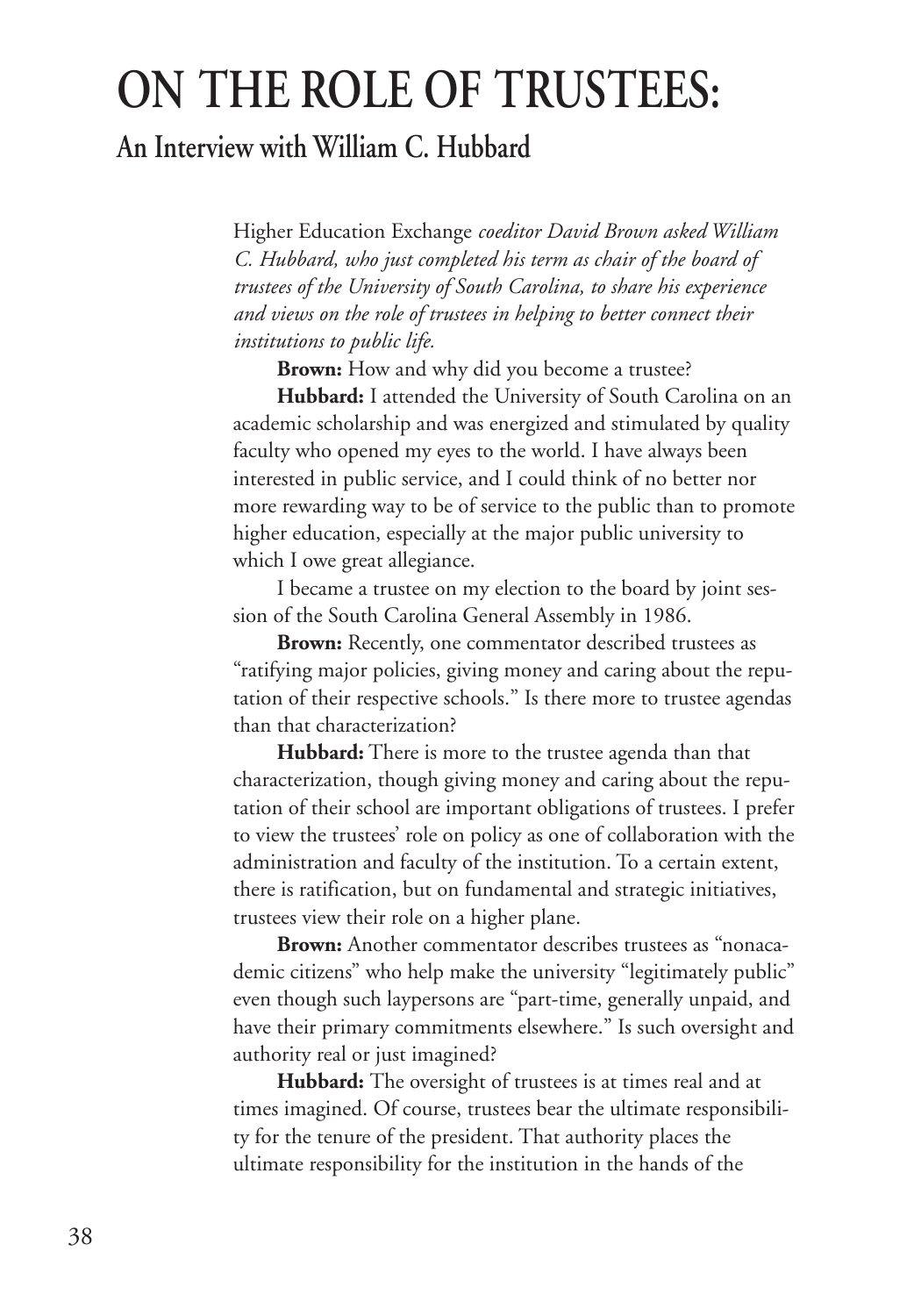# ON THE ROLE OF TRUSTEES:

## An Interview with William C. Hubbard

*Higher Education Exchange* *coeditor David Brown asked William C. Hubbard, who just completed his term as chair of the board of trustees of the University of South Carolina, to share his experience and views on the role of trustees in helping to better connect their institutions to public life.*

**Brown:** How and why did you become a trustee?

**Hubbard:** I attended the University of South Carolina on an academic scholarship and was energized and stimulated by quality faculty who opened my eyes to the world. I have always been interested in public service, and I could think of no better nor more rewarding way to be of service to the public than to promote higher education, especially at the major public university to which I owe great allegiance.

I became a trustee on my election to the board by joint session of the South Carolina General Assembly in 1986.

**Brown:** Recently, one commentator described trustees as "ratifying major policies, giving money and caring about the reputation of their respective schools." Is there more to trustee agendas than that characterization?

**Hubbard:** There is more to the trustee agenda than that characterization, though giving money and caring about the reputation of their school are important obligations of trustees. I prefer to view the trustees' role on policy as one of collaboration with the administration and faculty of the institution. To a certain extent, there is ratification, but on fundamental and strategic initiatives, trustees view their role on a higher plane.

**Brown:** Another commentator describes trustees as "nonacademic citizens" who help make the university "legitimately public" even though such laypersons are "part-time, generally unpaid, and have their primary commitments elsewhere." Is such oversight and authority real or just imagined?

**Hubbard:** The oversight of trustees is at times real and at times imagined. Of course, trustees bear the ultimate responsibility for the tenure of the president. That authority places the ultimate responsibility for the institution in the hands of the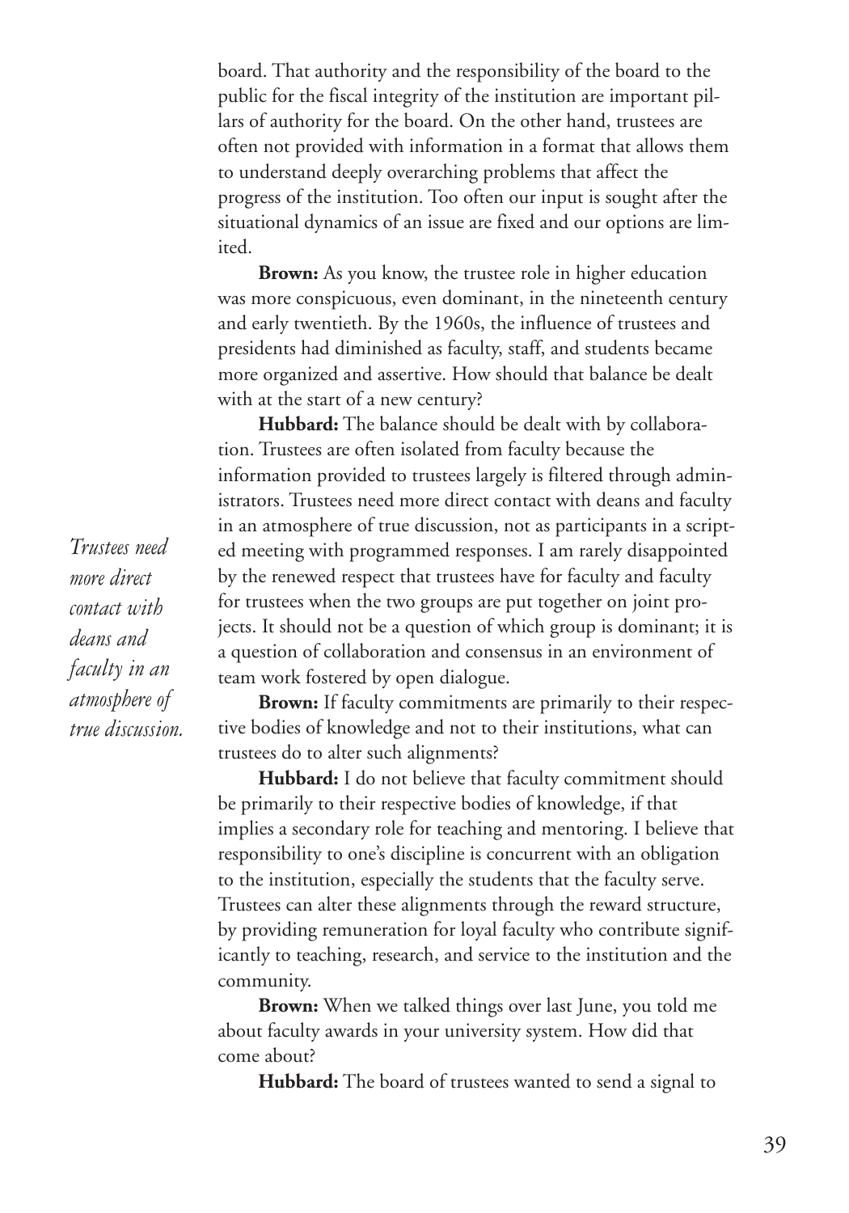board. That authority and the responsibility of the board to the public for the fiscal integrity of the institution are important pillars of authority for the board. On the other hand, trustees are often not provided with information in a format that allows them to understand deeply overarching problems that affect the progress of the institution. Too often our input is sought after the situational dynamics of an issue are fixed and our options are limited.

**Brown:** As you know, the trustee role in higher education was more conspicuous, even dominant, in the nineteenth century and early twentieth. By the 1960s, the influence of trustees and presidents had diminished as faculty, staff, and students became more organized and assertive. How should that balance be dealt with at the start of a new century?

**Hubbard:** The balance should be dealt with by collaboration. Trustees are often isolated from faculty because the information provided to trustees largely is filtered through administrators. Trustees need more direct contact with deans and faculty in an atmosphere of true discussion, not as participants in a scripted meeting with programmed responses. I am rarely disappointed by the renewed respect that trustees have for faculty and faculty for trustees when the two groups are put together on joint projects. It should not be a question of which group is dominant; it is a question of collaboration and consensus in an environment of team work fostered by open dialogue.

*Trustees need more direct contact with deans and faculty in an atmosphere of true discussion.*

**Brown:** If faculty commitments are primarily to their respective bodies of knowledge and not to their institutions, what can trustees do to alter such alignments?

**Hubbard:** I do not believe that faculty commitment should be primarily to their respective bodies of knowledge, if that implies a secondary role for teaching and mentoring. I believe that responsibility to one's discipline is concurrent with an obligation to the institution, especially the students that the faculty serve. Trustees can alter these alignments through the reward structure, by providing remuneration for loyal faculty who contribute significantly to teaching, research, and service to the institution and the community.

**Brown:** When we talked things over last June, you told me about faculty awards in your university system. How did that come about?

**Hubbard:** The board of trustees wanted to send a signal to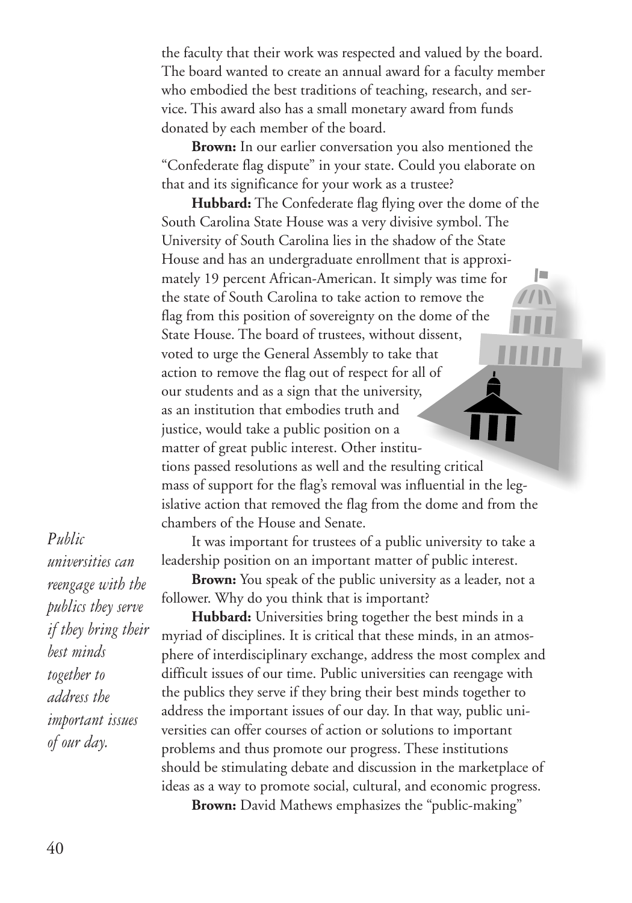the faculty that their work was respected and valued by the board. The board wanted to create an annual award for a faculty member who embodied the best traditions of teaching, research, and service. This award also has a small monetary award from funds donated by each member of the board.

**Brown:** In our earlier conversation you also mentioned the "Confederate flag dispute" in your state. Could you elaborate on that and its significance for your work as a trustee?

**Hubbard:** The Confederate flag flying over the dome of the South Carolina State House was a very divisive symbol. The University of South Carolina lies in the shadow of the State House and has an undergraduate enrollment that is approximately 19 percent African-American. It simply was time for the state of South Carolina to take action to remove the flag from this position of sovereignty on the dome of the State House. The board of trustees, without dissent, voted to urge the General Assembly to take that action to remove the flag out of respect for all of our students and as a sign that the university, as an institution that embodies truth and justice, would take a public position on a matter of great public interest. Other institutions passed resolutions as well and the resulting critical mass of support for the flag's removal was influential in the legislative action that removed the flag from the dome and from the chambers of the House and Senate.

It was important for trustees of a public university to take a leadership position on an important matter of public interest.

*Public universities can reengage with the publics they serve if they bring their best minds together to address the important issues of our day.*

**Brown:** You speak of the public university as a leader, not a follower. Why do you think that is important?

**Hubbard:** Universities bring together the best minds in a myriad of disciplines. It is critical that these minds, in an atmosphere of interdisciplinary exchange, address the most complex and difficult issues of our time. Public universities can reengage with the publics they serve if they bring their best minds together to address the important issues of our day. In that way, public universities can offer courses of action or solutions to important problems and thus promote our progress. These institutions should be stimulating debate and discussion in the marketplace of ideas as a way to promote social, cultural, and economic progress.

**Brown:** David Mathews emphasizes the "public-making"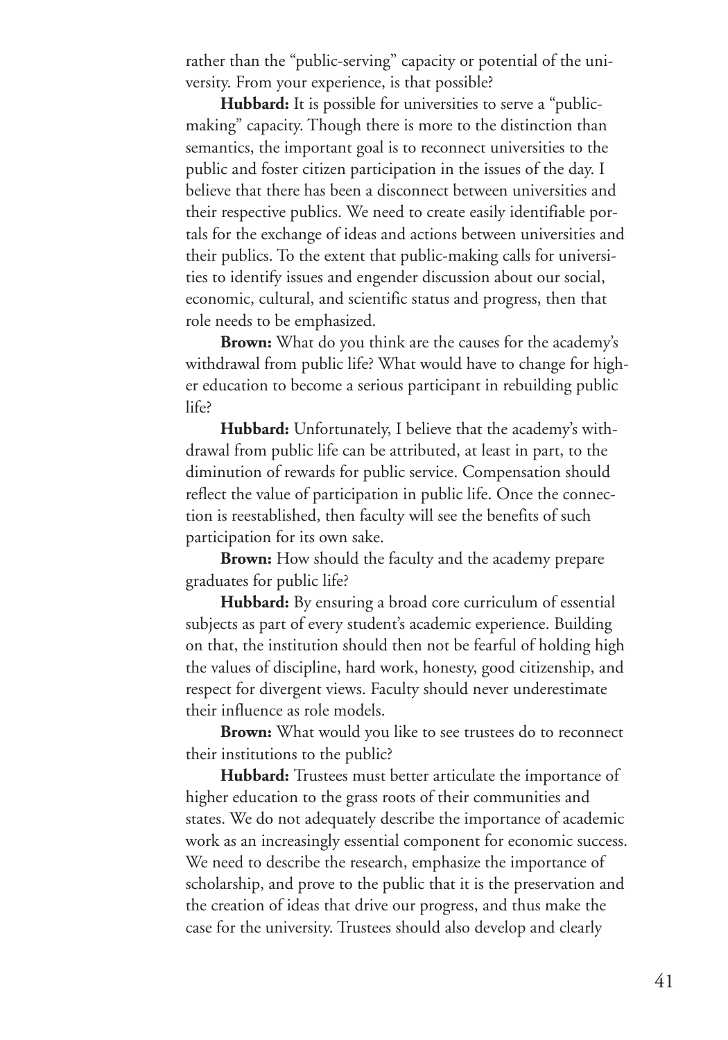rather than the "public-serving" capacity or potential of the university. From your experience, is that possible?

**Hubbard:** It is possible for universities to serve a "public-making" capacity. Though there is more to the distinction than semantics, the important goal is to reconnect universities to the public and foster citizen participation in the issues of the day. I believe that there has been a disconnect between universities and their respective publics. We need to create easily identifiable portals for the exchange of ideas and actions between universities and their publics. To the extent that public-making calls for universities to identify issues and engender discussion about our social, economic, cultural, and scientific status and progress, then that role needs to be emphasized.

**Brown:** What do you think are the causes for the academy's withdrawal from public life? What would have to change for higher education to become a serious participant in rebuilding public life?

**Hubbard:** Unfortunately, I believe that the academy's withdrawal from public life can be attributed, at least in part, to the diminution of rewards for public service. Compensation should reflect the value of participation in public life. Once the connection is reestablished, then faculty will see the benefits of such participation for its own sake.

**Brown:** How should the faculty and the academy prepare graduates for public life?

**Hubbard:** By ensuring a broad core curriculum of essential subjects as part of every student's academic experience. Building on that, the institution should then not be fearful of holding high the values of discipline, hard work, honesty, good citizenship, and respect for divergent views. Faculty should never underestimate their influence as role models.

**Brown:** What would you like to see trustees do to reconnect their institutions to the public?

**Hubbard:** Trustees must better articulate the importance of higher education to the grass roots of their communities and states. We do not adequately describe the importance of academic work as an increasingly essential component for economic success. We need to describe the research, emphasize the importance of scholarship, and prove to the public that it is the preservation and the creation of ideas that drive our progress, and thus make the case for the university. Trustees should also develop and clearly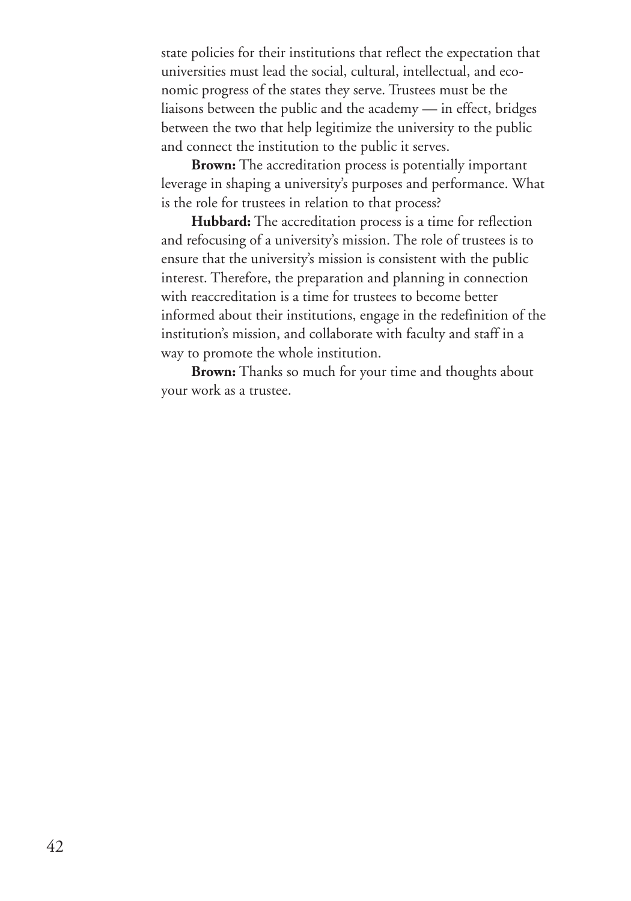state policies for their institutions that reflect the expectation that universities must lead the social, cultural, intellectual, and economic progress of the states they serve. Trustees must be the liaisons between the public and the academy — in effect, bridges between the two that help legitimize the university to the public and connect the institution to the public it serves.

**Brown:** The accreditation process is potentially important leverage in shaping a university's purposes and performance. What is the role for trustees in relation to that process?

**Hubbard:** The accreditation process is a time for reflection and refocusing of a university's mission. The role of trustees is to ensure that the university's mission is consistent with the public interest. Therefore, the preparation and planning in connection with reaccreditation is a time for trustees to become better informed about their institutions, engage in the redefinition of the institution's mission, and collaborate with faculty and staff in a way to promote the whole institution.

**Brown:** Thanks so much for your time and thoughts about your work as a trustee.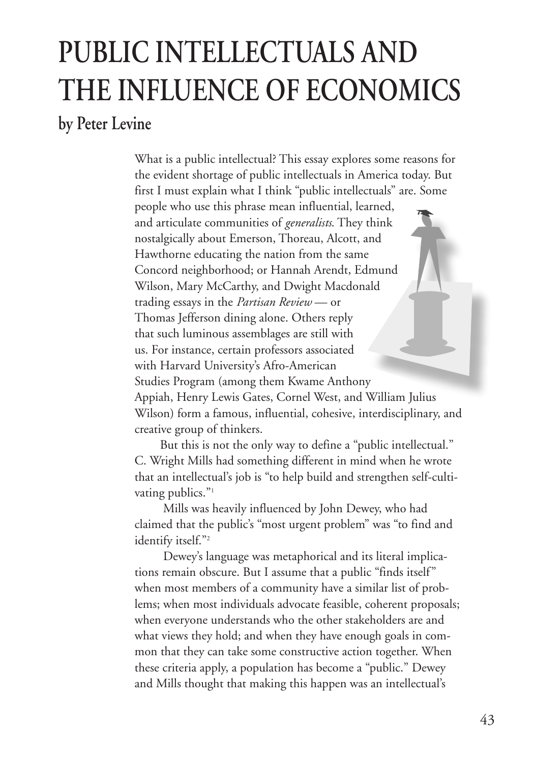# PUBLIC INTELLECTUALS AND THE INFLUENCE OF ECONOMICS

## by Peter Levine

What is a public intellectual? This essay explores some reasons for the evident shortage of public intellectuals in America today. But first I must explain what I think "public intellectuals" are. Some people who use this phrase mean influential, learned, and articulate communities of *generalists*. They think nostalgically about Emerson, Thoreau, Alcott, and Hawthorne educating the nation from the same Concord neighborhood; or Hannah Arendt, Edmund Wilson, Mary McCarthy, and Dwight Macdonald trading essays in the *Partisan Review* — or Thomas Jefferson dining alone. Others reply that such luminous assemblages are still with us. For instance, certain professors associated with Harvard University's Afro-American Studies Program (among them Kwame Anthony Appiah, Henry Lewis Gates, Cornel West, and William Julius Wilson) form a famous, influential, cohesive, interdisciplinary, and creative group of thinkers.

But this is not the only way to define a "public intellectual." C. Wright Mills had something different in mind when he wrote that an intellectual's job is "to help build and strengthen self-cultivating publics."[1]

Mills was heavily influenced by John Dewey, who had claimed that the public's "most urgent problem" was "to find and identify itself."[2]

Dewey's language was metaphorical and its literal implications remain obscure. But I assume that a public "finds itself" when most members of a community have a similar list of problems; when most individuals advocate feasible, coherent proposals; when everyone understands who the other stakeholders are and what views they hold; and when they have enough goals in common that they can take some constructive action together. When these criteria apply, a population has become a "public." Dewey and Mills thought that making this happen was an intellectual's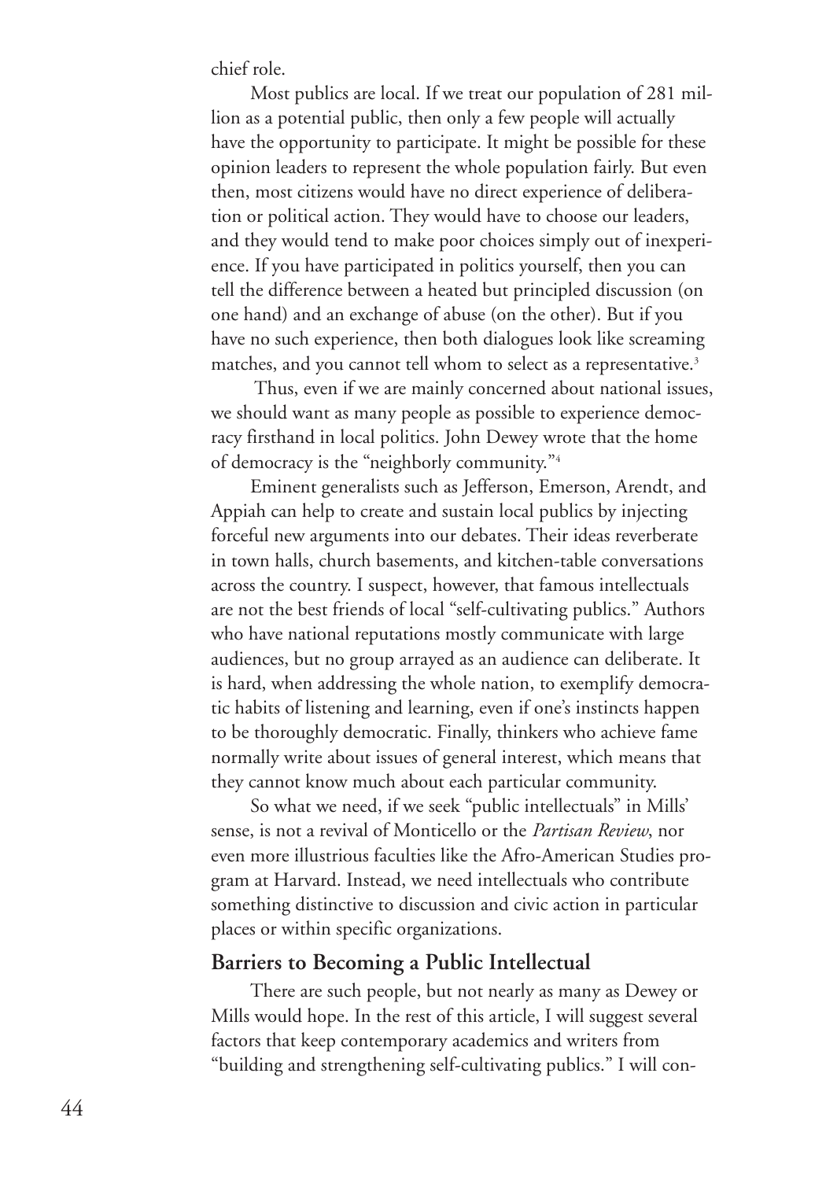chief role.

Most publics are local. If we treat our population of 281 million as a potential public, then only a few people will actually have the opportunity to participate. It might be possible for these opinion leaders to represent the whole population fairly. But even then, most citizens would have no direct experience of deliberation or political action. They would have to choose our leaders, and they would tend to make poor choices simply out of inexperience. If you have participated in politics yourself, then you can tell the difference between a heated but principled discussion (on one hand) and an exchange of abuse (on the other). But if you have no such experience, then both dialogues look like screaming matches, and you cannot tell whom to select as a representative.[3]

Thus, even if we are mainly concerned about national issues, we should want as many people as possible to experience democracy firsthand in local politics. John Dewey wrote that the home of democracy is the "neighborly community."[4]

Eminent generalists such as Jefferson, Emerson, Arendt, and Appiah can help to create and sustain local publics by injecting forceful new arguments into our debates. Their ideas reverberate in town halls, church basements, and kitchen-table conversations across the country. I suspect, however, that famous intellectuals are not the best friends of local "self-cultivating publics." Authors who have national reputations mostly communicate with large audiences, but no group arrayed as an audience can deliberate. It is hard, when addressing the whole nation, to exemplify democratic habits of listening and learning, even if one's instincts happen to be thoroughly democratic. Finally, thinkers who achieve fame normally write about issues of general interest, which means that they cannot know much about each particular community.

So what we need, if we seek "public intellectuals" in Mills' sense, is not a revival of Monticello or the *Partisan Review*, nor even more illustrious faculties like the Afro-American Studies program at Harvard. Instead, we need intellectuals who contribute something distinctive to discussion and civic action in particular places or within specific organizations.

## Barriers to Becoming a Public Intellectual

There are such people, but not nearly as many as Dewey or Mills would hope. In the rest of this article, I will suggest several factors that keep contemporary academics and writers from "building and strengthening self-cultivating publics." I will con-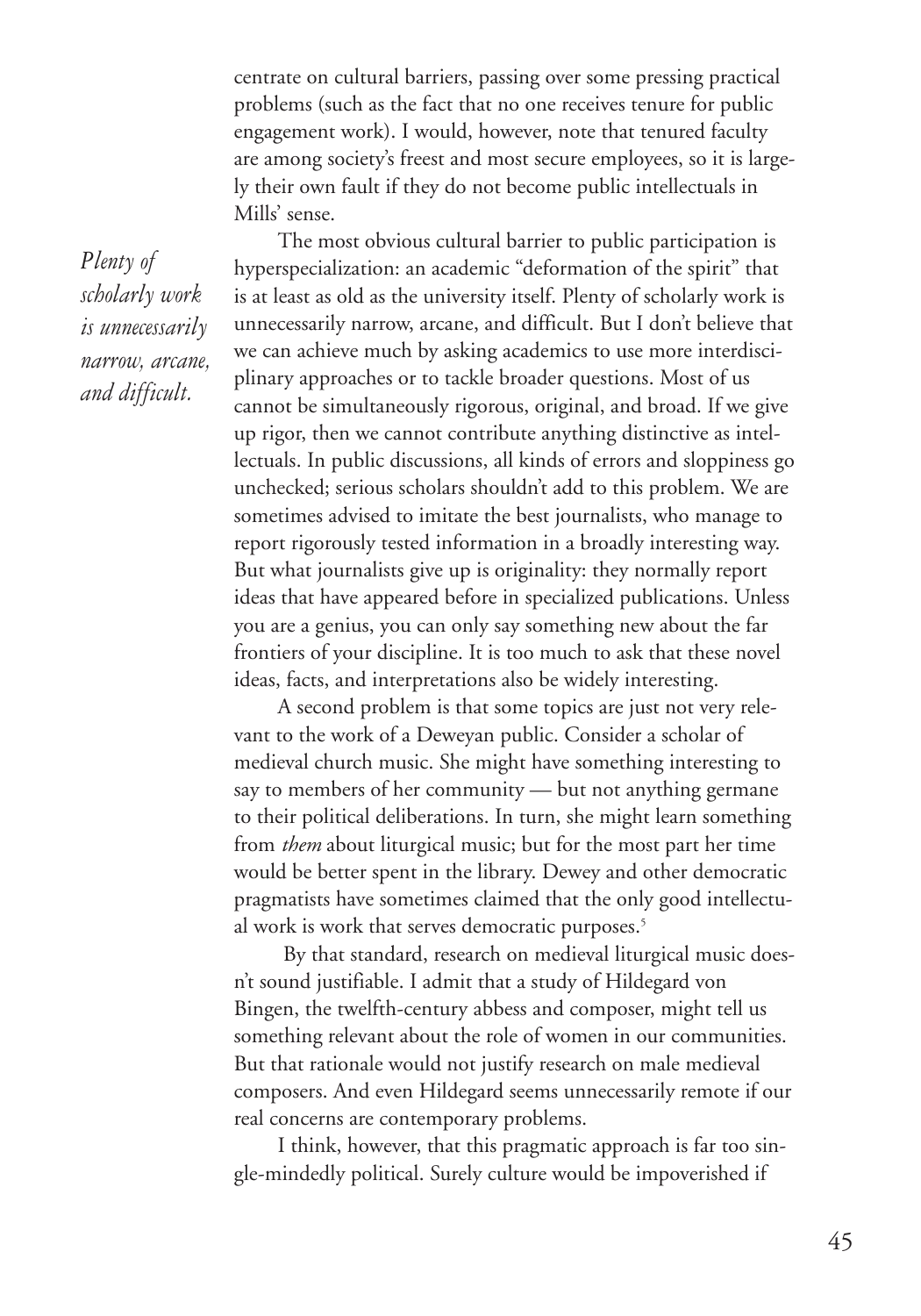centrate on cultural barriers, passing over some pressing practical problems (such as the fact that no one receives tenure for public engagement work). I would, however, note that tenured faculty are among society's freest and most secure employees, so it is largely their own fault if they do not become public intellectuals in Mills' sense.

*Plenty of scholarly work is unnecessarily narrow, arcane, and difficult.*

The most obvious cultural barrier to public participation is hyperspecialization: an academic "deformation of the spirit" that is at least as old as the university itself. Plenty of scholarly work is unnecessarily narrow, arcane, and difficult. But I don't believe that we can achieve much by asking academics to use more interdisciplinary approaches or to tackle broader questions. Most of us cannot be simultaneously rigorous, original, and broad. If we give up rigor, then we cannot contribute anything distinctive as intellectuals. In public discussions, all kinds of errors and sloppiness go unchecked; serious scholars shouldn't add to this problem. We are sometimes advised to imitate the best journalists, who manage to report rigorously tested information in a broadly interesting way. But what journalists give up is originality: they normally report ideas that have appeared before in specialized publications. Unless you are a genius, you can only say something new about the far frontiers of your discipline. It is too much to ask that these novel ideas, facts, and interpretations also be widely interesting.

A second problem is that some topics are just not very relevant to the work of a Deweyan public. Consider a scholar of medieval church music. She might have something interesting to say to members of her community — but not anything germane to their political deliberations. In turn, she might learn something from *them* about liturgical music; but for the most part her time would be better spent in the library. Dewey and other democratic pragmatists have sometimes claimed that the only good intellectual work is work that serves democratic purposes.[5]

By that standard, research on medieval liturgical music doesn't sound justifiable. I admit that a study of Hildegard von Bingen, the twelfth-century abbess and composer, might tell us something relevant about the role of women in our communities. But that rationale would not justify research on male medieval composers. And even Hildegard seems unnecessarily remote if our real concerns are contemporary problems.

I think, however, that this pragmatic approach is far too single-mindedly political. Surely culture would be impoverished if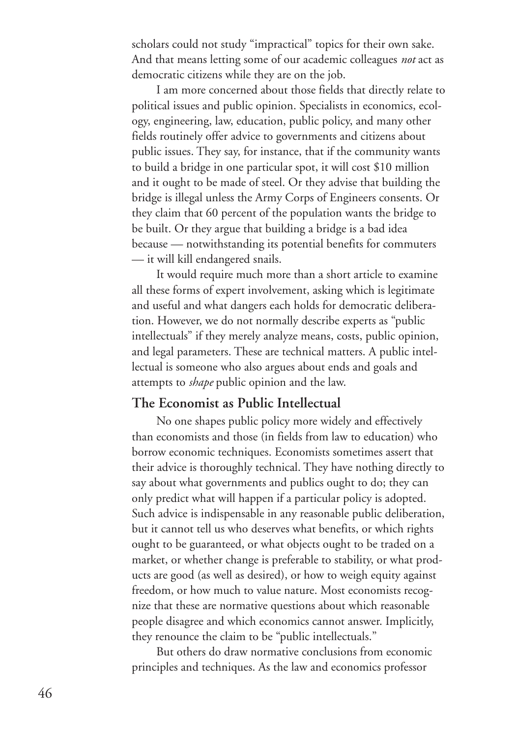scholars could not study "impractical" topics for their own sake. And that means letting some of our academic colleagues *not* act as democratic citizens while they are on the job.

I am more concerned about those fields that directly relate to political issues and public opinion. Specialists in economics, ecology, engineering, law, education, public policy, and many other fields routinely offer advice to governments and citizens about public issues. They say, for instance, that if the community wants to build a bridge in one particular spot, it will cost $10 million and it ought to be made of steel. Or they advise that building the bridge is illegal unless the Army Corps of Engineers consents. Or they claim that 60 percent of the population wants the bridge to be built. Or they argue that building a bridge is a bad idea because — notwithstanding its potential benefits for commuters — it will kill endangered snails.

It would require much more than a short article to examine all these forms of expert involvement, asking which is legitimate and useful and what dangers each holds for democratic deliberation. However, we do not normally describe experts as "public intellectuals" if they merely analyze means, costs, public opinion, and legal parameters. These are technical matters. A public intellectual is someone who also argues about ends and goals and attempts to *shape* public opinion and the law.

## The Economist as Public Intellectual

No one shapes public policy more widely and effectively than economists and those (in fields from law to education) who borrow economic techniques. Economists sometimes assert that their advice is thoroughly technical. They have nothing directly to say about what governments and publics ought to do; they can only predict what will happen if a particular policy is adopted. Such advice is indispensable in any reasonable public deliberation, but it cannot tell us who deserves what benefits, or which rights ought to be guaranteed, or what objects ought to be traded on a market, or whether change is preferable to stability, or what products are good (as well as desired), or how to weigh equity against freedom, or how much to value nature. Most economists recognize that these are normative questions about which reasonable people disagree and which economics cannot answer. Implicitly, they renounce the claim to be "public intellectuals."

But others do draw normative conclusions from economic principles and techniques. As the law and economics professor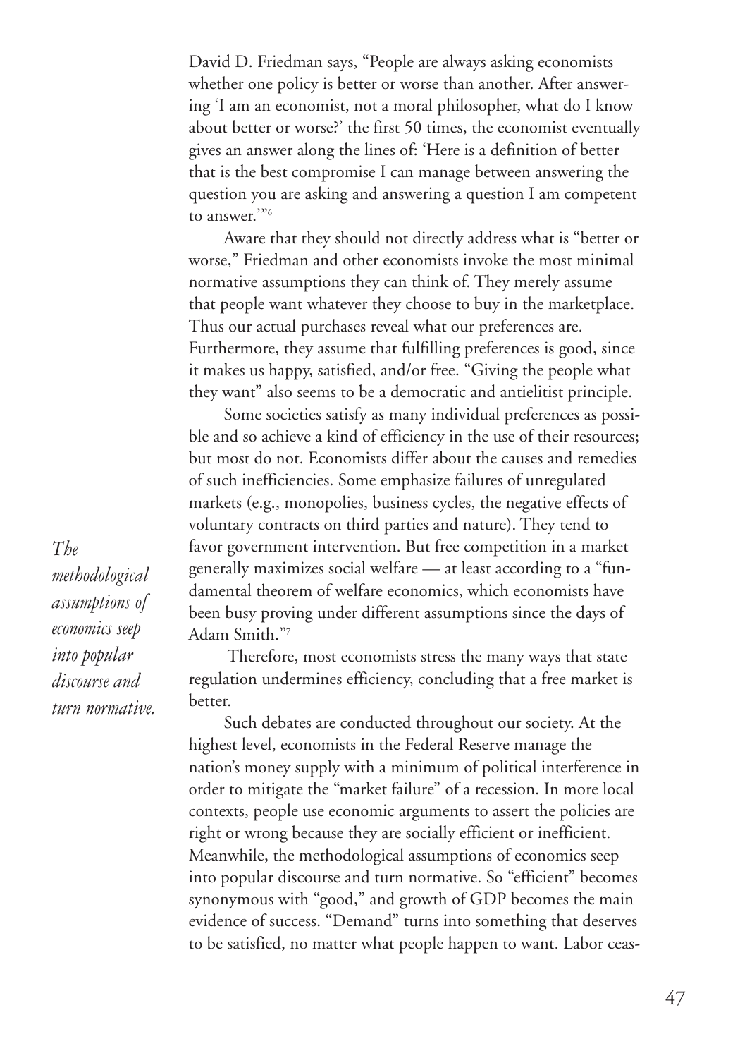David D. Friedman says, "People are always asking economists whether one policy is better or worse than another. After answering 'I am an economist, not a moral philosopher, what do I know about better or worse?' the first 50 times, the economist eventually gives an answer along the lines of: 'Here is a definition of better that is the best compromise I can manage between answering the question you are asking and answering a question I am competent to answer.'"[6]

Aware that they should not directly address what is "better or worse," Friedman and other economists invoke the most minimal normative assumptions they can think of. They merely assume that people want whatever they choose to buy in the marketplace. Thus our actual purchases reveal what our preferences are. Furthermore, they assume that fulfilling preferences is good, since it makes us happy, satisfied, and/or free. "Giving the people what they want" also seems to be a democratic and antielitist principle.

Some societies satisfy as many individual preferences as possible and so achieve a kind of efficiency in the use of their resources; but most do not. Economists differ about the causes and remedies of such inefficiencies. Some emphasize failures of unregulated markets (e.g., monopolies, business cycles, the negative effects of voluntary contracts on third parties and nature). They tend to favor government intervention. But free competition in a market generally maximizes social welfare — at least according to a "fundamental theorem of welfare economics, which economists have been busy proving under different assumptions since the days of Adam Smith."[7]

*The methodological assumptions of economics seep into popular discourse and turn normative.*

Therefore, most economists stress the many ways that state regulation undermines efficiency, concluding that a free market is better.

Such debates are conducted throughout our society. At the highest level, economists in the Federal Reserve manage the nation's money supply with a minimum of political interference in order to mitigate the "market failure" of a recession. In more local contexts, people use economic arguments to assert the policies are right or wrong because they are socially efficient or inefficient. Meanwhile, the methodological assumptions of economics seep into popular discourse and turn normative. So "efficient" becomes synonymous with "good," and growth of GDP becomes the main evidence of success. "Demand" turns into something that deserves to be satisfied, no matter what people happen to want. Labor ceas-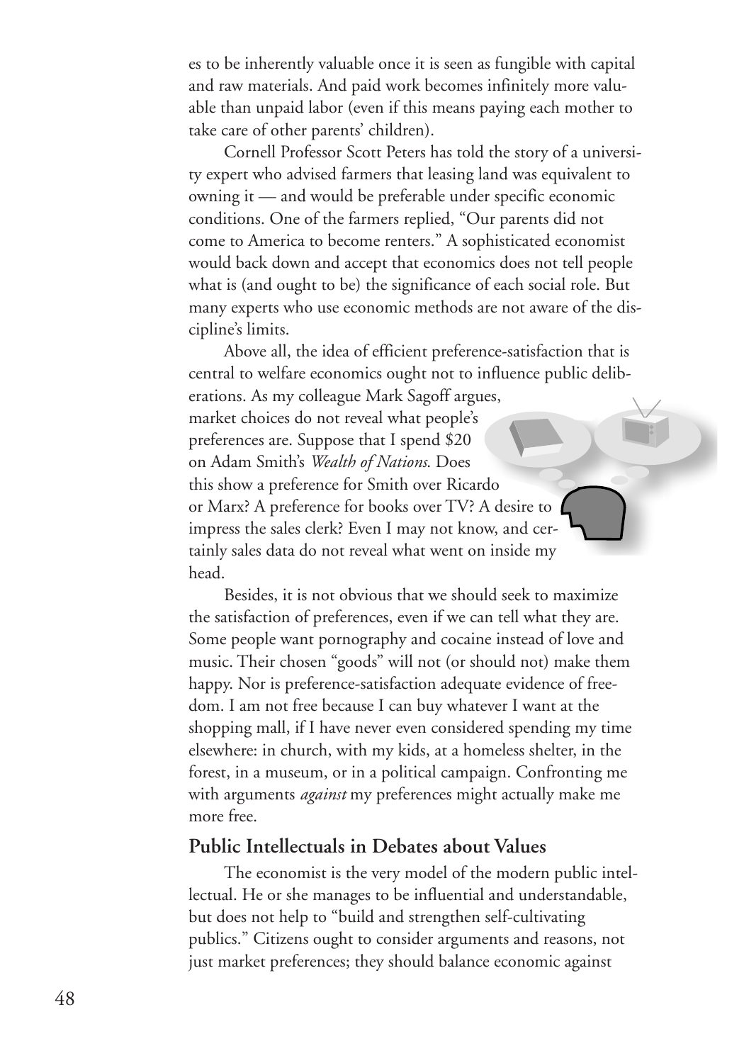es to be inherently valuable once it is seen as fungible with capital and raw materials. And paid work becomes infinitely more valuable than unpaid labor (even if this means paying each mother to take care of other parents' children).

Cornell Professor Scott Peters has told the story of a university expert who advised farmers that leasing land was equivalent to owning it — and would be preferable under specific economic conditions. One of the farmers replied, "Our parents did not come to America to become renters." A sophisticated economist would back down and accept that economics does not tell people what is (and ought to be) the significance of each social role. But many experts who use economic methods are not aware of the discipline's limits.

Above all, the idea of efficient preference-satisfaction that is central to welfare economics ought not to influence public deliberations. As my colleague Mark Sagoff argues, market choices do not reveal what people's preferences are. Suppose that I spend $20 on Adam Smith's *Wealth of Nations*. Does this show a preference for Smith over Ricardo or Marx? A preference for books over TV? A desire to impress the sales clerk? Even I may not know, and certainly sales data do not reveal what went on inside my head.

Besides, it is not obvious that we should seek to maximize the satisfaction of preferences, even if we can tell what they are. Some people want pornography and cocaine instead of love and music. Their chosen "goods" will not (or should not) make them happy. Nor is preference-satisfaction adequate evidence of freedom. I am not free because I can buy whatever I want at the shopping mall, if I have never even considered spending my time elsewhere: in church, with my kids, at a homeless shelter, in the forest, in a museum, or in a political campaign. Confronting me with arguments *against* my preferences might actually make me more free.

## Public Intellectuals in Debates about Values

The economist is the very model of the modern public intellectual. He or she manages to be influential and understandable, but does not help to "build and strengthen self-cultivating publics." Citizens ought to consider arguments and reasons, not just market preferences; they should balance economic against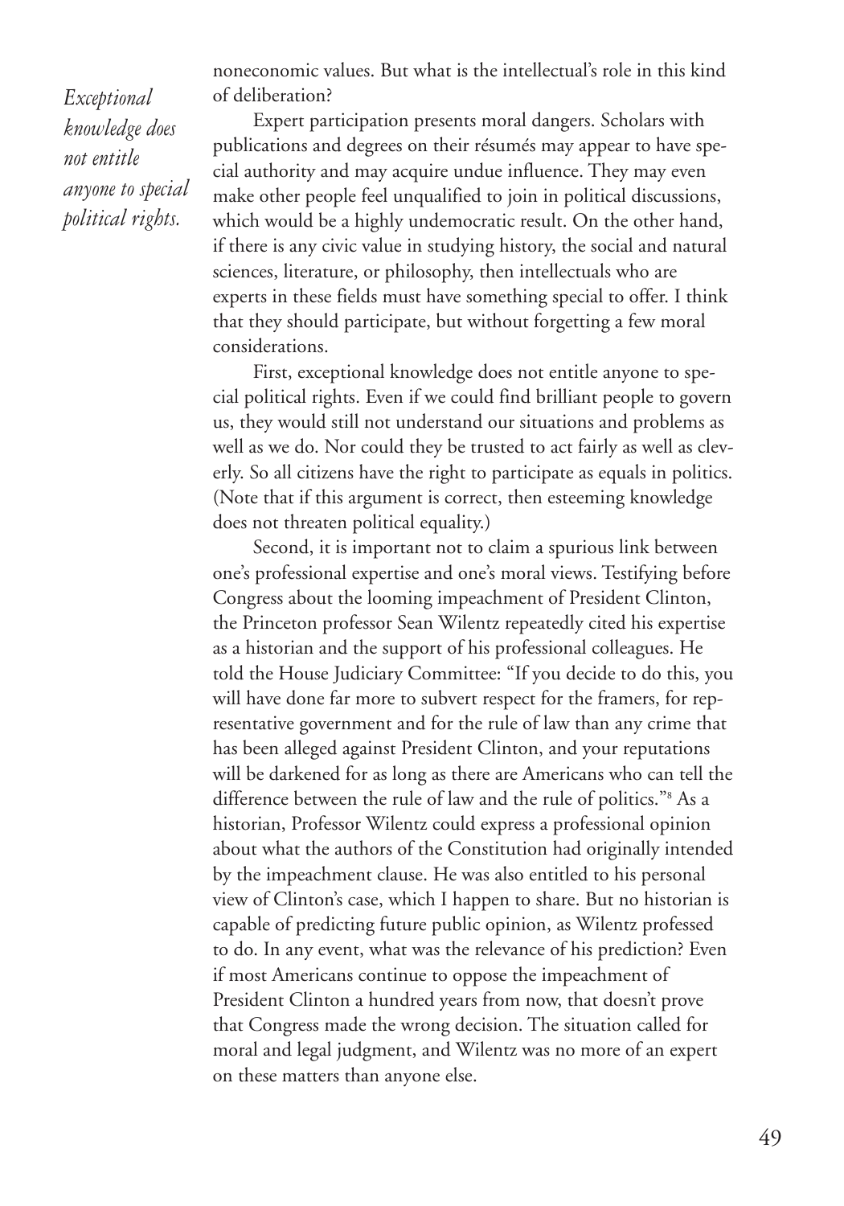*Exceptional knowledge does not entitle anyone to special political rights.*

noneconomic values. But what is the intellectual's role in this kind of deliberation?

Expert participation presents moral dangers. Scholars with publications and degrees on their résumés may appear to have special authority and may acquire undue influence. They may even make other people feel unqualified to join in political discussions, which would be a highly undemocratic result. On the other hand, if there is any civic value in studying history, the social and natural sciences, literature, or philosophy, then intellectuals who are experts in these fields must have something special to offer. I think that they should participate, but without forgetting a few moral considerations.

First, exceptional knowledge does not entitle anyone to special political rights. Even if we could find brilliant people to govern us, they would still not understand our situations and problems as well as we do. Nor could they be trusted to act fairly as well as cleverly. So all citizens have the right to participate as equals in politics. (Note that if this argument is correct, then esteeming knowledge does not threaten political equality.)

Second, it is important not to claim a spurious link between one's professional expertise and one's moral views. Testifying before Congress about the looming impeachment of President Clinton, the Princeton professor Sean Wilentz repeatedly cited his expertise as a historian and the support of his professional colleagues. He told the House Judiciary Committee: "If you decide to do this, you will have done far more to subvert respect for the framers, for representative government and for the rule of law than any crime that has been alleged against President Clinton, and your reputations will be darkened for as long as there are Americans who can tell the difference between the rule of law and the rule of politics."[8] As a historian, Professor Wilentz could express a professional opinion about what the authors of the Constitution had originally intended by the impeachment clause. He was also entitled to his personal view of Clinton's case, which I happen to share. But no historian is capable of predicting future public opinion, as Wilentz professed to do. In any event, what was the relevance of his prediction? Even if most Americans continue to oppose the impeachment of President Clinton a hundred years from now, that doesn't prove that Congress made the wrong decision. The situation called for moral and legal judgment, and Wilentz was no more of an expert on these matters than anyone else.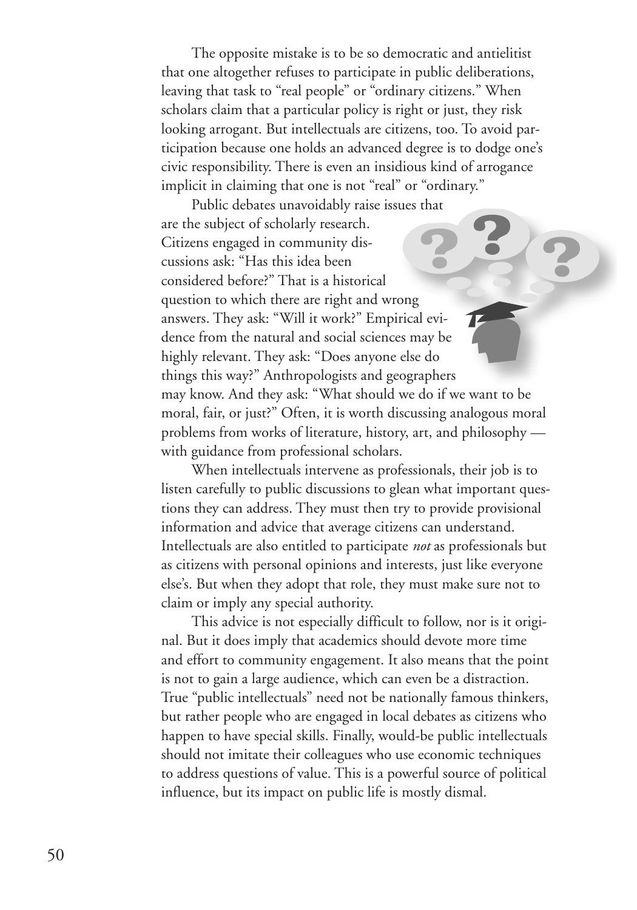The opposite mistake is to be so democratic and antielitist that one altogether refuses to participate in public deliberations, leaving that task to "real people" or "ordinary citizens." When scholars claim that a particular policy is right or just, they risk looking arrogant. But intellectuals are citizens, too. To avoid participation because one holds an advanced degree is to dodge one's civic responsibility. There is even an insidious kind of arrogance implicit in claiming that one is not "real" or "ordinary."

Public debates unavoidably raise issues that are the subject of scholarly research. Citizens engaged in community discussions ask: "Has this idea been considered before?" That is a historical question to which there are right and wrong answers. They ask: "Will it work?" Empirical evidence from the natural and social sciences may be highly relevant. They ask: "Does anyone else do things this way?" Anthropologists and geographers may know. And they ask: "What should we do if we want to be moral, fair, or just?" Often, it is worth discussing analogous moral problems from works of literature, history, art, and philosophy — with guidance from professional scholars.

When intellectuals intervene as professionals, their job is to listen carefully to public discussions to glean what important questions they can address. They must then try to provide provisional information and advice that average citizens can understand. Intellectuals are also entitled to participate *not* as professionals but as citizens with personal opinions and interests, just like everyone else's. But when they adopt that role, they must make sure not to claim or imply any special authority.

This advice is not especially difficult to follow, nor is it original. But it does imply that academics should devote more time and effort to community engagement. It also means that the point is not to gain a large audience, which can even be a distraction. True "public intellectuals" need not be nationally famous thinkers, but rather people who are engaged in local debates as citizens who happen to have special skills. Finally, would-be public intellectuals should not imitate their colleagues who use economic techniques to address questions of value. This is a powerful source of political influence, but its impact on public life is mostly dismal.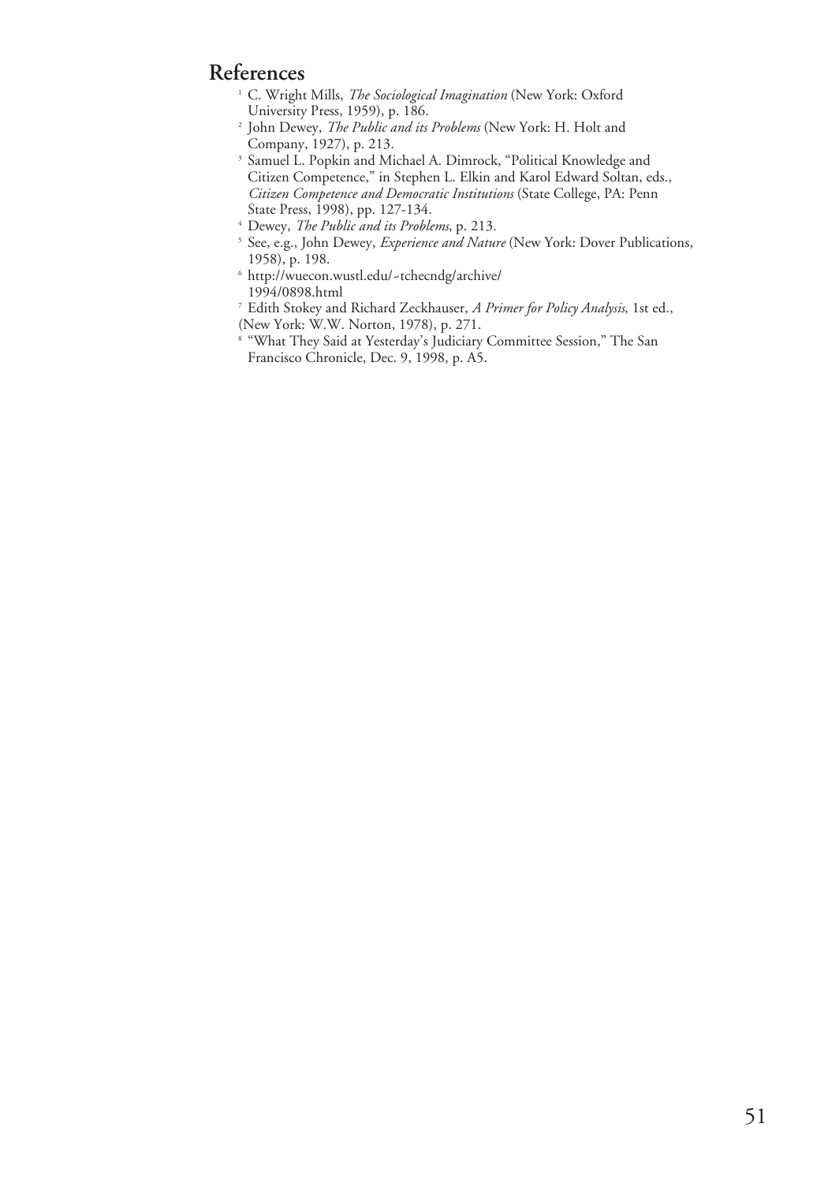## References

1. C. Wright Mills, *The Sociological Imagination* (New York: Oxford University Press, 1959), p. 186.
2. John Dewey, *The Public and its Problems* (New York: H. Holt and Company, 1927), p. 213.
3. Samuel L. Popkin and Michael A. Dimrock, "Political Knowledge and Citizen Competence," in Stephen L. Elkin and Karol Edward Soltan, eds., *Citizen Competence and Democratic Institutions* (State College, PA: Penn State Press, 1998), pp. 127-134.
4. Dewey, *The Public and its Problems*, p. 213.
5. See, e.g., John Dewey, *Experience and Nature* (New York: Dover Publications, 1958), p. 198.
6. http://wuecon.wustl.edu/~tchecndg/archive/1994/0898.html
7. Edith Stokey and Richard Zeckhauser, *A Primer for Policy Analysis*, 1st ed., (New York: W.W. Norton, 1978), p. 271.
8. "What They Said at Yesterday's Judiciary Committee Session," The San Francisco Chronicle, Dec. 9, 1998, p. A5.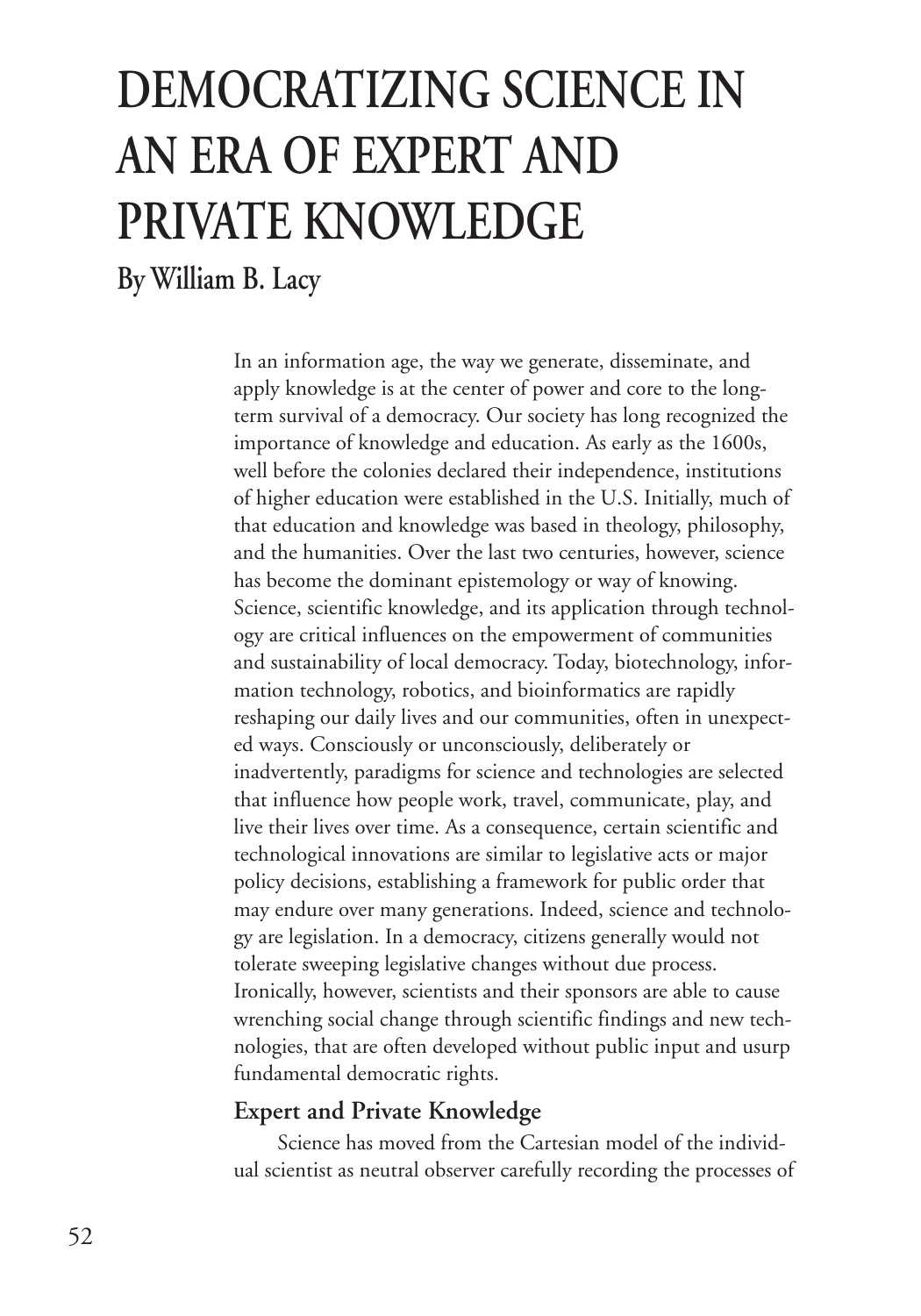# DEMOCRATIZING SCIENCE IN AN ERA OF EXPERT AND PRIVATE KNOWLEDGE

## By William B. Lacy

In an information age, the way we generate, disseminate, and apply knowledge is at the center of power and core to the long-term survival of a democracy. Our society has long recognized the importance of knowledge and education. As early as the 1600s, well before the colonies declared their independence, institutions of higher education were established in the U.S. Initially, much of that education and knowledge was based in theology, philosophy, and the humanities. Over the last two centuries, however, science has become the dominant epistemology or way of knowing. Science, scientific knowledge, and its application through technology are critical influences on the empowerment of communities and sustainability of local democracy. Today, biotechnology, information technology, robotics, and bioinformatics are rapidly reshaping our daily lives and our communities, often in unexpected ways. Consciously or unconsciously, deliberately or inadvertently, paradigms for science and technologies are selected that influence how people work, travel, communicate, play, and live their lives over time. As a consequence, certain scientific and technological innovations are similar to legislative acts or major policy decisions, establishing a framework for public order that may endure over many generations. Indeed, science and technology are legislation. In a democracy, citizens generally would not tolerate sweeping legislative changes without due process. Ironically, however, scientists and their sponsors are able to cause wrenching social change through scientific findings and new technologies, that are often developed without public input and usurp fundamental democratic rights.

### Expert and Private Knowledge

Science has moved from the Cartesian model of the individual scientist as neutral observer carefully recording the processes of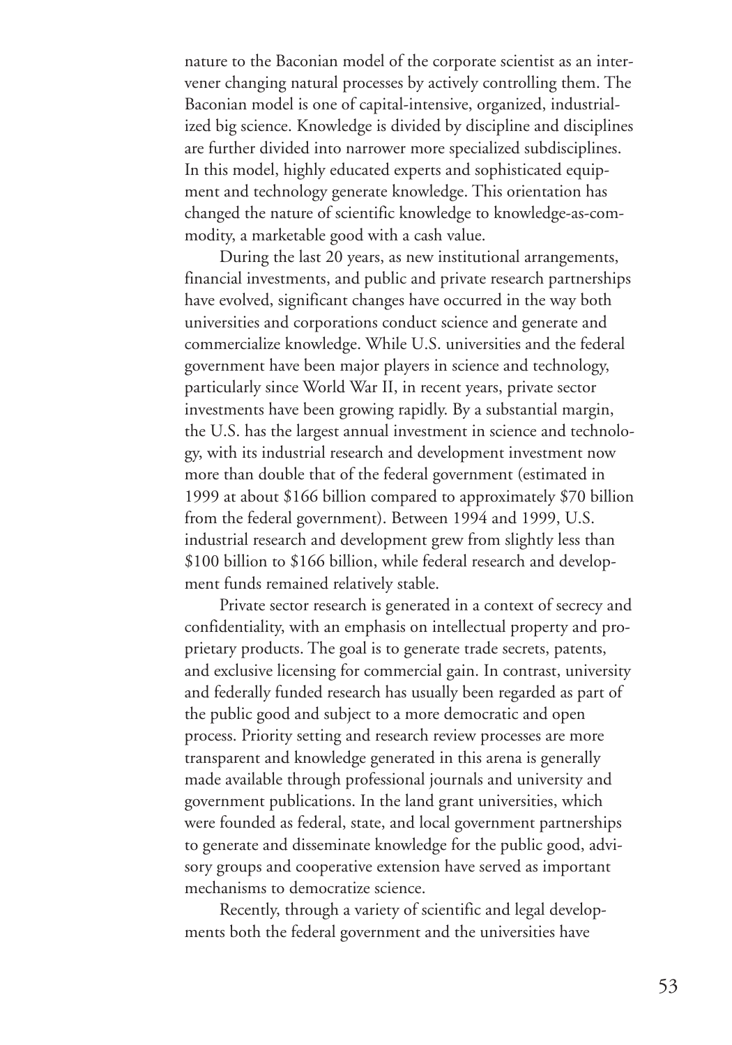nature to the Baconian model of the corporate scientist as an intervener changing natural processes by actively controlling them. The Baconian model is one of capital-intensive, organized, industrialized big science. Knowledge is divided by discipline and disciplines are further divided into narrower more specialized subdisciplines. In this model, highly educated experts and sophisticated equipment and technology generate knowledge. This orientation has changed the nature of scientific knowledge to knowledge-as-commodity, a marketable good with a cash value.

During the last 20 years, as new institutional arrangements, financial investments, and public and private research partnerships have evolved, significant changes have occurred in the way both universities and corporations conduct science and generate and commercialize knowledge. While U.S. universities and the federal government have been major players in science and technology, particularly since World War II, in recent years, private sector investments have been growing rapidly. By a substantial margin, the U.S. has the largest annual investment in science and technology, with its industrial research and development investment now more than double that of the federal government (estimated in 1999 at about $166 billion compared to approximately $70 billion from the federal government). Between 1994 and 1999, U.S. industrial research and development grew from slightly less than $100 billion to $166 billion, while federal research and development funds remained relatively stable.

Private sector research is generated in a context of secrecy and confidentiality, with an emphasis on intellectual property and proprietary products. The goal is to generate trade secrets, patents, and exclusive licensing for commercial gain. In contrast, university and federally funded research has usually been regarded as part of the public good and subject to a more democratic and open process. Priority setting and research review processes are more transparent and knowledge generated in this arena is generally made available through professional journals and university and government publications. In the land grant universities, which were founded as federal, state, and local government partnerships to generate and disseminate knowledge for the public good, advisory groups and cooperative extension have served as important mechanisms to democratize science.

Recently, through a variety of scientific and legal developments both the federal government and the universities have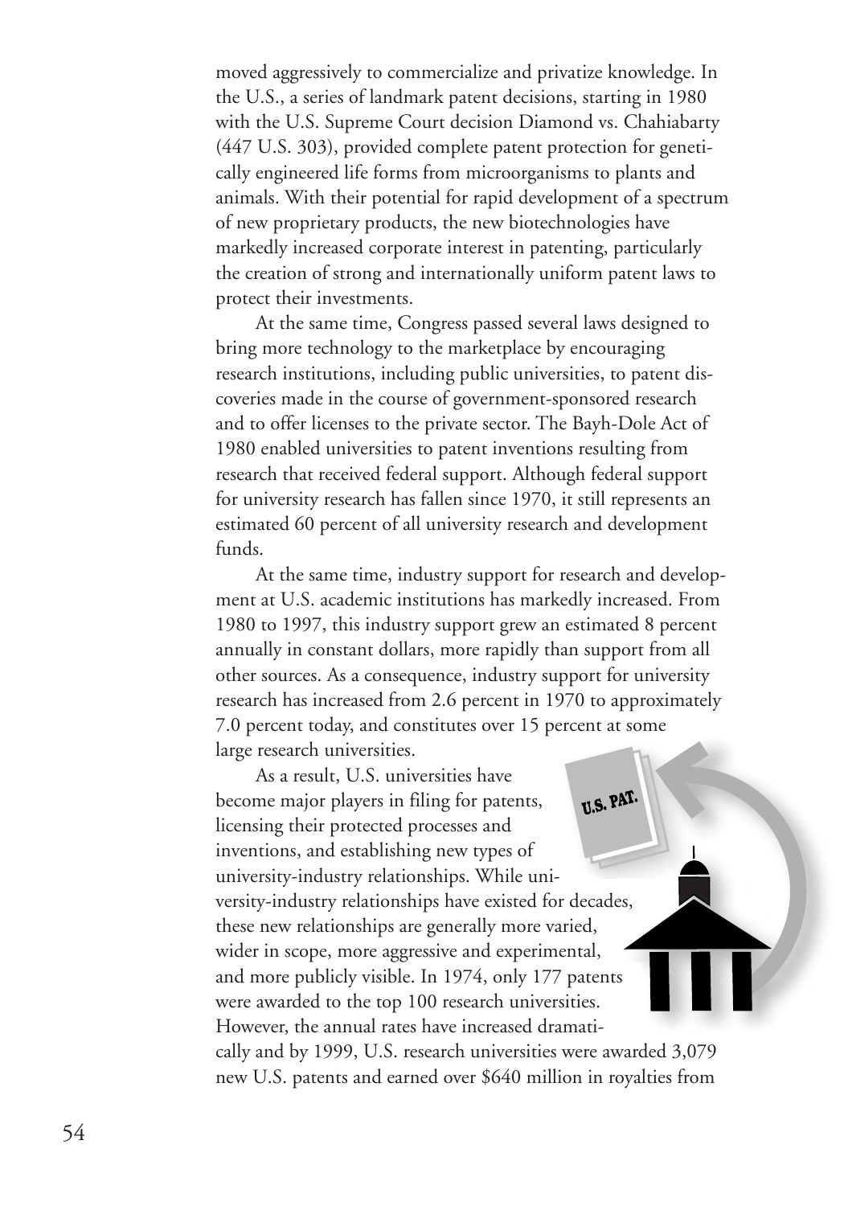moved aggressively to commercialize and privatize knowledge. In the U.S., a series of landmark patent decisions, starting in 1980 with the U.S. Supreme Court decision Diamond vs. Chahiabarty (447 U.S. 303), provided complete patent protection for genetically engineered life forms from microorganisms to plants and animals. With their potential for rapid development of a spectrum of new proprietary products, the new biotechnologies have markedly increased corporate interest in patenting, particularly the creation of strong and internationally uniform patent laws to protect their investments.

At the same time, Congress passed several laws designed to bring more technology to the marketplace by encouraging research institutions, including public universities, to patent discoveries made in the course of government-sponsored research and to offer licenses to the private sector. The Bayh-Dole Act of 1980 enabled universities to patent inventions resulting from research that received federal support. Although federal support for university research has fallen since 1970, it still represents an estimated 60 percent of all university research and development funds.

At the same time, industry support for research and development at U.S. academic institutions has markedly increased. From 1980 to 1997, this industry support grew an estimated 8 percent annually in constant dollars, more rapidly than support from all other sources. As a consequence, industry support for university research has increased from 2.6 percent in 1970 to approximately 7.0 percent today, and constitutes over 15 percent at some large research universities.

As a result, U.S. universities have become major players in filing for patents, licensing their protected processes and inventions, and establishing new types of university-industry relationships. While university-industry relationships have existed for decades, these new relationships are generally more varied, wider in scope, more aggressive and experimental, and more publicly visible. In 1974, only 177 patents were awarded to the top 100 research universities. However, the annual rates have increased dramatically and by 1999, U.S. research universities were awarded 3,079 new U.S. patents and earned over $640 million in royalties from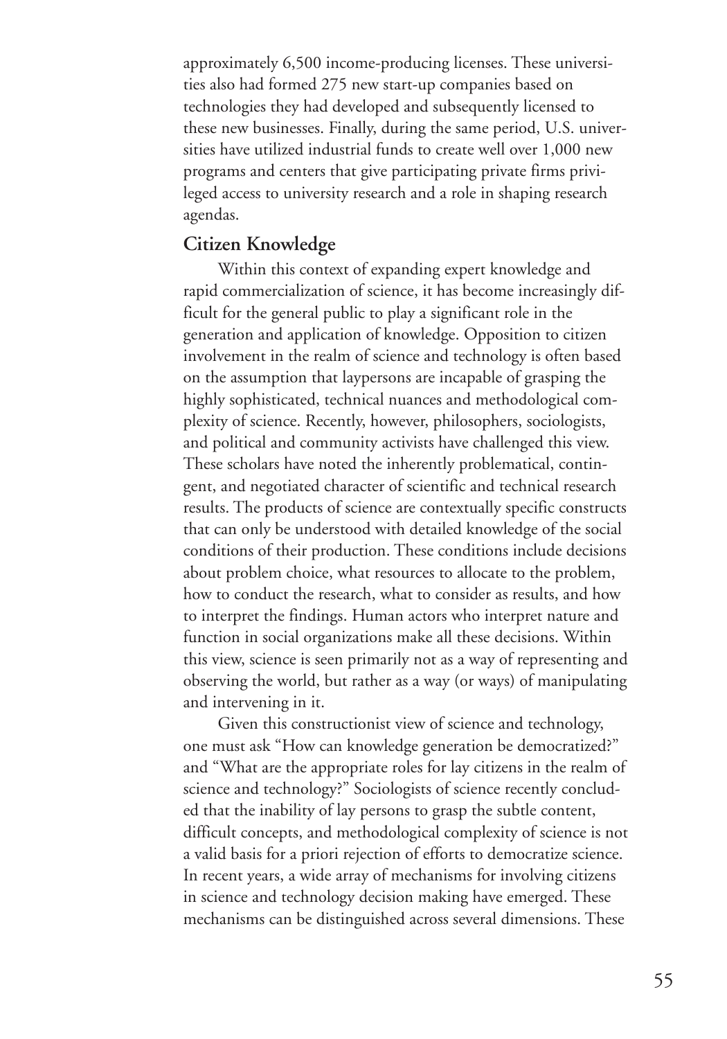approximately 6,500 income-producing licenses. These universities also had formed 275 new start-up companies based on technologies they had developed and subsequently licensed to these new businesses. Finally, during the same period, U.S. universities have utilized industrial funds to create well over 1,000 new programs and centers that give participating private firms privileged access to university research and a role in shaping research agendas.

## Citizen Knowledge

Within this context of expanding expert knowledge and rapid commercialization of science, it has become increasingly difficult for the general public to play a significant role in the generation and application of knowledge. Opposition to citizen involvement in the realm of science and technology is often based on the assumption that laypersons are incapable of grasping the highly sophisticated, technical nuances and methodological complexity of science. Recently, however, philosophers, sociologists, and political and community activists have challenged this view. These scholars have noted the inherently problematical, contingent, and negotiated character of scientific and technical research results. The products of science are contextually specific constructs that can only be understood with detailed knowledge of the social conditions of their production. These conditions include decisions about problem choice, what resources to allocate to the problem, how to conduct the research, what to consider as results, and how to interpret the findings. Human actors who interpret nature and function in social organizations make all these decisions. Within this view, science is seen primarily not as a way of representing and observing the world, but rather as a way (or ways) of manipulating and intervening in it.

Given this constructionist view of science and technology, one must ask "How can knowledge generation be democratized?" and "What are the appropriate roles for lay citizens in the realm of science and technology?" Sociologists of science recently concluded that the inability of lay persons to grasp the subtle content, difficult concepts, and methodological complexity of science is not a valid basis for a priori rejection of efforts to democratize science. In recent years, a wide array of mechanisms for involving citizens in science and technology decision making have emerged. These mechanisms can be distinguished across several dimensions. These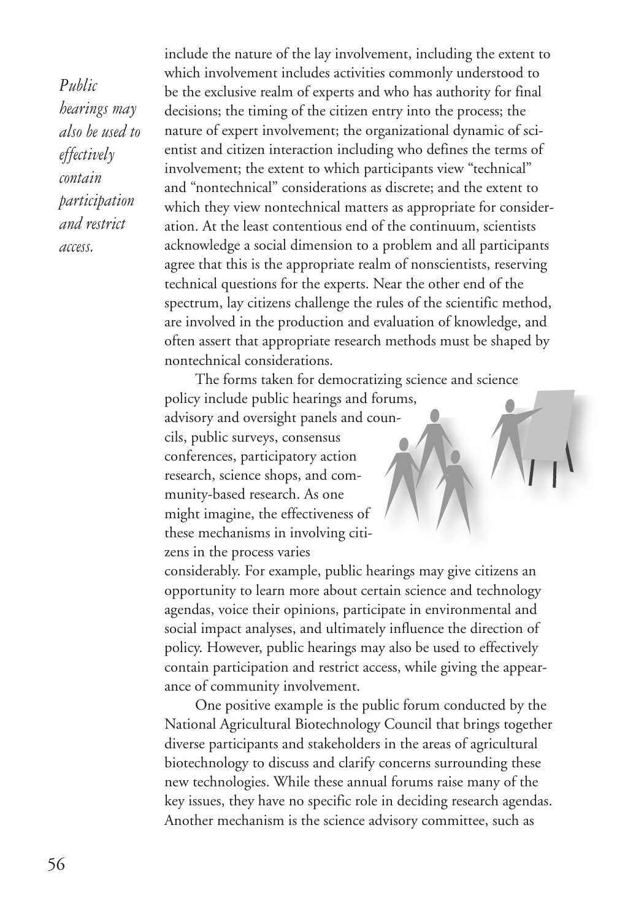*Public hearings may also be used to effectively contain participation and restrict access.*

include the nature of the lay involvement, including the extent to which involvement includes activities commonly understood to be the exclusive realm of experts and who has authority for final decisions; the timing of the citizen entry into the process; the nature of expert involvement; the organizational dynamic of scientist and citizen interaction including who defines the terms of involvement; the extent to which participants view "technical" and "nontechnical" considerations as discrete; and the extent to which they view nontechnical matters as appropriate for consideration. At the least contentious end of the continuum, scientists acknowledge a social dimension to a problem and all participants agree that this is the appropriate realm of nonscientists, reserving technical questions for the experts. Near the other end of the spectrum, lay citizens challenge the rules of the scientific method, are involved in the production and evaluation of knowledge, and often assert that appropriate research methods must be shaped by nontechnical considerations.

The forms taken for democratizing science and science policy include public hearings and forums, advisory and oversight panels and councils, public surveys, consensus conferences, participatory action research, science shops, and community-based research. As one might imagine, the effectiveness of these mechanisms in involving citizens in the process varies considerably. For example, public hearings may give citizens an opportunity to learn more about certain science and technology agendas, voice their opinions, participate in environmental and social impact analyses, and ultimately influence the direction of policy. However, public hearings may also be used to effectively contain participation and restrict access, while giving the appearance of community involvement.

One positive example is the public forum conducted by the National Agricultural Biotechnology Council that brings together diverse participants and stakeholders in the areas of agricultural biotechnology to discuss and clarify concerns surrounding these new technologies. While these annual forums raise many of the key issues, they have no specific role in deciding research agendas. Another mechanism is the science advisory committee, such as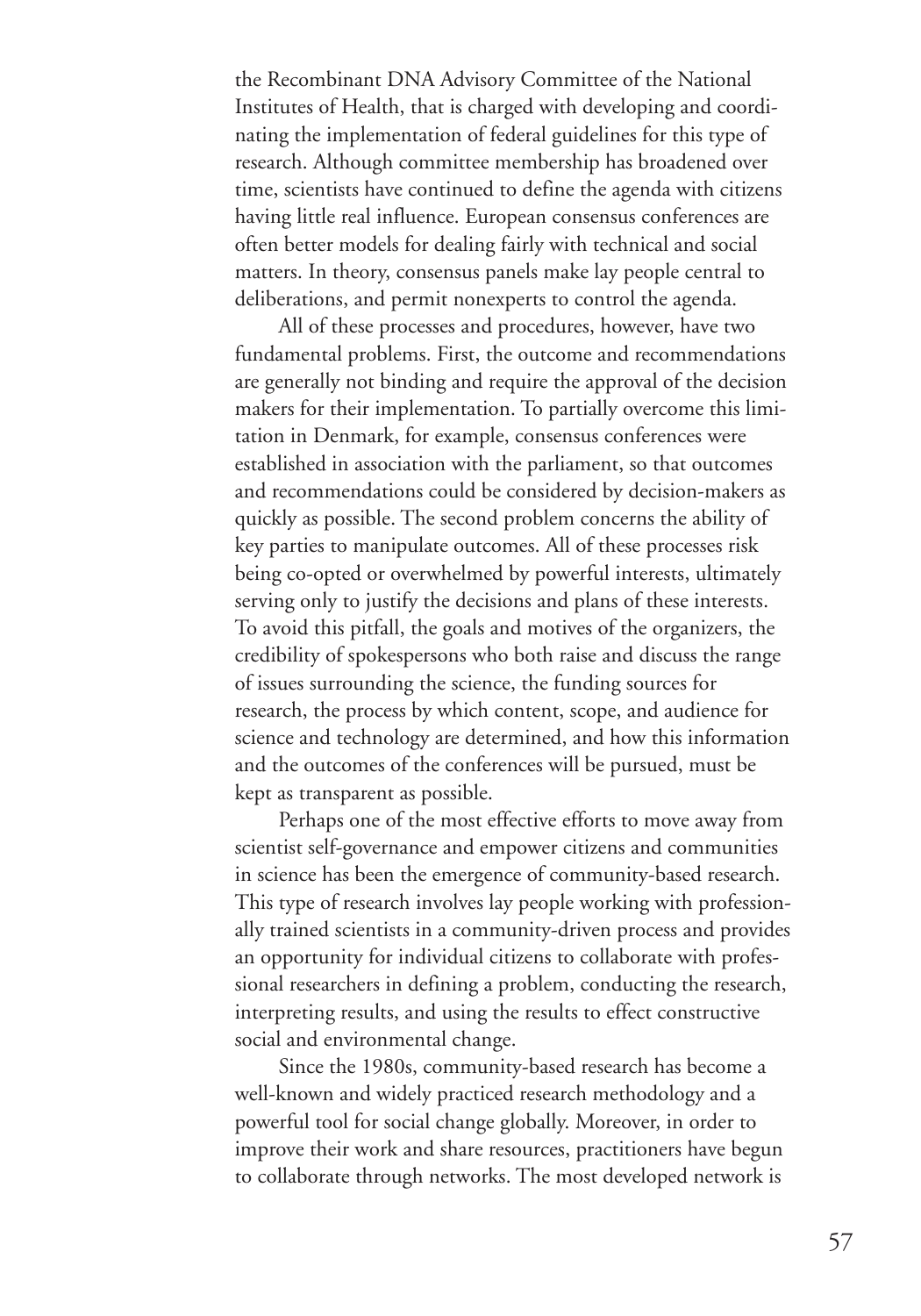the Recombinant DNA Advisory Committee of the National Institutes of Health, that is charged with developing and coordinating the implementation of federal guidelines for this type of research. Although committee membership has broadened over time, scientists have continued to define the agenda with citizens having little real influence. European consensus conferences are often better models for dealing fairly with technical and social matters. In theory, consensus panels make lay people central to deliberations, and permit nonexperts to control the agenda.

All of these processes and procedures, however, have two fundamental problems. First, the outcome and recommendations are generally not binding and require the approval of the decision makers for their implementation. To partially overcome this limitation in Denmark, for example, consensus conferences were established in association with the parliament, so that outcomes and recommendations could be considered by decision-makers as quickly as possible. The second problem concerns the ability of key parties to manipulate outcomes. All of these processes risk being co-opted or overwhelmed by powerful interests, ultimately serving only to justify the decisions and plans of these interests. To avoid this pitfall, the goals and motives of the organizers, the credibility of spokespersons who both raise and discuss the range of issues surrounding the science, the funding sources for research, the process by which content, scope, and audience for science and technology are determined, and how this information and the outcomes of the conferences will be pursued, must be kept as transparent as possible.

Perhaps one of the most effective efforts to move away from scientist self-governance and empower citizens and communities in science has been the emergence of community-based research. This type of research involves lay people working with professionally trained scientists in a community-driven process and provides an opportunity for individual citizens to collaborate with professional researchers in defining a problem, conducting the research, interpreting results, and using the results to effect constructive social and environmental change.

Since the 1980s, community-based research has become a well-known and widely practiced research methodology and a powerful tool for social change globally. Moreover, in order to improve their work and share resources, practitioners have begun to collaborate through networks. The most developed network is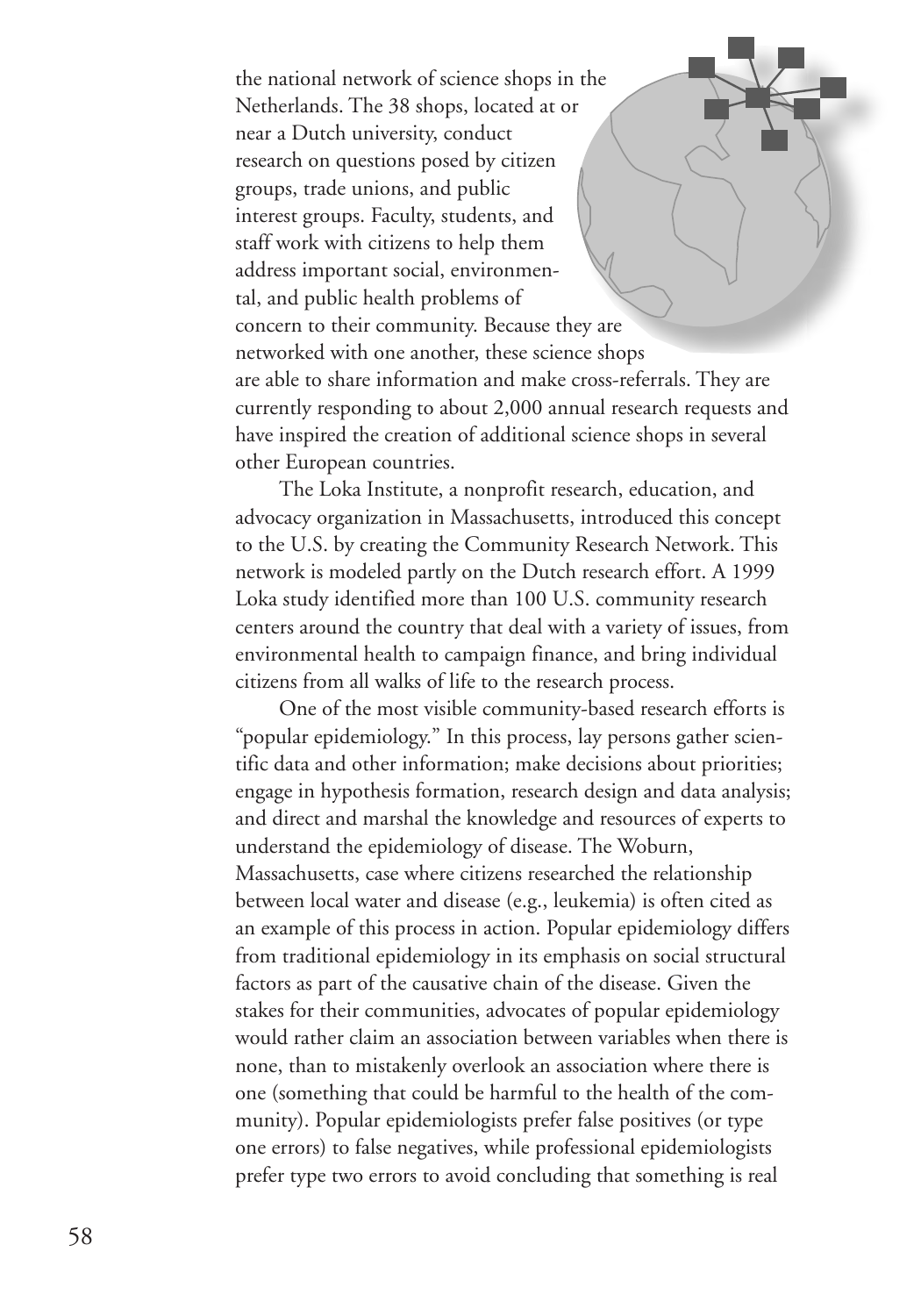the national network of science shops in the Netherlands. The 38 shops, located at or near a Dutch university, conduct research on questions posed by citizen groups, trade unions, and public interest groups. Faculty, students, and staff work with citizens to help them address important social, environmental, and public health problems of concern to their community. Because they are networked with one another, these science shops are able to share information and make cross-referrals. They are currently responding to about 2,000 annual research requests and have inspired the creation of additional science shops in several other European countries.

The Loka Institute, a nonprofit research, education, and advocacy organization in Massachusetts, introduced this concept to the U.S. by creating the Community Research Network. This network is modeled partly on the Dutch research effort. A 1999 Loka study identified more than 100 U.S. community research centers around the country that deal with a variety of issues, from environmental health to campaign finance, and bring individual citizens from all walks of life to the research process.

One of the most visible community-based research efforts is "popular epidemiology." In this process, lay persons gather scientific data and other information; make decisions about priorities; engage in hypothesis formation, research design and data analysis; and direct and marshal the knowledge and resources of experts to understand the epidemiology of disease. The Woburn, Massachusetts, case where citizens researched the relationship between local water and disease (e.g., leukemia) is often cited as an example of this process in action. Popular epidemiology differs from traditional epidemiology in its emphasis on social structural factors as part of the causative chain of the disease. Given the stakes for their communities, advocates of popular epidemiology would rather claim an association between variables when there is none, than to mistakenly overlook an association where there is one (something that could be harmful to the health of the community). Popular epidemiologists prefer false positives (or type one errors) to false negatives, while professional epidemiologists prefer type two errors to avoid concluding that something is real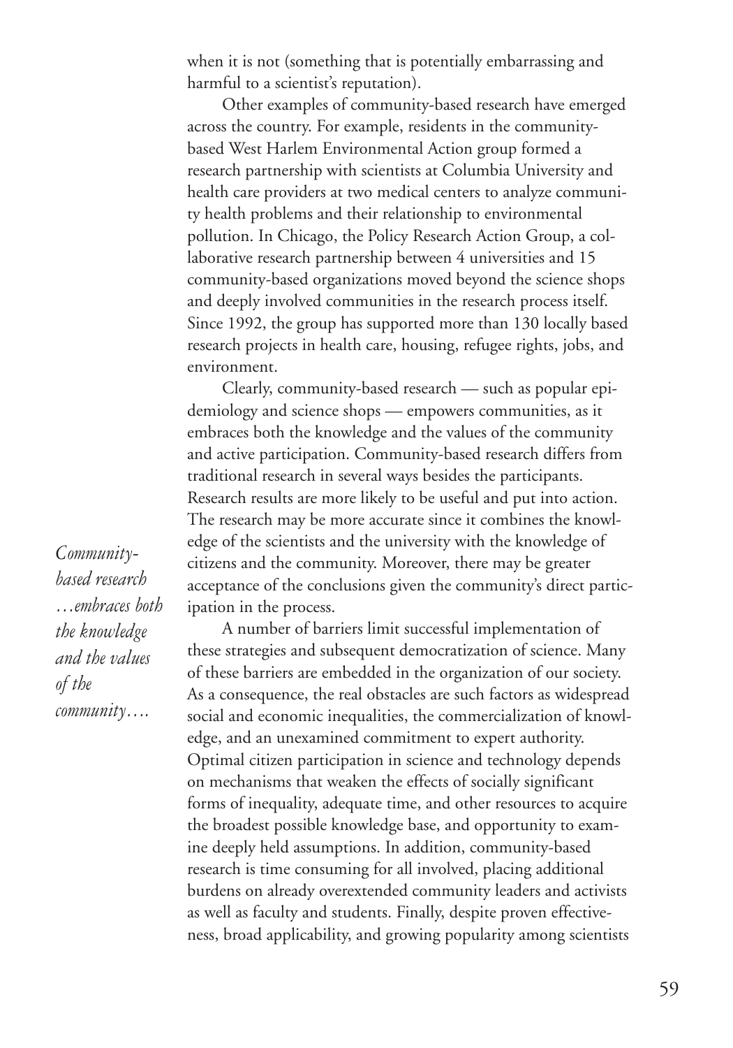when it is not (something that is potentially embarrassing and harmful to a scientist's reputation).

Other examples of community-based research have emerged across the country. For example, residents in the community-based West Harlem Environmental Action group formed a research partnership with scientists at Columbia University and health care providers at two medical centers to analyze community health problems and their relationship to environmental pollution. In Chicago, the Policy Research Action Group, a collaborative research partnership between 4 universities and 15 community-based organizations moved beyond the science shops and deeply involved communities in the research process itself. Since 1992, the group has supported more than 130 locally based research projects in health care, housing, refugee rights, jobs, and environment.

Clearly, community-based research — such as popular epidemiology and science shops — empowers communities, as it embraces both the knowledge and the values of the community and active participation. Community-based research differs from traditional research in several ways besides the participants. Research results are more likely to be useful and put into action. The research may be more accurate since it combines the knowledge of the scientists and the university with the knowledge of citizens and the community. Moreover, there may be greater acceptance of the conclusions given the community's direct participation in the process.

*Community-based research …embraces both the knowledge and the values of the community….*

A number of barriers limit successful implementation of these strategies and subsequent democratization of science. Many of these barriers are embedded in the organization of our society. As a consequence, the real obstacles are such factors as widespread social and economic inequalities, the commercialization of knowledge, and an unexamined commitment to expert authority. Optimal citizen participation in science and technology depends on mechanisms that weaken the effects of socially significant forms of inequality, adequate time, and other resources to acquire the broadest possible knowledge base, and opportunity to examine deeply held assumptions. In addition, community-based research is time consuming for all involved, placing additional burdens on already overextended community leaders and activists as well as faculty and students. Finally, despite proven effectiveness, broad applicability, and growing popularity among scientists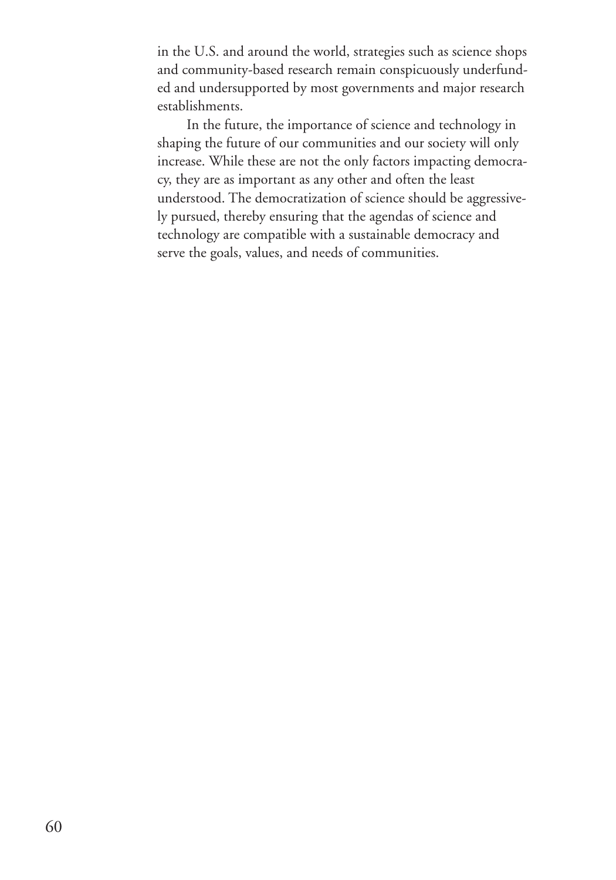in the U.S. and around the world, strategies such as science shops and community-based research remain conspicuously underfunded and undersupported by most governments and major research establishments.

In the future, the importance of science and technology in shaping the future of our communities and our society will only increase. While these are not the only factors impacting democracy, they are as important as any other and often the least understood. The democratization of science should be aggressively pursued, thereby ensuring that the agendas of science and technology are compatible with a sustainable democracy and serve the goals, values, and needs of communities.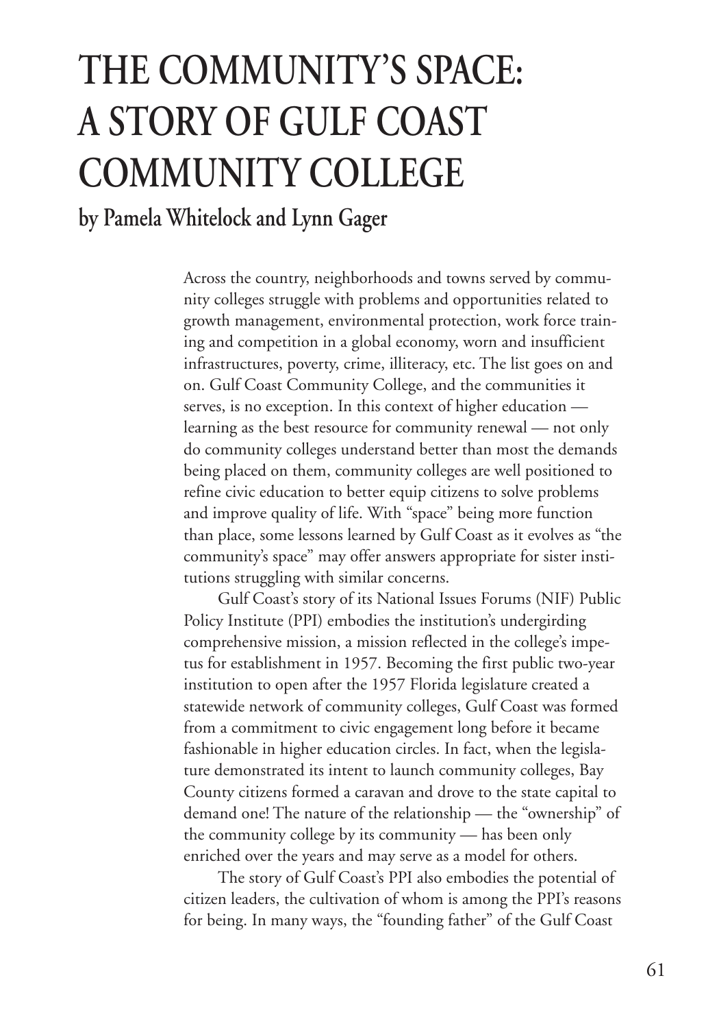# THE COMMUNITY'S SPACE: A STORY OF GULF COAST COMMUNITY COLLEGE

## by Pamela Whitelock and Lynn Gager

Across the country, neighborhoods and towns served by community colleges struggle with problems and opportunities related to growth management, environmental protection, work force training and competition in a global economy, worn and insufficient infrastructures, poverty, crime, illiteracy, etc. The list goes on and on. Gulf Coast Community College, and the communities it serves, is no exception. In this context of higher education — learning as the best resource for community renewal — not only do community colleges understand better than most the demands being placed on them, community colleges are well positioned to refine civic education to better equip citizens to solve problems and improve quality of life. With "space" being more function than place, some lessons learned by Gulf Coast as it evolves as "the community's space" may offer answers appropriate for sister institutions struggling with similar concerns.

Gulf Coast's story of its National Issues Forums (NIF) Public Policy Institute (PPI) embodies the institution's undergirding comprehensive mission, a mission reflected in the college's impetus for establishment in 1957. Becoming the first public two-year institution to open after the 1957 Florida legislature created a statewide network of community colleges, Gulf Coast was formed from a commitment to civic engagement long before it became fashionable in higher education circles. In fact, when the legislature demonstrated its intent to launch community colleges, Bay County citizens formed a caravan and drove to the state capital to demand one! The nature of the relationship — the "ownership" of the community college by its community — has been only enriched over the years and may serve as a model for others.

The story of Gulf Coast's PPI also embodies the potential of citizen leaders, the cultivation of whom is among the PPI's reasons for being. In many ways, the "founding father" of the Gulf Coast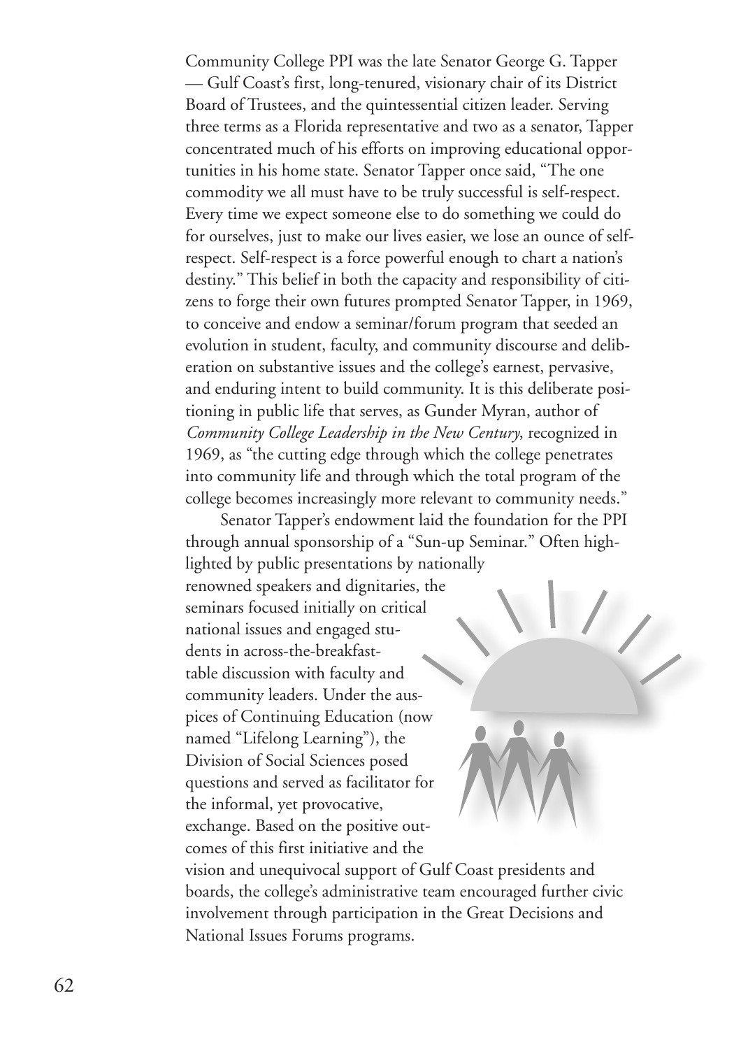Community College PPI was the late Senator George G. Tapper — Gulf Coast's first, long-tenured, visionary chair of its District Board of Trustees, and the quintessential citizen leader. Serving three terms as a Florida representative and two as a senator, Tapper concentrated much of his efforts on improving educational opportunities in his home state. Senator Tapper once said, "The one commodity we all must have to be truly successful is self-respect. Every time we expect someone else to do something we could do for ourselves, just to make our lives easier, we lose an ounce of self-respect. Self-respect is a force powerful enough to chart a nation's destiny." This belief in both the capacity and responsibility of citizens to forge their own futures prompted Senator Tapper, in 1969, to conceive and endow a seminar/forum program that seeded an evolution in student, faculty, and community discourse and deliberation on substantive issues and the college's earnest, pervasive, and enduring intent to build community. It is this deliberate positioning in public life that serves, as Gunder Myran, author of *Community College Leadership in the New Century*, recognized in 1969, as "the cutting edge through which the college penetrates into community life and through which the total program of the college becomes increasingly more relevant to community needs."

Senator Tapper's endowment laid the foundation for the PPI through annual sponsorship of a "Sun-up Seminar." Often highlighted by public presentations by nationally renowned speakers and dignitaries, the seminars focused initially on critical national issues and engaged students in across-the-breakfast-table discussion with faculty and community leaders. Under the auspices of Continuing Education (now named "Lifelong Learning"), the Division of Social Sciences posed questions and served as facilitator for the informal, yet provocative, exchange. Based on the positive outcomes of this first initiative and the vision and unequivocal support of Gulf Coast presidents and boards, the college's administrative team encouraged further civic involvement through participation in the Great Decisions and National Issues Forums programs.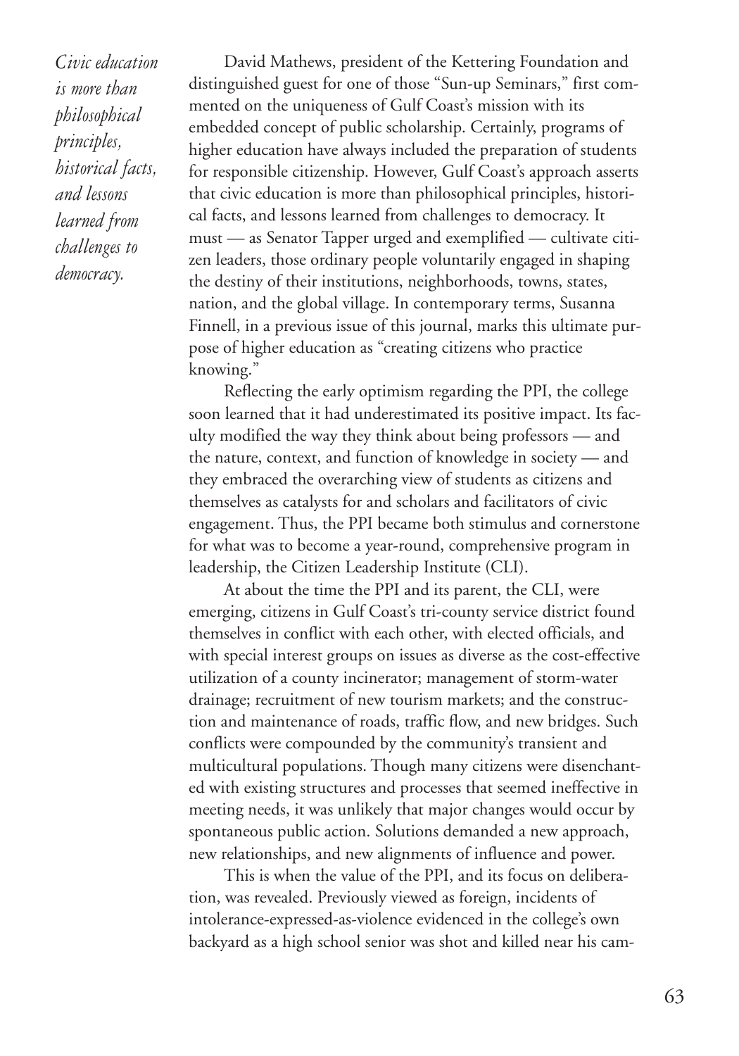*Civic education is more than philosophical principles, historical facts, and lessons learned from challenges to democracy.*

David Mathews, president of the Kettering Foundation and distinguished guest for one of those "Sun-up Seminars," first commented on the uniqueness of Gulf Coast's mission with its embedded concept of public scholarship. Certainly, programs of higher education have always included the preparation of students for responsible citizenship. However, Gulf Coast's approach asserts that civic education is more than philosophical principles, historical facts, and lessons learned from challenges to democracy. It must — as Senator Tapper urged and exemplified — cultivate citizen leaders, those ordinary people voluntarily engaged in shaping the destiny of their institutions, neighborhoods, towns, states, nation, and the global village. In contemporary terms, Susanna Finnell, in a previous issue of this journal, marks this ultimate purpose of higher education as "creating citizens who practice knowing."

Reflecting the early optimism regarding the PPI, the college soon learned that it had underestimated its positive impact. Its faculty modified the way they think about being professors — and the nature, context, and function of knowledge in society — and they embraced the overarching view of students as citizens and themselves as catalysts for and scholars and facilitators of civic engagement. Thus, the PPI became both stimulus and cornerstone for what was to become a year-round, comprehensive program in leadership, the Citizen Leadership Institute (CLI).

At about the time the PPI and its parent, the CLI, were emerging, citizens in Gulf Coast's tri-county service district found themselves in conflict with each other, with elected officials, and with special interest groups on issues as diverse as the cost-effective utilization of a county incinerator; management of storm-water drainage; recruitment of new tourism markets; and the construction and maintenance of roads, traffic flow, and new bridges. Such conflicts were compounded by the community's transient and multicultural populations. Though many citizens were disenchanted with existing structures and processes that seemed ineffective in meeting needs, it was unlikely that major changes would occur by spontaneous public action. Solutions demanded a new approach, new relationships, and new alignments of influence and power.

This is when the value of the PPI, and its focus on deliberation, was revealed. Previously viewed as foreign, incidents of intolerance-expressed-as-violence evidenced in the college's own backyard as a high school senior was shot and killed near his cam-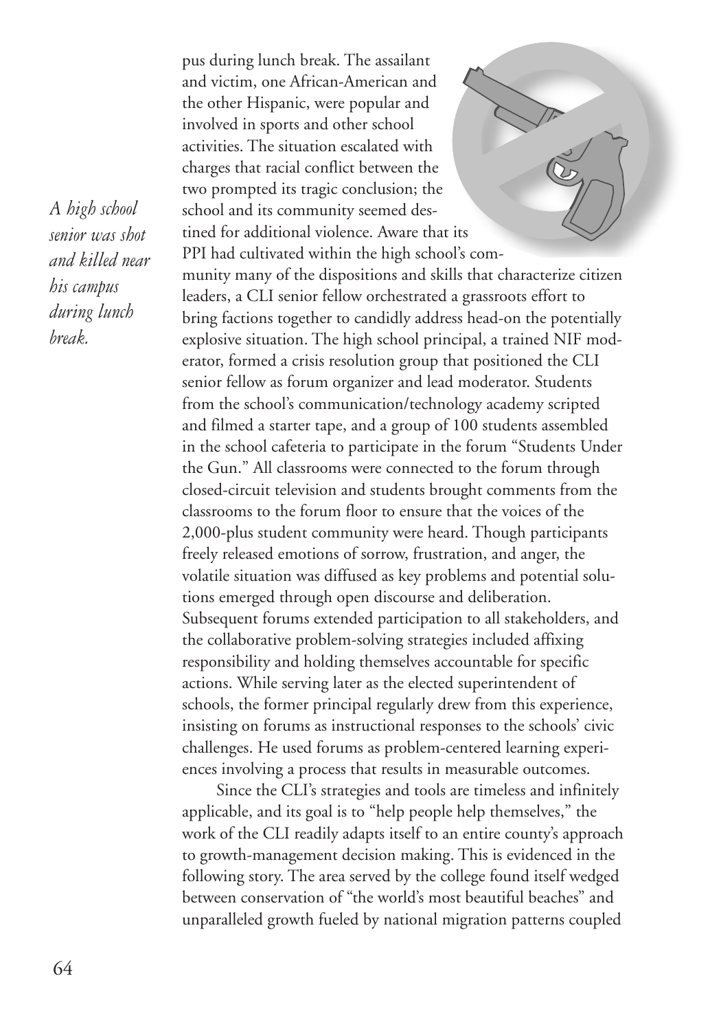pus during lunch break. The assailant and victim, one African-American and the other Hispanic, were popular and involved in sports and other school activities. The situation escalated with charges that racial conflict between the two prompted its tragic conclusion; the school and its community seemed destined for additional violence. Aware that its PPI had cultivated within the high school's community many of the dispositions and skills that characterize citizen leaders, a CLI senior fellow orchestrated a grassroots effort to bring factions together to candidly address head-on the potentially explosive situation. The high school principal, a trained NIF moderator, formed a crisis resolution group that positioned the CLI senior fellow as forum organizer and lead moderator. Students from the school's communication/technology academy scripted and filmed a starter tape, and a group of 100 students assembled in the school cafeteria to participate in the forum "Students Under the Gun." All classrooms were connected to the forum through closed-circuit television and students brought comments from the classrooms to the forum floor to ensure that the voices of the 2,000-plus student community were heard. Though participants freely released emotions of sorrow, frustration, and anger, the volatile situation was diffused as key problems and potential solutions emerged through open discourse and deliberation. Subsequent forums extended participation to all stakeholders, and the collaborative problem-solving strategies included affixing responsibility and holding themselves accountable for specific actions. While serving later as the elected superintendent of schools, the former principal regularly drew from this experience, insisting on forums as instructional responses to the schools' civic challenges. He used forums as problem-centered learning experiences involving a process that results in measurable outcomes.

*A high school senior was shot and killed near his campus during lunch break.*

Since the CLI's strategies and tools are timeless and infinitely applicable, and its goal is to "help people help themselves," the work of the CLI readily adapts itself to an entire county's approach to growth-management decision making. This is evidenced in the following story. The area served by the college found itself wedged between conservation of "the world's most beautiful beaches" and unparalleled growth fueled by national migration patterns coupled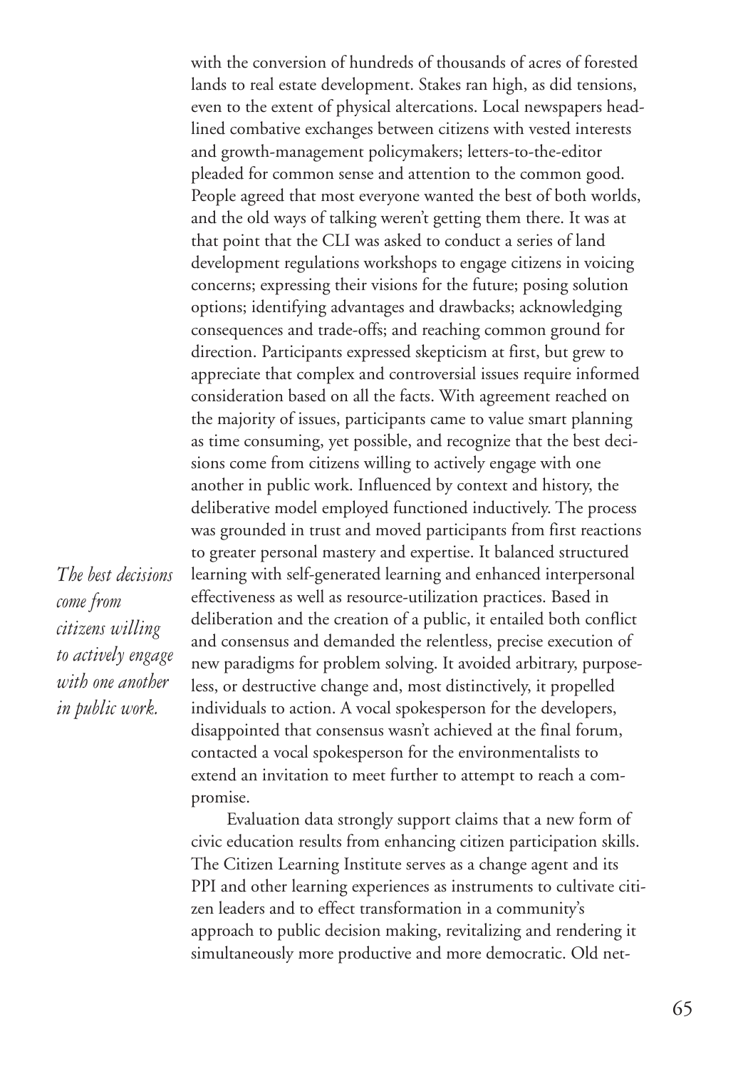with the conversion of hundreds of thousands of acres of forested lands to real estate development. Stakes ran high, as did tensions, even to the extent of physical altercations. Local newspapers headlined combative exchanges between citizens with vested interests and growth-management policymakers; letters-to-the-editor pleaded for common sense and attention to the common good. People agreed that most everyone wanted the best of both worlds, and the old ways of talking weren't getting them there. It was at that point that the CLI was asked to conduct a series of land development regulations workshops to engage citizens in voicing concerns; expressing their visions for the future; posing solution options; identifying advantages and drawbacks; acknowledging consequences and trade-offs; and reaching common ground for direction. Participants expressed skepticism at first, but grew to appreciate that complex and controversial issues require informed consideration based on all the facts. With agreement reached on the majority of issues, participants came to value smart planning as time consuming, yet possible, and recognize that the best decisions come from citizens willing to actively engage with one another in public work. Influenced by context and history, the deliberative model employed functioned inductively. The process was grounded in trust and moved participants from first reactions to greater personal mastery and expertise. It balanced structured learning with self-generated learning and enhanced interpersonal effectiveness as well as resource-utilization practices. Based in deliberation and the creation of a public, it entailed both conflict and consensus and demanded the relentless, precise execution of new paradigms for problem solving. It avoided arbitrary, purposeless, or destructive change and, most distinctively, it propelled individuals to action. A vocal spokesperson for the developers, disappointed that consensus wasn't achieved at the final forum, contacted a vocal spokesperson for the environmentalists to extend an invitation to meet further to attempt to reach a compromise.

*The best decisions come from citizens willing to actively engage with one another in public work.*

Evaluation data strongly support claims that a new form of civic education results from enhancing citizen participation skills. The Citizen Learning Institute serves as a change agent and its PPI and other learning experiences as instruments to cultivate citizen leaders and to effect transformation in a community's approach to public decision making, revitalizing and rendering it simultaneously more productive and more democratic. Old net-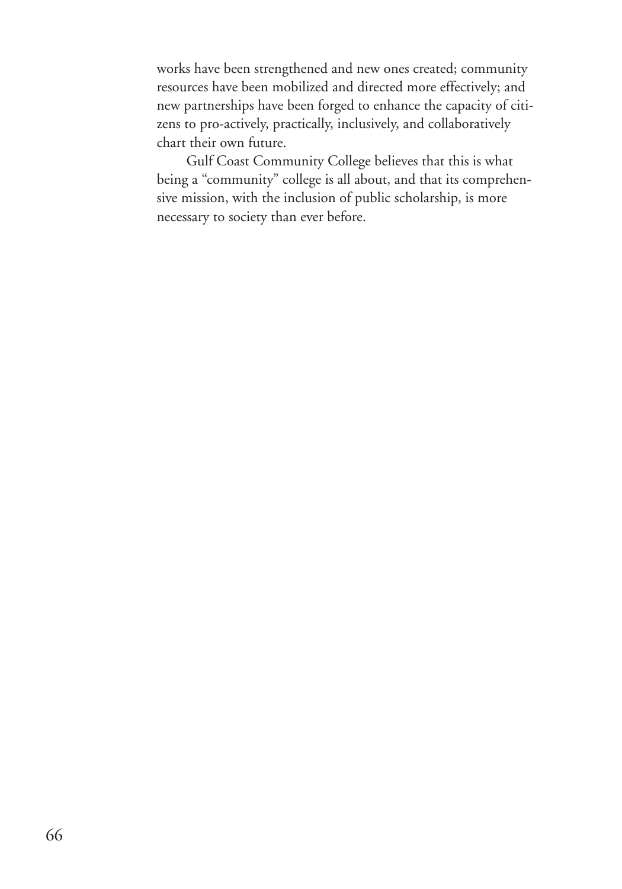works have been strengthened and new ones created; community resources have been mobilized and directed more effectively; and new partnerships have been forged to enhance the capacity of citizens to pro-actively, practically, inclusively, and collaboratively chart their own future.

Gulf Coast Community College believes that this is what being a "community" college is all about, and that its comprehensive mission, with the inclusion of public scholarship, is more necessary to society than ever before.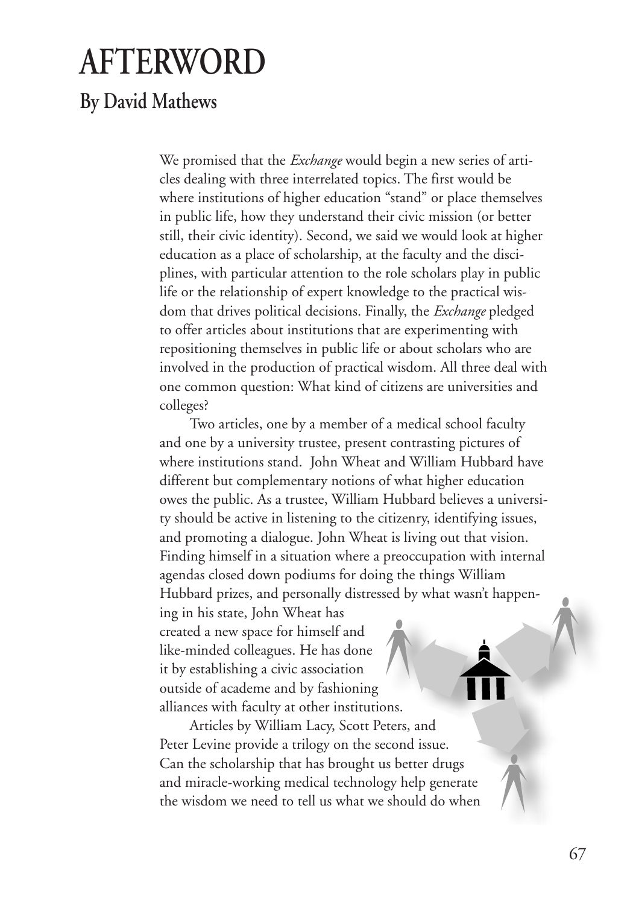# AFTERWORD

## By David Mathews

We promised that the *Exchange* would begin a new series of articles dealing with three interrelated topics. The first would be where institutions of higher education "stand" or place themselves in public life, how they understand their civic mission (or better still, their civic identity). Second, we said we would look at higher education as a place of scholarship, at the faculty and the disciplines, with particular attention to the role scholars play in public life or the relationship of expert knowledge to the practical wisdom that drives political decisions. Finally, the *Exchange* pledged to offer articles about institutions that are experimenting with repositioning themselves in public life or about scholars who are involved in the production of practical wisdom. All three deal with one common question: What kind of citizens are universities and colleges?

Two articles, one by a member of a medical school faculty and one by a university trustee, present contrasting pictures of where institutions stand. John Wheat and William Hubbard have different but complementary notions of what higher education owes the public. As a trustee, William Hubbard believes a university should be active in listening to the citizenry, identifying issues, and promoting a dialogue. John Wheat is living out that vision. Finding himself in a situation where a preoccupation with internal agendas closed down podiums for doing the things William Hubbard prizes, and personally distressed by what wasn't happening in his state, John Wheat has created a new space for himself and like-minded colleagues. He has done it by establishing a civic association outside of academe and by fashioning alliances with faculty at other institutions.

Articles by William Lacy, Scott Peters, and Peter Levine provide a trilogy on the second issue. Can the scholarship that has brought us better drugs and miracle-working medical technology help generate the wisdom we need to tell us what we should do when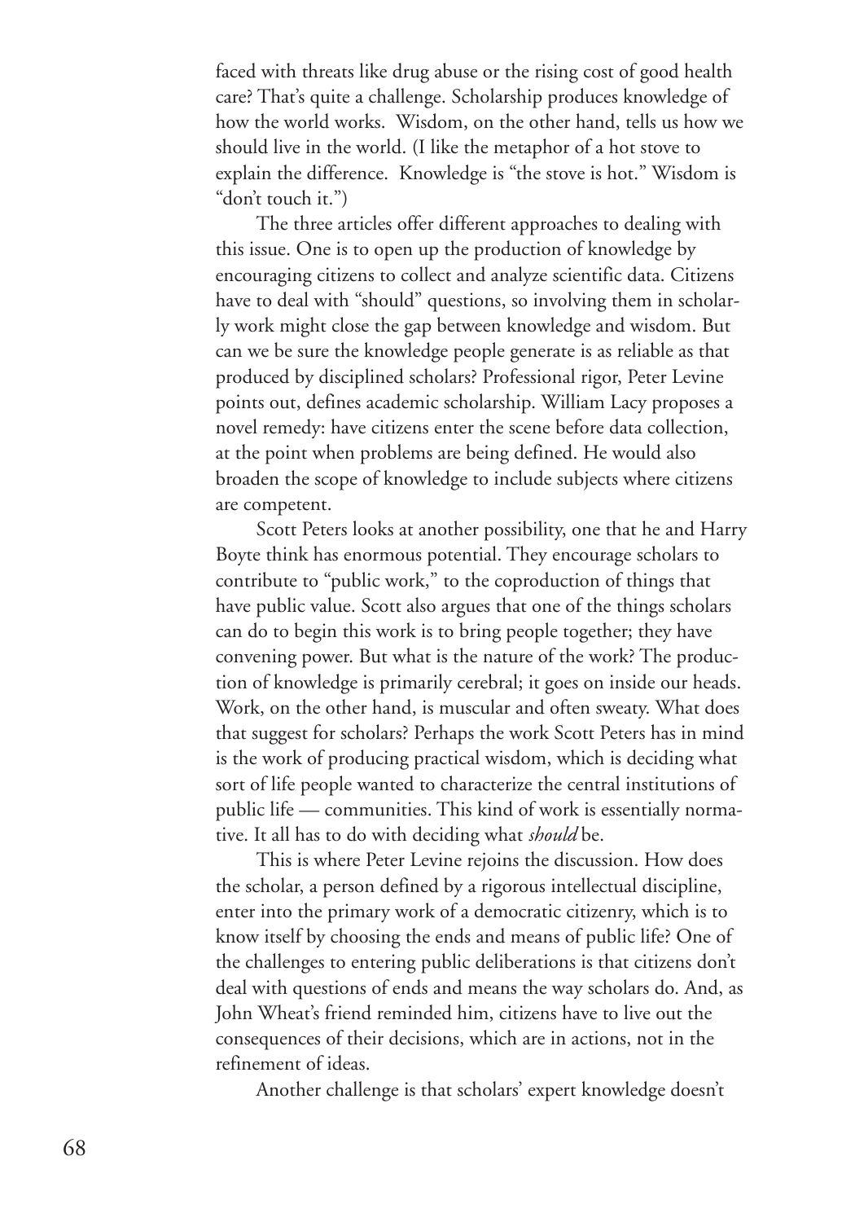faced with threats like drug abuse or the rising cost of good health care? That's quite a challenge. Scholarship produces knowledge of how the world works. Wisdom, on the other hand, tells us how we should live in the world. (I like the metaphor of a hot stove to explain the difference. Knowledge is "the stove is hot." Wisdom is "don't touch it.")

The three articles offer different approaches to dealing with this issue. One is to open up the production of knowledge by encouraging citizens to collect and analyze scientific data. Citizens have to deal with "should" questions, so involving them in scholarly work might close the gap between knowledge and wisdom. But can we be sure the knowledge people generate is as reliable as that produced by disciplined scholars? Professional rigor, Peter Levine points out, defines academic scholarship. William Lacy proposes a novel remedy: have citizens enter the scene before data collection, at the point when problems are being defined. He would also broaden the scope of knowledge to include subjects where citizens are competent.

Scott Peters looks at another possibility, one that he and Harry Boyte think has enormous potential. They encourage scholars to contribute to "public work," to the coproduction of things that have public value. Scott also argues that one of the things scholars can do to begin this work is to bring people together; they have convening power. But what is the nature of the work? The production of knowledge is primarily cerebral; it goes on inside our heads. Work, on the other hand, is muscular and often sweaty. What does that suggest for scholars? Perhaps the work Scott Peters has in mind is the work of producing practical wisdom, which is deciding what sort of life people wanted to characterize the central institutions of public life — communities. This kind of work is essentially normative. It all has to do with deciding what *should* be.

This is where Peter Levine rejoins the discussion. How does the scholar, a person defined by a rigorous intellectual discipline, enter into the primary work of a democratic citizenry, which is to know itself by choosing the ends and means of public life? One of the challenges to entering public deliberations is that citizens don't deal with questions of ends and means the way scholars do. And, as John Wheat's friend reminded him, citizens have to live out the consequences of their decisions, which are in actions, not in the refinement of ideas.

Another challenge is that scholars' expert knowledge doesn't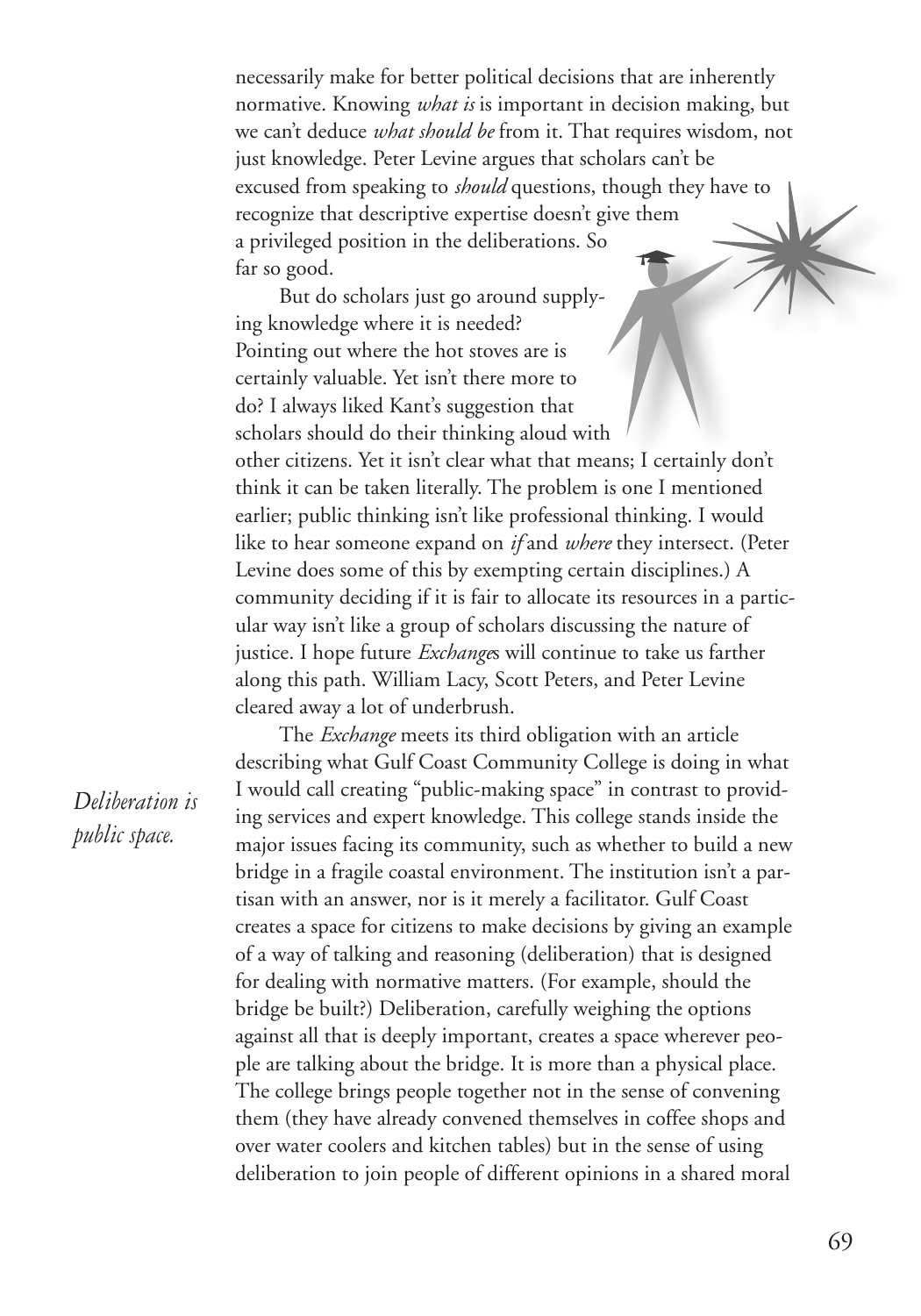necessarily make for better political decisions that are inherently normative. Knowing *what is* is important in decision making, but we can't deduce *what should be* from it. That requires wisdom, not just knowledge. Peter Levine argues that scholars can't be excused from speaking to *should* questions, though they have to recognize that descriptive expertise doesn't give them a privileged position in the deliberations. So far so good.

But do scholars just go around supplying knowledge where it is needed? Pointing out where the hot stoves are is certainly valuable. Yet isn't there more to do? I always liked Kant's suggestion that scholars should do their thinking aloud with other citizens. Yet it isn't clear what that means; I certainly don't think it can be taken literally. The problem is one I mentioned earlier; public thinking isn't like professional thinking. I would like to hear someone expand on *if* and *where* they intersect. (Peter Levine does some of this by exempting certain disciplines.) A community deciding if it is fair to allocate its resources in a particular way isn't like a group of scholars discussing the nature of justice. I hope future *Exchange*s will continue to take us farther along this path. William Lacy, Scott Peters, and Peter Levine cleared away a lot of underbrush.

*Deliberation is public space.*

The *Exchange* meets its third obligation with an article describing what Gulf Coast Community College is doing in what I would call creating "public-making space" in contrast to providing services and expert knowledge. This college stands inside the major issues facing its community, such as whether to build a new bridge in a fragile coastal environment. The institution isn't a partisan with an answer, nor is it merely a facilitator. Gulf Coast creates a space for citizens to make decisions by giving an example of a way of talking and reasoning (deliberation) that is designed for dealing with normative matters. (For example, should the bridge be built?) Deliberation, carefully weighing the options against all that is deeply important, creates a space wherever people are talking about the bridge. It is more than a physical place. The college brings people together not in the sense of convening them (they have already convened themselves in coffee shops and over water coolers and kitchen tables) but in the sense of using deliberation to join people of different opinions in a shared moral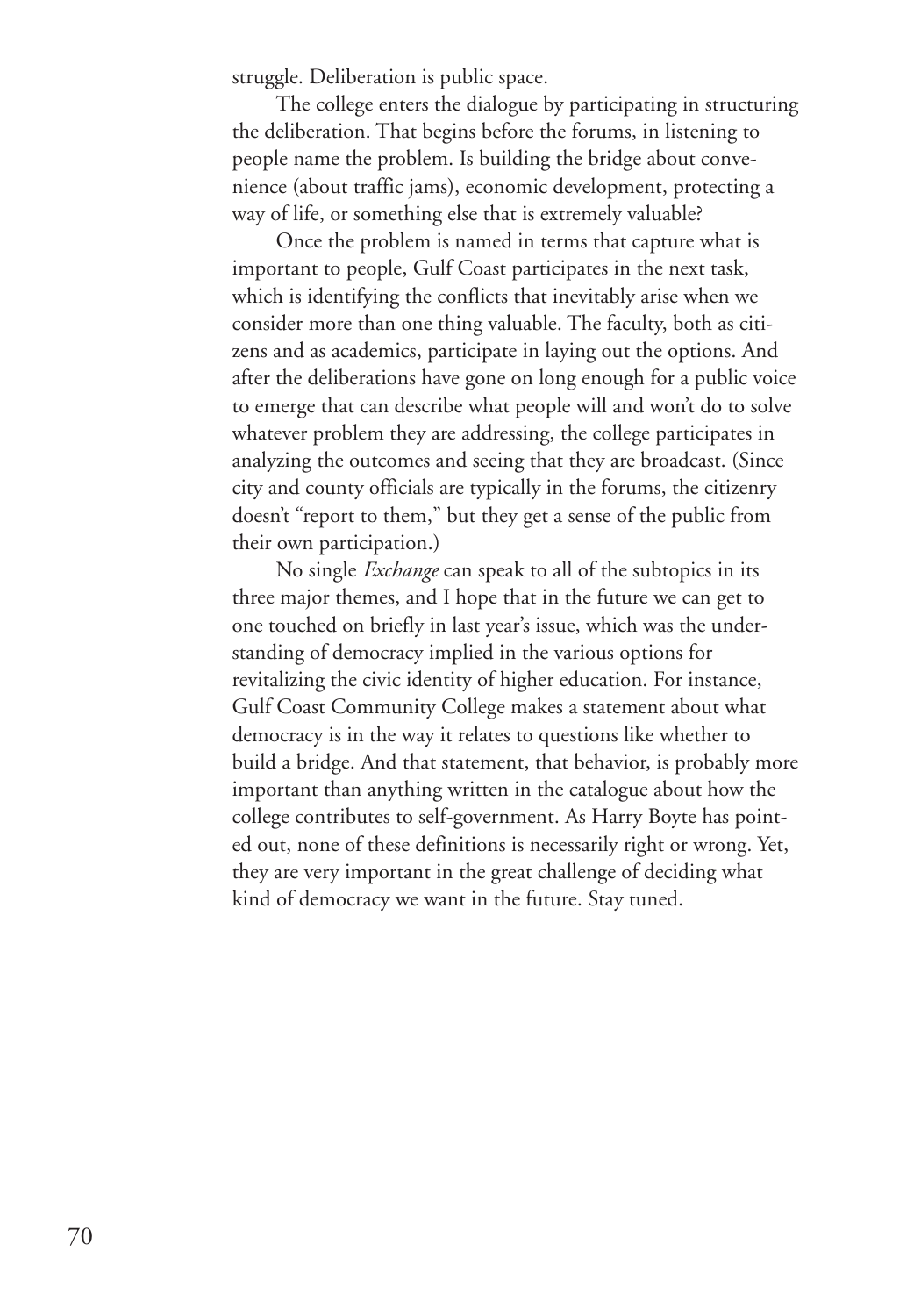struggle. Deliberation is public space.

The college enters the dialogue by participating in structuring the deliberation. That begins before the forums, in listening to people name the problem. Is building the bridge about convenience (about traffic jams), economic development, protecting a way of life, or something else that is extremely valuable?

Once the problem is named in terms that capture what is important to people, Gulf Coast participates in the next task, which is identifying the conflicts that inevitably arise when we consider more than one thing valuable. The faculty, both as citizens and as academics, participate in laying out the options. And after the deliberations have gone on long enough for a public voice to emerge that can describe what people will and won't do to solve whatever problem they are addressing, the college participates in analyzing the outcomes and seeing that they are broadcast. (Since city and county officials are typically in the forums, the citizenry doesn't "report to them," but they get a sense of the public from their own participation.)

No single *Exchange* can speak to all of the subtopics in its three major themes, and I hope that in the future we can get to one touched on briefly in last year's issue, which was the understanding of democracy implied in the various options for revitalizing the civic identity of higher education. For instance, Gulf Coast Community College makes a statement about what democracy is in the way it relates to questions like whether to build a bridge. And that statement, that behavior, is probably more important than anything written in the catalogue about how the college contributes to self-government. As Harry Boyte has pointed out, none of these definitions is necessarily right or wrong. Yet, they are very important in the great challenge of deciding what kind of democracy we want in the future. Stay tuned.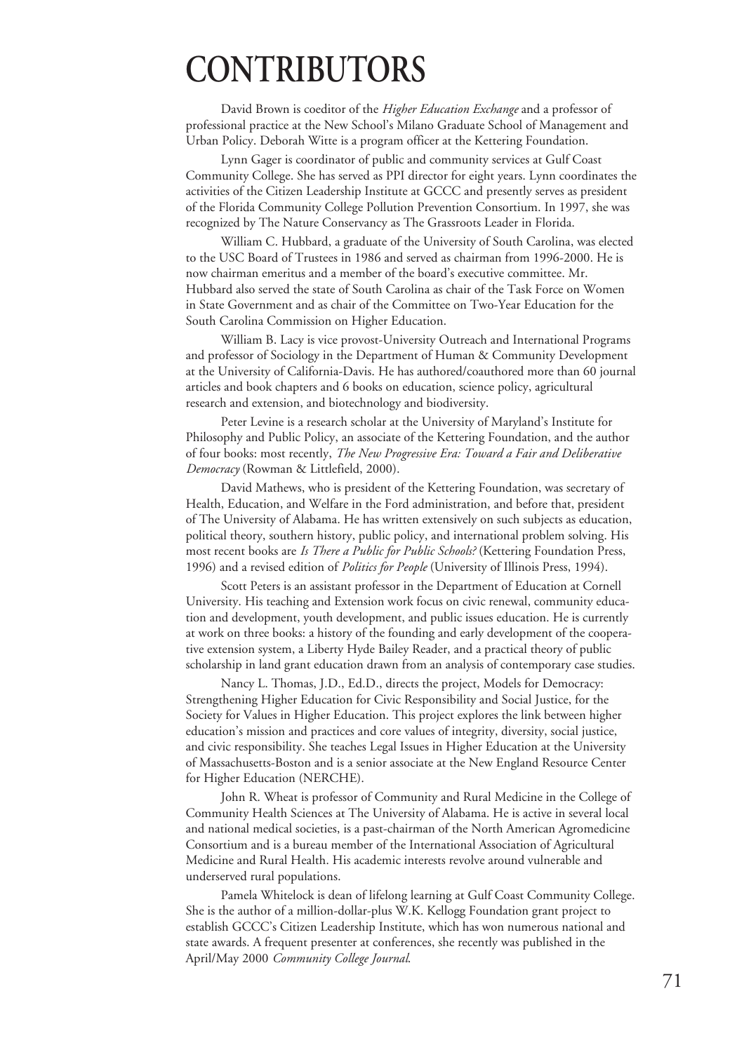# CONTRIBUTORS

David Brown is coeditor of the *Higher Education Exchange* and a professor of professional practice at the New School's Milano Graduate School of Management and Urban Policy. Deborah Witte is a program officer at the Kettering Foundation.

Lynn Gager is coordinator of public and community services at Gulf Coast Community College. She has served as PPI director for eight years. Lynn coordinates the activities of the Citizen Leadership Institute at GCCC and presently serves as president of the Florida Community College Pollution Prevention Consortium. In 1997, she was recognized by The Nature Conservancy as The Grassroots Leader in Florida.

William C. Hubbard, a graduate of the University of South Carolina, was elected to the USC Board of Trustees in 1986 and served as chairman from 1996-2000. He is now chairman emeritus and a member of the board's executive committee. Mr. Hubbard also served the state of South Carolina as chair of the Task Force on Women in State Government and as chair of the Committee on Two-Year Education for the South Carolina Commission on Higher Education.

William B. Lacy is vice provost-University Outreach and International Programs and professor of Sociology in the Department of Human & Community Development at the University of California-Davis. He has authored/coauthored more than 60 journal articles and book chapters and 6 books on education, science policy, agricultural research and extension, and biotechnology and biodiversity.

Peter Levine is a research scholar at the University of Maryland's Institute for Philosophy and Public Policy, an associate of the Kettering Foundation, and the author of four books: most recently, *The New Progressive Era: Toward a Fair and Deliberative Democracy* (Rowman & Littlefield, 2000).

David Mathews, who is president of the Kettering Foundation, was secretary of Health, Education, and Welfare in the Ford administration, and before that, president of The University of Alabama. He has written extensively on such subjects as education, political theory, southern history, public policy, and international problem solving. His most recent books are *Is There a Public for Public Schools?* (Kettering Foundation Press, 1996) and a revised edition of *Politics for People* (University of Illinois Press, 1994).

Scott Peters is an assistant professor in the Department of Education at Cornell University. His teaching and Extension work focus on civic renewal, community education and development, youth development, and public issues education. He is currently at work on three books: a history of the founding and early development of the cooperative extension system, a Liberty Hyde Bailey Reader, and a practical theory of public scholarship in land grant education drawn from an analysis of contemporary case studies.

Nancy L. Thomas, J.D., Ed.D., directs the project, Models for Democracy: Strengthening Higher Education for Civic Responsibility and Social Justice, for the Society for Values in Higher Education. This project explores the link between higher education's mission and practices and core values of integrity, diversity, social justice, and civic responsibility. She teaches Legal Issues in Higher Education at the University of Massachusetts-Boston and is a senior associate at the New England Resource Center for Higher Education (NERCHE).

John R. Wheat is professor of Community and Rural Medicine in the College of Community Health Sciences at The University of Alabama. He is active in several local and national medical societies, is a past-chairman of the North American Agromedicine Consortium and is a bureau member of the International Association of Agricultural Medicine and Rural Health. His academic interests revolve around vulnerable and underserved rural populations.

Pamela Whitelock is dean of lifelong learning at Gulf Coast Community College. She is the author of a million-dollar-plus W.K. Kellogg Foundation grant project to establish GCCC's Citizen Leadership Institute, which has won numerous national and state awards. A frequent presenter at conferences, she recently was published in the April/May 2000 *Community College Journal*.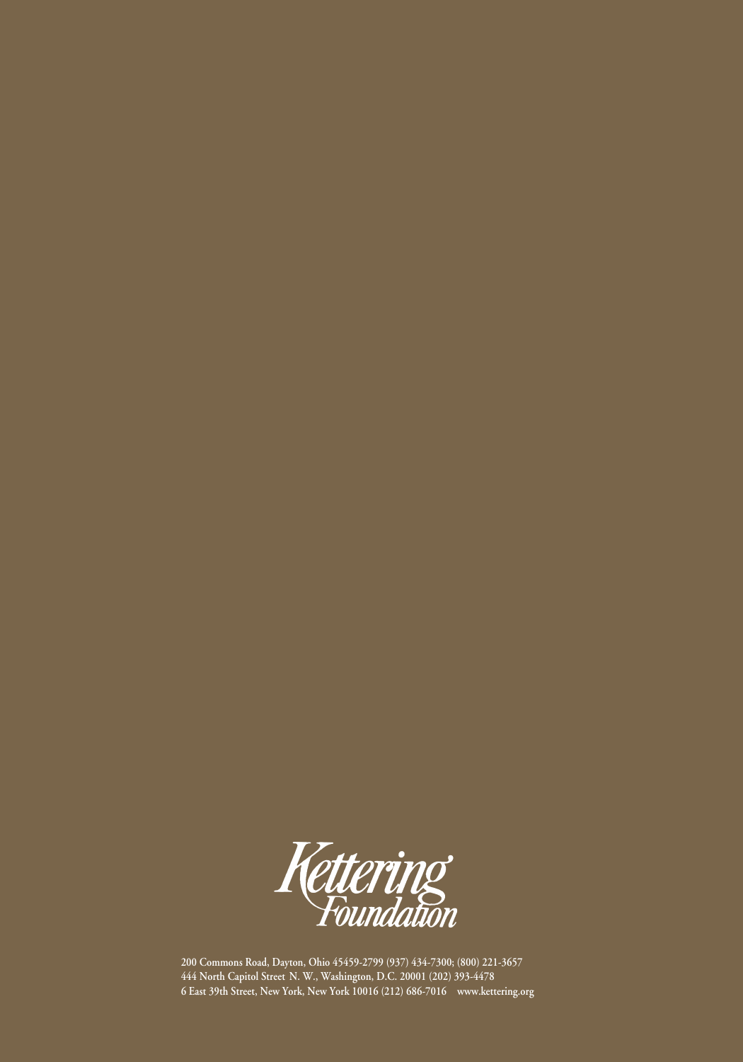Kettering Foundation

200 Commons Road, Dayton, Ohio 45459-2799 (937) 434-7300; (800) 221-3657
444 North Capitol Street N. W., Washington, D.C. 20001 (202) 393-4478
6 East 39th Street, New York, New York 10016 (212) 686-7016 www.kettering.org